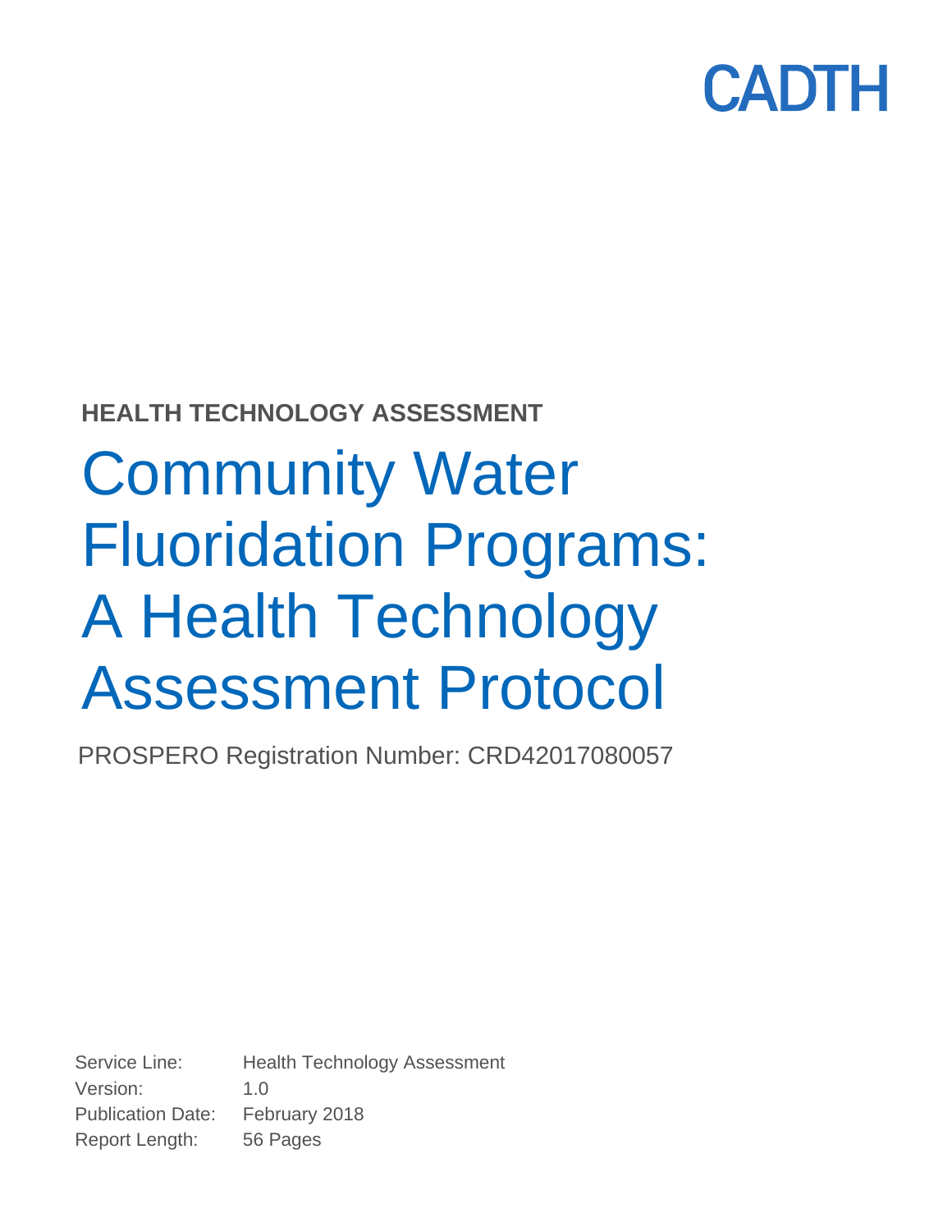CADTH

**HEALTH TECHNOLOGY ASSESSMENT**

# Community Water Fluoridation Programs: A Health Technology Assessment Protocol

PROSPERO Registration Number: CRD42017080057

Service Line: Health Technology Assessment
Version: 1.0
Publication Date: February 2018
Report Length: 56 Pages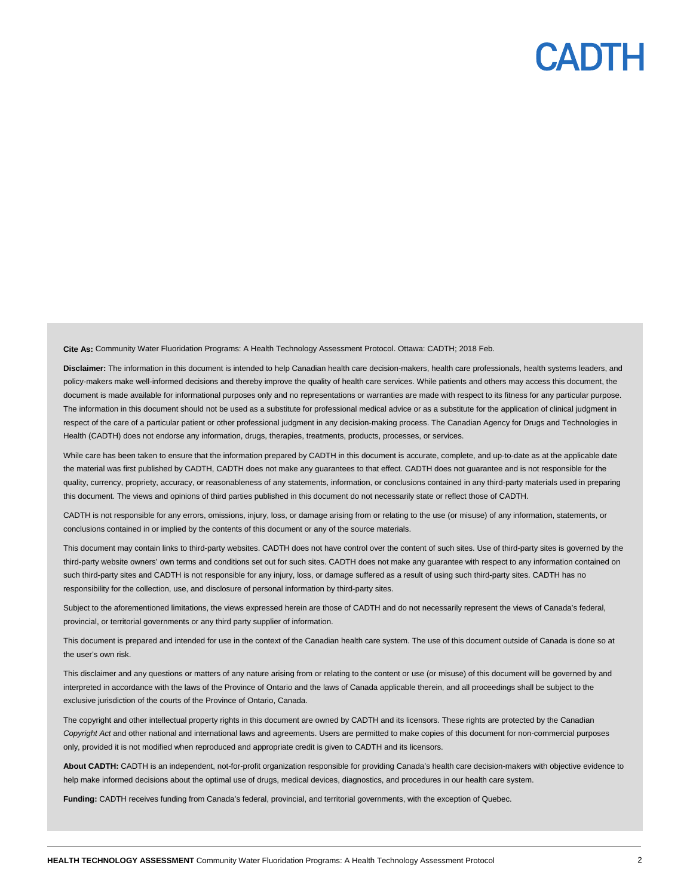**Cite As:** Community Water Fluoridation Programs: A Health Technology Assessment Protocol. Ottawa: CADTH; 2018 Feb.

**Disclaimer:** The information in this document is intended to help Canadian health care decision-makers, health care professionals, health systems leaders, and policy-makers make well-informed decisions and thereby improve the quality of health care services. While patients and others may access this document, the document is made available for informational purposes only and no representations or warranties are made with respect to its fitness for any particular purpose. The information in this document should not be used as a substitute for professional medical advice or as a substitute for the application of clinical judgment in respect of the care of a particular patient or other professional judgment in any decision-making process. The Canadian Agency for Drugs and Technologies in Health (CADTH) does not endorse any information, drugs, therapies, treatments, products, processes, or services.

While care has been taken to ensure that the information prepared by CADTH in this document is accurate, complete, and up-to-date as at the applicable date the material was first published by CADTH, CADTH does not make any guarantees to that effect. CADTH does not guarantee and is not responsible for the quality, currency, propriety, accuracy, or reasonableness of any statements, information, or conclusions contained in any third-party materials used in preparing this document. The views and opinions of third parties published in this document do not necessarily state or reflect those of CADTH.

CADTH is not responsible for any errors, omissions, injury, loss, or damage arising from or relating to the use (or misuse) of any information, statements, or conclusions contained in or implied by the contents of this document or any of the source materials.

This document may contain links to third-party websites. CADTH does not have control over the content of such sites. Use of third-party sites is governed by the third-party website owners' own terms and conditions set out for such sites. CADTH does not make any guarantee with respect to any information contained on such third-party sites and CADTH is not responsible for any injury, loss, or damage suffered as a result of using such third-party sites. CADTH has no responsibility for the collection, use, and disclosure of personal information by third-party sites.

Subject to the aforementioned limitations, the views expressed herein are those of CADTH and do not necessarily represent the views of Canada's federal, provincial, or territorial governments or any third party supplier of information.

This document is prepared and intended for use in the context of the Canadian health care system. The use of this document outside of Canada is done so at the user's own risk.

This disclaimer and any questions or matters of any nature arising from or relating to the content or use (or misuse) of this document will be governed by and interpreted in accordance with the laws of the Province of Ontario and the laws of Canada applicable therein, and all proceedings shall be subject to the exclusive jurisdiction of the courts of the Province of Ontario, Canada.

The copyright and other intellectual property rights in this document are owned by CADTH and its licensors. These rights are protected by the Canadian *Copyright Act* and other national and international laws and agreements. Users are permitted to make copies of this document for non-commercial purposes only, provided it is not modified when reproduced and appropriate credit is given to CADTH and its licensors.

**About CADTH:** CADTH is an independent, not-for-profit organization responsible for providing Canada's health care decision-makers with objective evidence to help make informed decisions about the optimal use of drugs, medical devices, diagnostics, and procedures in our health care system.

**Funding:** CADTH receives funding from Canada's federal, provincial, and territorial governments, with the exception of Quebec.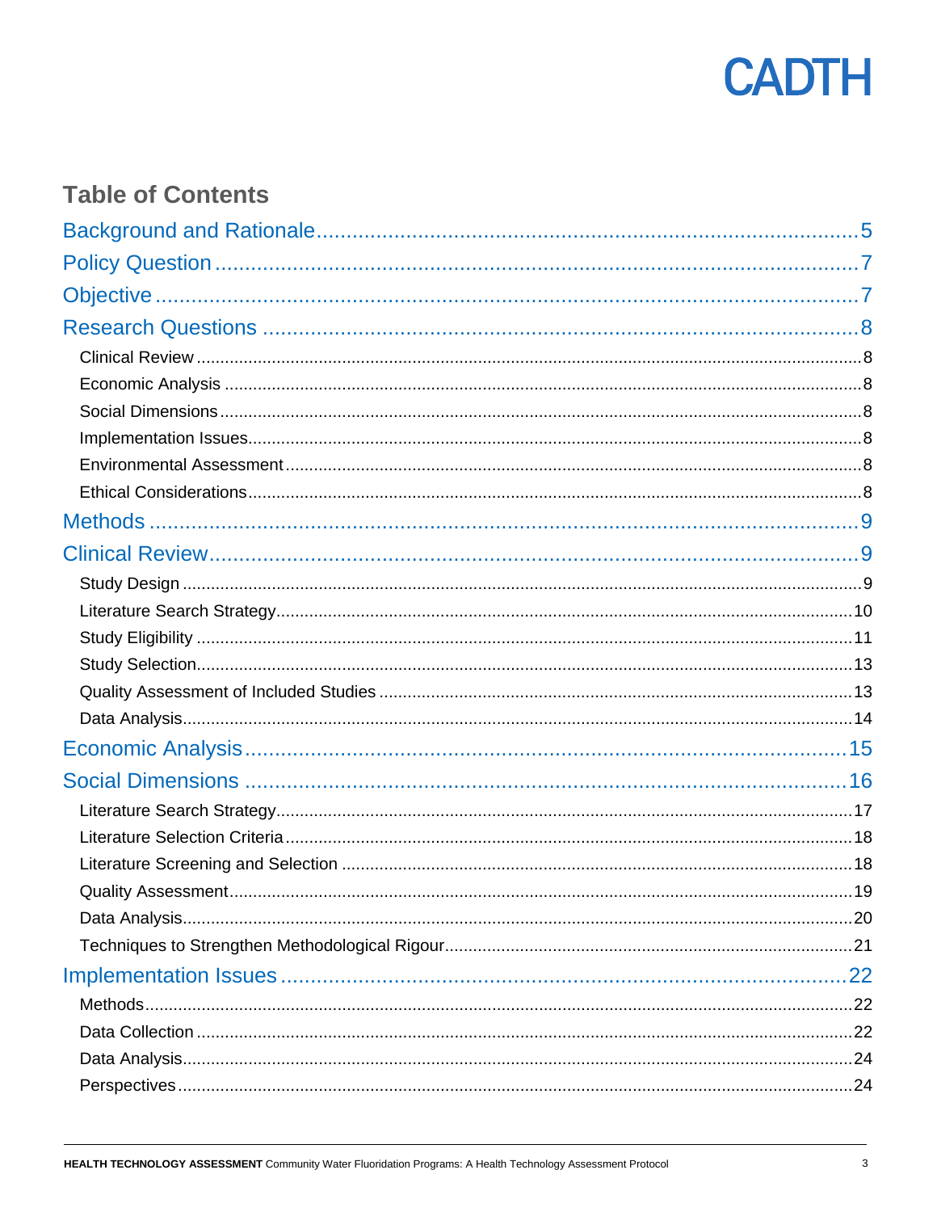## Table of Contents

Background and Rationale ..... 5

Policy Question ..... 7

Objective ..... 7

Research Questions ..... 8

- Clinical Review ..... 8
- Economic Analysis ..... 8
- Social Dimensions ..... 8
- Implementation Issues ..... 8
- Environmental Assessment ..... 8
- Ethical Considerations ..... 8

Methods ..... 9

Clinical Review ..... 9

- Study Design ..... 9
- Literature Search Strategy ..... 10
- Study Eligibility ..... 11
- Study Selection ..... 13
- Quality Assessment of Included Studies ..... 13
- Data Analysis ..... 14

Economic Analysis ..... 15

Social Dimensions ..... 16

- Literature Search Strategy ..... 17
- Literature Selection Criteria ..... 18
- Literature Screening and Selection ..... 18
- Quality Assessment ..... 19
- Data Analysis ..... 20
- Techniques to Strengthen Methodological Rigour ..... 21

Implementation Issues ..... 22

- Methods ..... 22
- Data Collection ..... 22
- Data Analysis ..... 24
- Perspectives ..... 24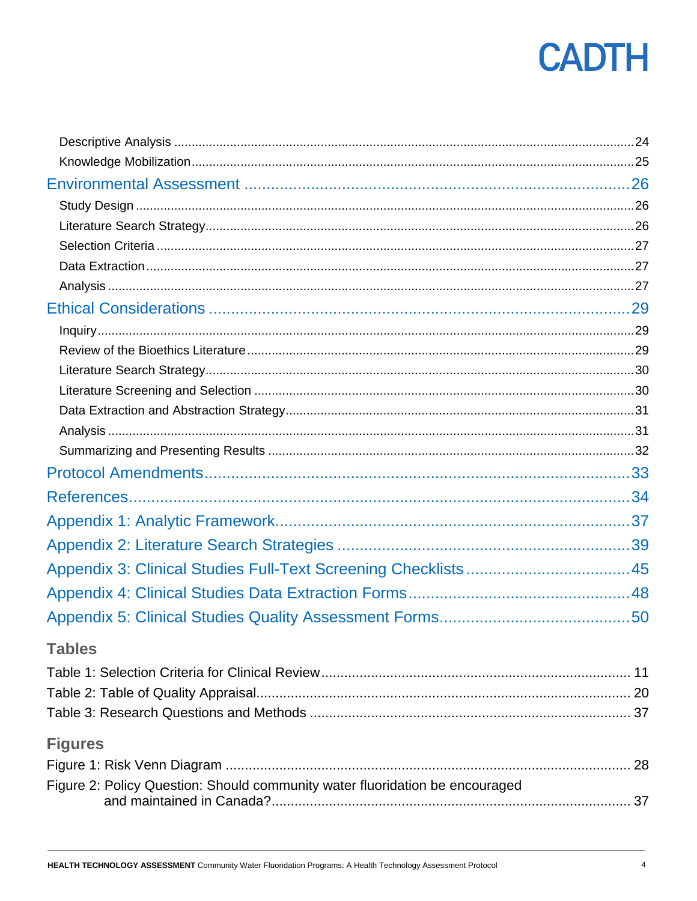Descriptive Analysis ..... 24
Knowledge Mobilization ..... 25

Environmental Assessment ..... 26

Study Design ..... 26
Literature Search Strategy ..... 26
Selection Criteria ..... 27
Data Extraction ..... 27
Analysis ..... 27

Ethical Considerations ..... 29

Inquiry ..... 29
Review of the Bioethics Literature ..... 29
Literature Search Strategy ..... 30
Literature Screening and Selection ..... 30
Data Extraction and Abstraction Strategy ..... 31
Analysis ..... 31
Summarizing and Presenting Results ..... 32

Protocol Amendments ..... 33

References ..... 34

Appendix 1: Analytic Framework ..... 37

Appendix 2: Literature Search Strategies ..... 39

Appendix 3: Clinical Studies Full-Text Screening Checklists ..... 45

Appendix 4: Clinical Studies Data Extraction Forms ..... 48

Appendix 5: Clinical Studies Quality Assessment Forms ..... 50

## Tables

Table 1: Selection Criteria for Clinical Review ..... 11
Table 2: Table of Quality Appraisal ..... 20
Table 3: Research Questions and Methods ..... 37

## Figures

Figure 1: Risk Venn Diagram ..... 28
Figure 2: Policy Question: Should community water fluoridation be encouraged and maintained in Canada? ..... 37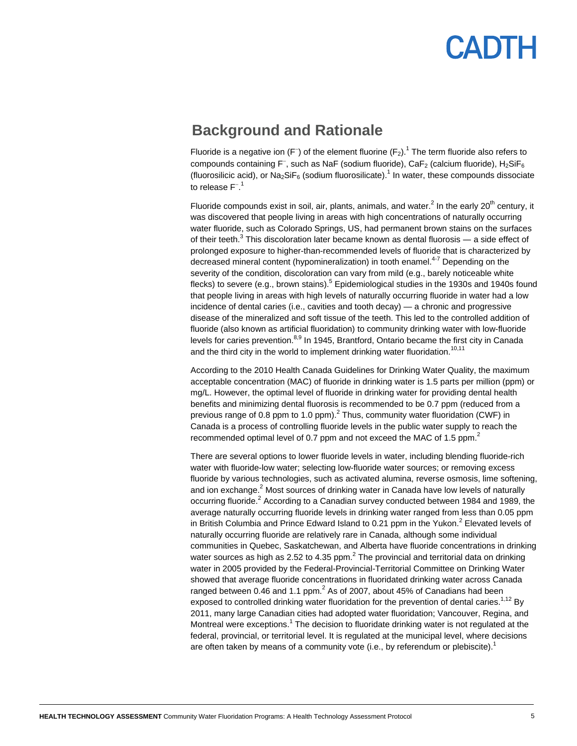## Background and Rationale

Fluoride is a negative ion ($F^-$) of the element fluorine ($F_2$).[1] The term fluoride also refers to compounds containing $F^-$, such as NaF (sodium fluoride), $CaF_2$ (calcium fluoride), $H_2SiF_6$ (fluorosilicic acid), or $Na_2SiF_6$ (sodium fluorosilicate).[1] In water, these compounds dissociate to release $F^-$.[1]

Fluoride compounds exist in soil, air, plants, animals, and water.[2] In the early 20th century, it was discovered that people living in areas with high concentrations of naturally occurring water fluoride, such as Colorado Springs, US, had permanent brown stains on the surfaces of their teeth.[3] This discoloration later became known as dental fluorosis — a side effect of prolonged exposure to higher-than-recommended levels of fluoride that is characterized by decreased mineral content (hypomineralization) in tooth enamel.[4-7] Depending on the severity of the condition, discoloration can vary from mild (e.g., barely noticeable white flecks) to severe (e.g., brown stains).[5] Epidemiological studies in the 1930s and 1940s found that people living in areas with high levels of naturally occurring fluoride in water had a low incidence of dental caries (i.e., cavities and tooth decay) — a chronic and progressive disease of the mineralized and soft tissue of the teeth. This led to the controlled addition of fluoride (also known as artificial fluoridation) to community drinking water with low-fluoride levels for caries prevention.[8,9] In 1945, Brantford, Ontario became the first city in Canada and the third city in the world to implement drinking water fluoridation.[10,11]

According to the 2010 Health Canada Guidelines for Drinking Water Quality, the maximum acceptable concentration (MAC) of fluoride in drinking water is 1.5 parts per million (ppm) or mg/L. However, the optimal level of fluoride in drinking water for providing dental health benefits and minimizing dental fluorosis is recommended to be 0.7 ppm (reduced from a previous range of 0.8 ppm to 1.0 ppm).[2] Thus, community water fluoridation (CWF) in Canada is a process of controlling fluoride levels in the public water supply to reach the recommended optimal level of 0.7 ppm and not exceed the MAC of 1.5 ppm.[2]

There are several options to lower fluoride levels in water, including blending fluoride-rich water with fluoride-low water; selecting low-fluoride water sources; or removing excess fluoride by various technologies, such as activated alumina, reverse osmosis, lime softening, and ion exchange.[2] Most sources of drinking water in Canada have low levels of naturally occurring fluoride.[2] According to a Canadian survey conducted between 1984 and 1989, the average naturally occurring fluoride levels in drinking water ranged from less than 0.05 ppm in British Columbia and Prince Edward Island to 0.21 ppm in the Yukon.[2] Elevated levels of naturally occurring fluoride are relatively rare in Canada, although some individual communities in Quebec, Saskatchewan, and Alberta have fluoride concentrations in drinking water sources as high as 2.52 to 4.35 ppm.[2] The provincial and territorial data on drinking water in 2005 provided by the Federal-Provincial-Territorial Committee on Drinking Water showed that average fluoride concentrations in fluoridated drinking water across Canada ranged between 0.46 and 1.1 ppm.[2] As of 2007, about 45% of Canadians had been exposed to controlled drinking water fluoridation for the prevention of dental caries.[1,12] By 2011, many large Canadian cities had adopted water fluoridation; Vancouver, Regina, and Montreal were exceptions.[1] The decision to fluoridate drinking water is not regulated at the federal, provincial, or territorial level. It is regulated at the municipal level, where decisions are often taken by means of a community vote (i.e., by referendum or plebiscite).[1]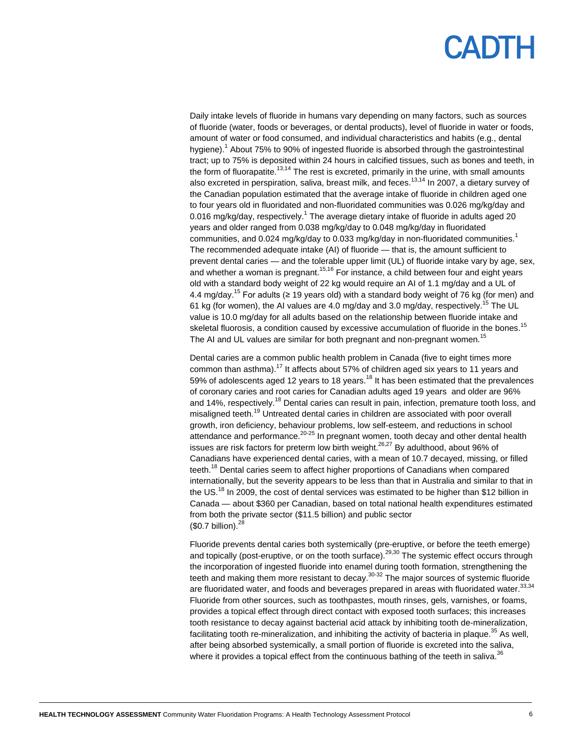Daily intake levels of fluoride in humans vary depending on many factors, such as sources of fluoride (water, foods or beverages, or dental products), level of fluoride in water or foods, amount of water or food consumed, and individual characteristics and habits (e.g., dental hygiene).[1] About 75% to 90% of ingested fluoride is absorbed through the gastrointestinal tract; up to 75% is deposited within 24 hours in calcified tissues, such as bones and teeth, in the form of fluorapatite.[13,14] The rest is excreted, primarily in the urine, with small amounts also excreted in perspiration, saliva, breast milk, and feces.[13,14] In 2007, a dietary survey of the Canadian population estimated that the average intake of fluoride in children aged one to four years old in fluoridated and non-fluoridated communities was 0.026 mg/kg/day and 0.016 mg/kg/day, respectively.[1] The average dietary intake of fluoride in adults aged 20 years and older ranged from 0.038 mg/kg/day to 0.048 mg/kg/day in fluoridated communities, and 0.024 mg/kg/day to 0.033 mg/kg/day in non-fluoridated communities.[1] The recommended adequate intake (AI) of fluoride — that is, the amount sufficient to prevent dental caries — and the tolerable upper limit (UL) of fluoride intake vary by age, sex, and whether a woman is pregnant.[15,16] For instance, a child between four and eight years old with a standard body weight of 22 kg would require an AI of 1.1 mg/day and a UL of 4.4 mg/day.[15] For adults (≥ 19 years old) with a standard body weight of 76 kg (for men) and 61 kg (for women), the AI values are 4.0 mg/day and 3.0 mg/day, respectively.[15] The UL value is 10.0 mg/day for all adults based on the relationship between fluoride intake and skeletal fluorosis, a condition caused by excessive accumulation of fluoride in the bones.[15] The AI and UL values are similar for both pregnant and non-pregnant women.[15]

Dental caries are a common public health problem in Canada (five to eight times more common than asthma).[17] It affects about 57% of children aged six years to 11 years and 59% of adolescents aged 12 years to 18 years.[18] It has been estimated that the prevalences of coronary caries and root caries for Canadian adults aged 19 years and older are 96% and 14%, respectively.[18] Dental caries can result in pain, infection, premature tooth loss, and misaligned teeth.[19] Untreated dental caries in children are associated with poor overall growth, iron deficiency, behaviour problems, low self-esteem, and reductions in school attendance and performance.[20-25] In pregnant women, tooth decay and other dental health issues are risk factors for preterm low birth weight.[26,27] By adulthood, about 96% of Canadians have experienced dental caries, with a mean of 10.7 decayed, missing, or filled teeth.[18] Dental caries seem to affect higher proportions of Canadians when compared internationally, but the severity appears to be less than that in Australia and similar to that in the US.[18] In 2009, the cost of dental services was estimated to be higher than $12 billion in Canada — about $360 per Canadian, based on total national health expenditures estimated from both the private sector ($11.5 billion) and public sector ($0.7 billion).[28]

Fluoride prevents dental caries both systemically (pre-eruptive, or before the teeth emerge) and topically (post-eruptive, or on the tooth surface).[29,30] The systemic effect occurs through the incorporation of ingested fluoride into enamel during tooth formation, strengthening the teeth and making them more resistant to decay.[30-32] The major sources of systemic fluoride are fluoridated water, and foods and beverages prepared in areas with fluoridated water.[33,34] Fluoride from other sources, such as toothpastes, mouth rinses, gels, varnishes, or foams, provides a topical effect through direct contact with exposed tooth surfaces; this increases tooth resistance to decay against bacterial acid attack by inhibiting tooth de-mineralization, facilitating tooth re-mineralization, and inhibiting the activity of bacteria in plaque.[35] As well, after being absorbed systemically, a small portion of fluoride is excreted into the saliva, where it provides a topical effect from the continuous bathing of the teeth in saliva.[36]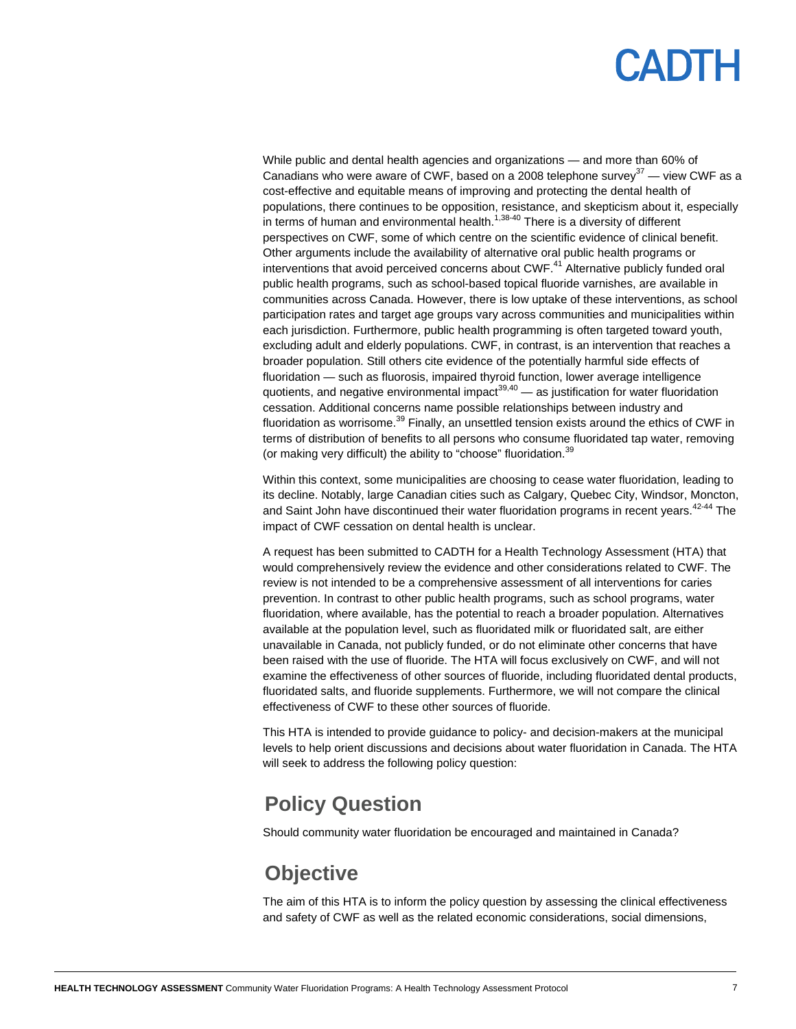While public and dental health agencies and organizations — and more than 60% of Canadians who were aware of CWF, based on a 2008 telephone survey[37] — view CWF as a cost-effective and equitable means of improving and protecting the dental health of populations, there continues to be opposition, resistance, and skepticism about it, especially in terms of human and environmental health.[1,38-40] There is a diversity of different perspectives on CWF, some of which centre on the scientific evidence of clinical benefit. Other arguments include the availability of alternative oral public health programs or interventions that avoid perceived concerns about CWF.[41] Alternative publicly funded oral public health programs, such as school-based topical fluoride varnishes, are available in communities across Canada. However, there is low uptake of these interventions, as school participation rates and target age groups vary across communities and municipalities within each jurisdiction. Furthermore, public health programming is often targeted toward youth, excluding adult and elderly populations. CWF, in contrast, is an intervention that reaches a broader population. Still others cite evidence of the potentially harmful side effects of fluoridation — such as fluorosis, impaired thyroid function, lower average intelligence quotients, and negative environmental impact[39,40] — as justification for water fluoridation cessation. Additional concerns name possible relationships between industry and fluoridation as worrisome.[39] Finally, an unsettled tension exists around the ethics of CWF in terms of distribution of benefits to all persons who consume fluoridated tap water, removing (or making very difficult) the ability to "choose" fluoridation.[39]

Within this context, some municipalities are choosing to cease water fluoridation, leading to its decline. Notably, large Canadian cities such as Calgary, Quebec City, Windsor, Moncton, and Saint John have discontinued their water fluoridation programs in recent years.[42-44] The impact of CWF cessation on dental health is unclear.

A request has been submitted to CADTH for a Health Technology Assessment (HTA) that would comprehensively review the evidence and other considerations related to CWF. The review is not intended to be a comprehensive assessment of all interventions for caries prevention. In contrast to other public health programs, such as school programs, water fluoridation, where available, has the potential to reach a broader population. Alternatives available at the population level, such as fluoridated milk or fluoridated salt, are either unavailable in Canada, not publicly funded, or do not eliminate other concerns that have been raised with the use of fluoride. The HTA will focus exclusively on CWF, and will not examine the effectiveness of other sources of fluoride, including fluoridated dental products, fluoridated salts, and fluoride supplements. Furthermore, we will not compare the clinical effectiveness of CWF to these other sources of fluoride.

This HTA is intended to provide guidance to policy- and decision-makers at the municipal levels to help orient discussions and decisions about water fluoridation in Canada. The HTA will seek to address the following policy question:

## Policy Question

Should community water fluoridation be encouraged and maintained in Canada?

## Objective

The aim of this HTA is to inform the policy question by assessing the clinical effectiveness and safety of CWF as well as the related economic considerations, social dimensions,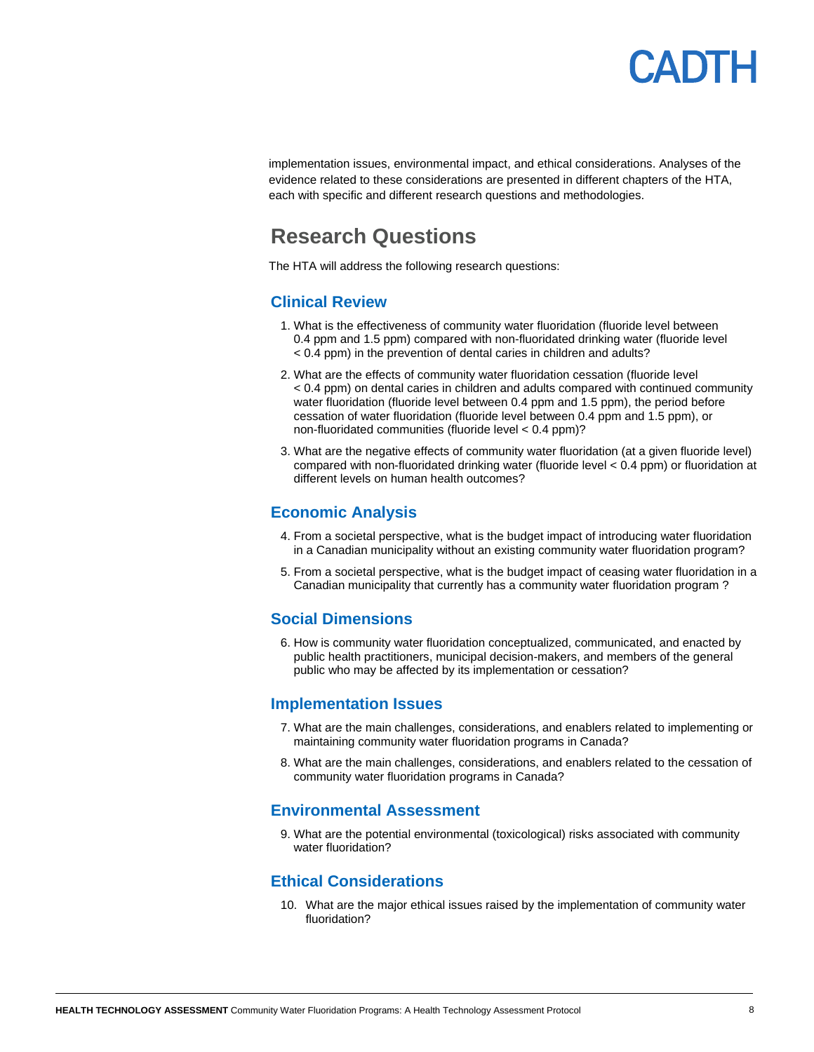implementation issues, environmental impact, and ethical considerations. Analyses of the evidence related to these considerations are presented in different chapters of the HTA, each with specific and different research questions and methodologies.

## Research Questions

The HTA will address the following research questions:

### Clinical Review

1. What is the effectiveness of community water fluoridation (fluoride level between 0.4 ppm and 1.5 ppm) compared with non-fluoridated drinking water (fluoride level < 0.4 ppm) in the prevention of dental caries in children and adults?
2. What are the effects of community water fluoridation cessation (fluoride level < 0.4 ppm) on dental caries in children and adults compared with continued community water fluoridation (fluoride level between 0.4 ppm and 1.5 ppm), the period before cessation of water fluoridation (fluoride level between 0.4 ppm and 1.5 ppm), or non-fluoridated communities (fluoride level < 0.4 ppm)?
3. What are the negative effects of community water fluoridation (at a given fluoride level) compared with non-fluoridated drinking water (fluoride level < 0.4 ppm) or fluoridation at different levels on human health outcomes?

### Economic Analysis

4. From a societal perspective, what is the budget impact of introducing water fluoridation in a Canadian municipality without an existing community water fluoridation program?
5. From a societal perspective, what is the budget impact of ceasing water fluoridation in a Canadian municipality that currently has a community water fluoridation program ?

### Social Dimensions

6. How is community water fluoridation conceptualized, communicated, and enacted by public health practitioners, municipal decision-makers, and members of the general public who may be affected by its implementation or cessation?

### Implementation Issues

7. What are the main challenges, considerations, and enablers related to implementing or maintaining community water fluoridation programs in Canada?
8. What are the main challenges, considerations, and enablers related to the cessation of community water fluoridation programs in Canada?

### Environmental Assessment

9. What are the potential environmental (toxicological) risks associated with community water fluoridation?

### Ethical Considerations

10. What are the major ethical issues raised by the implementation of community water fluoridation?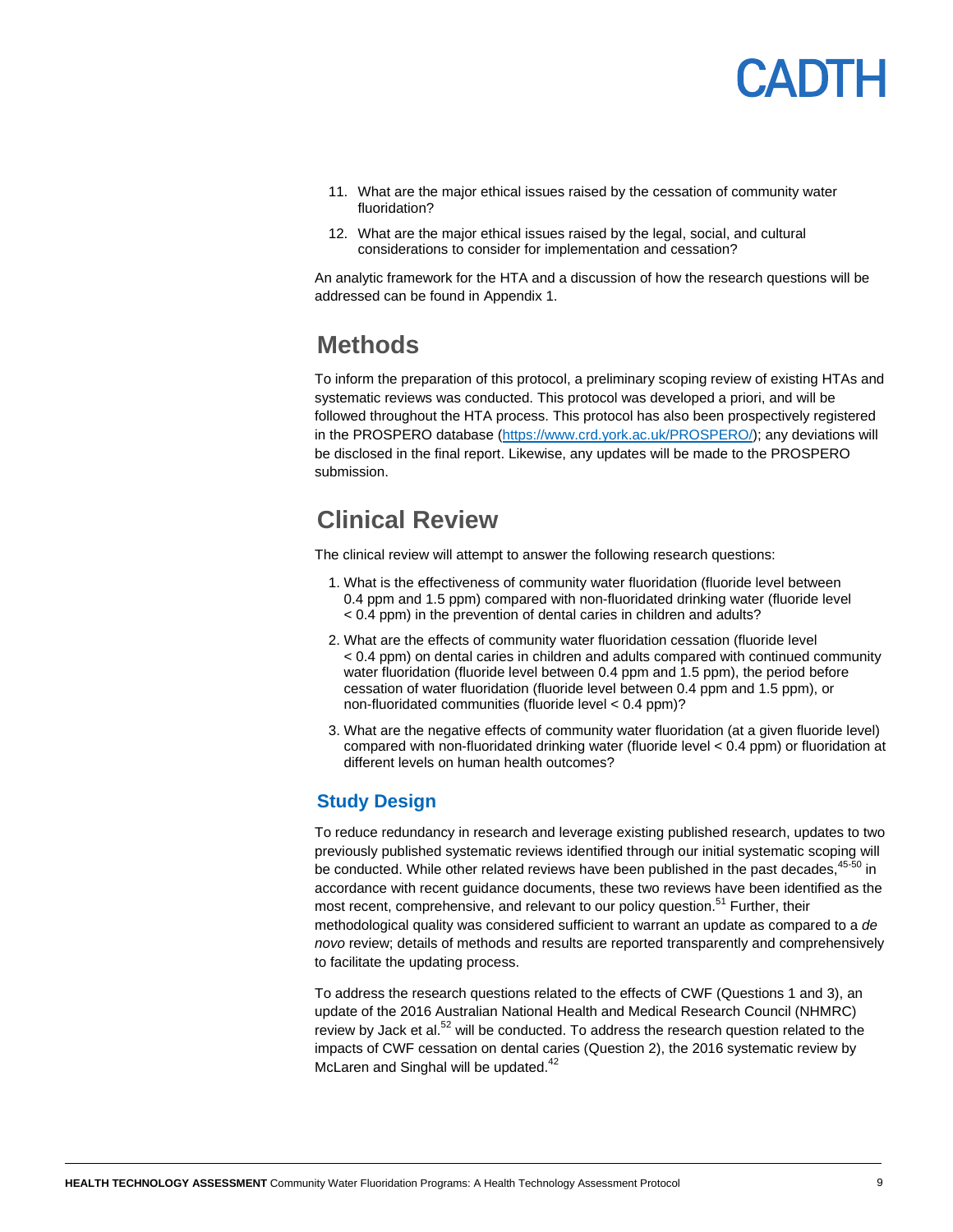11. What are the major ethical issues raised by the cessation of community water fluoridation?
12. What are the major ethical issues raised by the legal, social, and cultural considerations to consider for implementation and cessation?

An analytic framework for the HTA and a discussion of how the research questions will be addressed can be found in Appendix 1.

# Methods

To inform the preparation of this protocol, a preliminary scoping review of existing HTAs and systematic reviews was conducted. This protocol was developed a priori, and will be followed throughout the HTA process. This protocol has also been prospectively registered in the PROSPERO database (https://www.crd.york.ac.uk/PROSPERO/); any deviations will be disclosed in the final report. Likewise, any updates will be made to the PROSPERO submission.

# Clinical Review

The clinical review will attempt to answer the following research questions:

1. What is the effectiveness of community water fluoridation (fluoride level between 0.4 ppm and 1.5 ppm) compared with non-fluoridated drinking water (fluoride level < 0.4 ppm) in the prevention of dental caries in children and adults?
2. What are the effects of community water fluoridation cessation (fluoride level < 0.4 ppm) on dental caries in children and adults compared with continued community water fluoridation (fluoride level between 0.4 ppm and 1.5 ppm), the period before cessation of water fluoridation (fluoride level between 0.4 ppm and 1.5 ppm), or non-fluoridated communities (fluoride level < 0.4 ppm)?
3. What are the negative effects of community water fluoridation (at a given fluoride level) compared with non-fluoridated drinking water (fluoride level < 0.4 ppm) or fluoridation at different levels on human health outcomes?

## Study Design

To reduce redundancy in research and leverage existing published research, updates to two previously published systematic reviews identified through our initial systematic scoping will be conducted. While other related reviews have been published in the past decades,[45-50] in accordance with recent guidance documents, these two reviews have been identified as the most recent, comprehensive, and relevant to our policy question.[51] Further, their methodological quality was considered sufficient to warrant an update as compared to a *de novo* review; details of methods and results are reported transparently and comprehensively to facilitate the updating process.

To address the research questions related to the effects of CWF (Questions 1 and 3), an update of the 2016 Australian National Health and Medical Research Council (NHMRC) review by Jack et al.[52] will be conducted. To address the research question related to the impacts of CWF cessation on dental caries (Question 2), the 2016 systematic review by McLaren and Singhal will be updated.[42]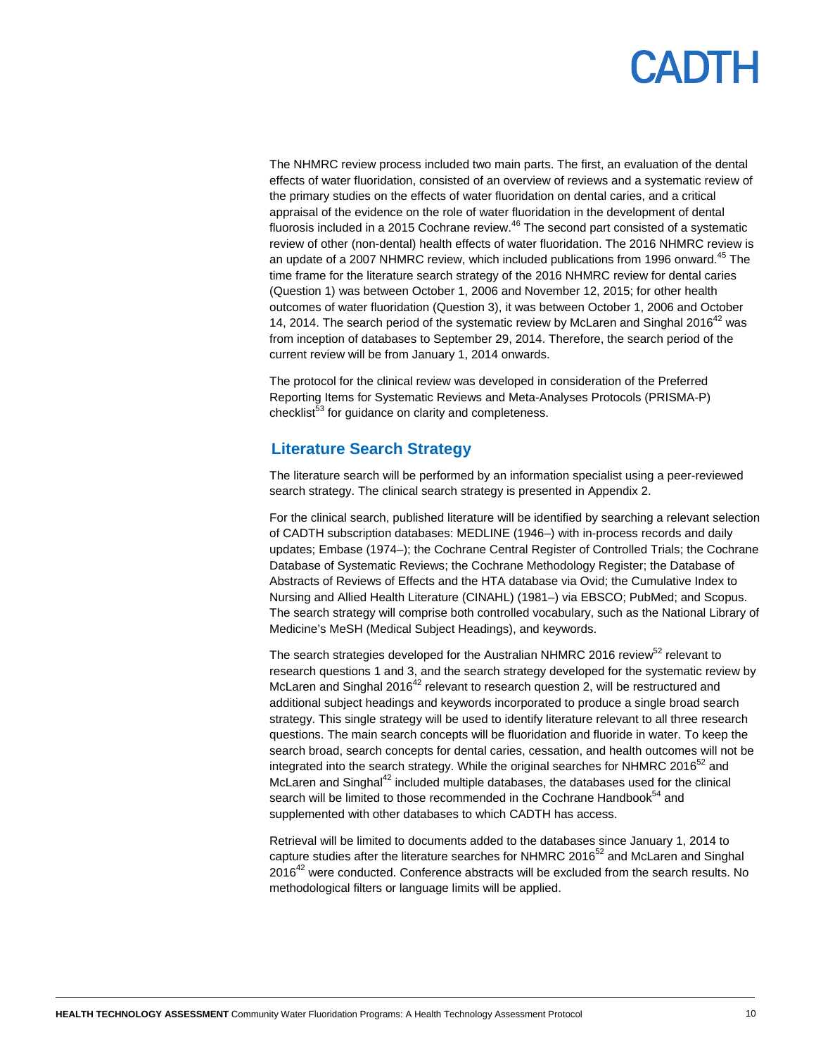The NHMRC review process included two main parts. The first, an evaluation of the dental effects of water fluoridation, consisted of an overview of reviews and a systematic review of the primary studies on the effects of water fluoridation on dental caries, and a critical appraisal of the evidence on the role of water fluoridation in the development of dental fluorosis included in a 2015 Cochrane review.[46] The second part consisted of a systematic review of other (non-dental) health effects of water fluoridation. The 2016 NHMRC review is an update of a 2007 NHMRC review, which included publications from 1996 onward.[45] The time frame for the literature search strategy of the 2016 NHMRC review for dental caries (Question 1) was between October 1, 2006 and November 12, 2015; for other health outcomes of water fluoridation (Question 3), it was between October 1, 2006 and October 14, 2014. The search period of the systematic review by McLaren and Singhal 2016[42] was from inception of databases to September 29, 2014. Therefore, the search period of the current review will be from January 1, 2014 onwards.

The protocol for the clinical review was developed in consideration of the Preferred Reporting Items for Systematic Reviews and Meta-Analyses Protocols (PRISMA-P) checklist[53] for guidance on clarity and completeness.

## Literature Search Strategy

The literature search will be performed by an information specialist using a peer-reviewed search strategy. The clinical search strategy is presented in Appendix 2.

For the clinical search, published literature will be identified by searching a relevant selection of CADTH subscription databases: MEDLINE (1946–) with in-process records and daily updates; Embase (1974–); the Cochrane Central Register of Controlled Trials; the Cochrane Database of Systematic Reviews; the Cochrane Methodology Register; the Database of Abstracts of Reviews of Effects and the HTA database via Ovid; the Cumulative Index to Nursing and Allied Health Literature (CINAHL) (1981–) via EBSCO; PubMed; and Scopus. The search strategy will comprise both controlled vocabulary, such as the National Library of Medicine's MeSH (Medical Subject Headings), and keywords.

The search strategies developed for the Australian NHMRC 2016 review[52] relevant to research questions 1 and 3, and the search strategy developed for the systematic review by McLaren and Singhal 2016[42] relevant to research question 2, will be restructured and additional subject headings and keywords incorporated to produce a single broad search strategy. This single strategy will be used to identify literature relevant to all three research questions. The main search concepts will be fluoridation and fluoride in water. To keep the search broad, search concepts for dental caries, cessation, and health outcomes will not be integrated into the search strategy. While the original searches for NHMRC 2016[52] and McLaren and Singhal[42] included multiple databases, the databases used for the clinical search will be limited to those recommended in the Cochrane Handbook[54] and supplemented with other databases to which CADTH has access.

Retrieval will be limited to documents added to the databases since January 1, 2014 to capture studies after the literature searches for NHMRC 2016[52] and McLaren and Singhal 2016[42] were conducted. Conference abstracts will be excluded from the search results. No methodological filters or language limits will be applied.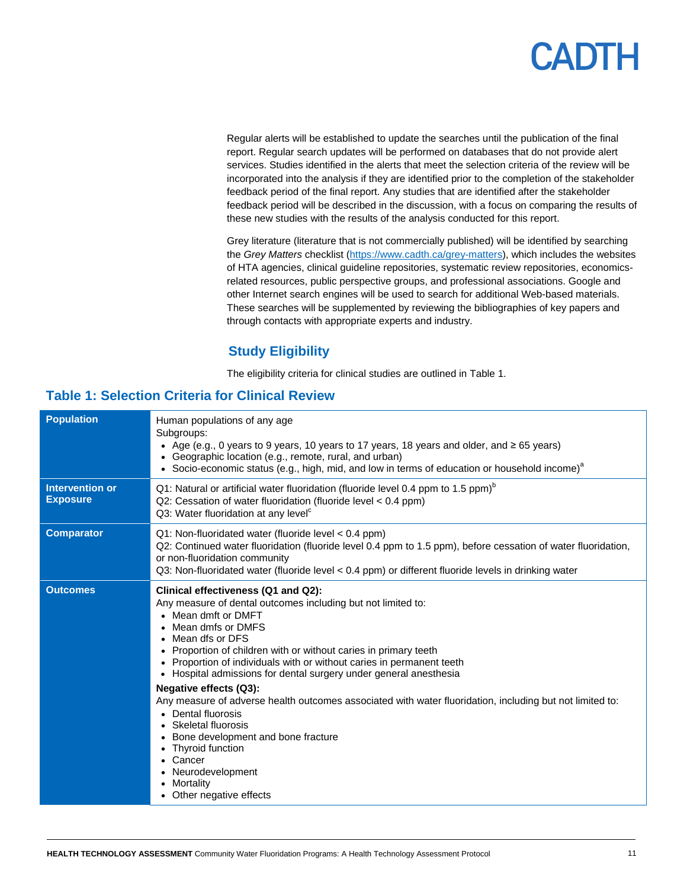Regular alerts will be established to update the searches until the publication of the final report. Regular search updates will be performed on databases that do not provide alert services. Studies identified in the alerts that meet the selection criteria of the review will be incorporated into the analysis if they are identified prior to the completion of the stakeholder feedback period of the final report. Any studies that are identified after the stakeholder feedback period will be described in the discussion, with a focus on comparing the results of these new studies with the results of the analysis conducted for this report.

Grey literature (literature that is not commercially published) will be identified by searching the *Grey Matters* checklist (https://www.cadth.ca/grey-matters), which includes the websites of HTA agencies, clinical guideline repositories, systematic review repositories, economics-related resources, public perspective groups, and professional associations. Google and other Internet search engines will be used to search for additional Web-based materials. These searches will be supplemented by reviewing the bibliographies of key papers and through contacts with appropriate experts and industry.

## Study Eligibility

The eligibility criteria for clinical studies are outlined in Table 1.

### Table 1: Selection Criteria for Clinical Review

| | |
|---|---|
| **Population** | Human populations of any age<br>Subgroups:<br>• Age (e.g., 0 years to 9 years, 10 years to 17 years, 18 years and older, and ≥ 65 years)<br>• Geographic location (e.g., remote, rural, and urban)<br>• Socio-economic status (e.g., high, mid, and low in terms of education or household income)[a] |
| **Intervention or Exposure** | Q1: Natural or artificial water fluoridation (fluoride level 0.4 ppm to 1.5 ppm)[b]<br>Q2: Cessation of water fluoridation (fluoride level < 0.4 ppm)<br>Q3: Water fluoridation at any level[c] |
| **Comparator** | Q1: Non-fluoridated water (fluoride level < 0.4 ppm)<br>Q2: Continued water fluoridation (fluoride level 0.4 ppm to 1.5 ppm), before cessation of water fluoridation, or non-fluoridation community<br>Q3: Non-fluoridated water (fluoride level < 0.4 ppm) or different fluoride levels in drinking water |
| **Outcomes** | **Clinical effectiveness (Q1 and Q2):**<br>Any measure of dental outcomes including but not limited to:<br>• Mean dmft or DMFT<br>• Mean dmfs or DMFS<br>• Mean dfs or DFS<br>• Proportion of children with or without caries in primary teeth<br>• Proportion of individuals with or without caries in permanent teeth<br>• Hospital admissions for dental surgery under general anesthesia<br>**Negative effects (Q3):**<br>Any measure of adverse health outcomes associated with water fluoridation, including but not limited to:<br>• Dental fluorosis<br>• Skeletal fluorosis<br>• Bone development and bone fracture<br>• Thyroid function<br>• Cancer<br>• Neurodevelopment<br>• Mortality<br>• Other negative effects |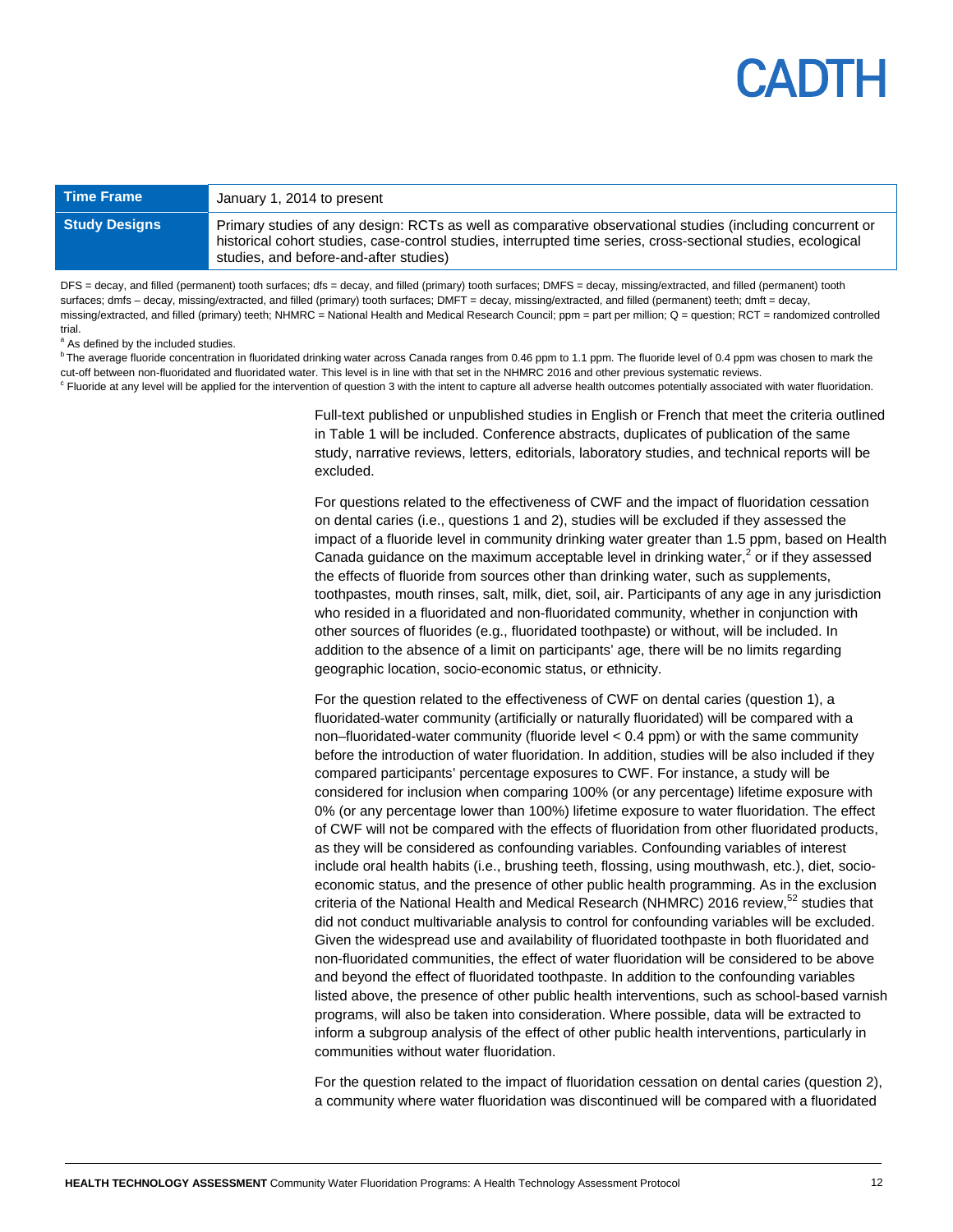| Time Frame | January 1, 2014 to present |
| --- | --- |
| Study Designs | Primary studies of any design: RCTs as well as comparative observational studies (including concurrent or historical cohort studies, case-control studies, interrupted time series, cross-sectional studies, ecological studies, and before-and-after studies) |

DFS = decay, and filled (permanent) tooth surfaces; dfs = decay, and filled (primary) tooth surfaces; DMFS = decay, missing/extracted, and filled (permanent) tooth surfaces; dmfs – decay, missing/extracted, and filled (primary) tooth surfaces; DMFT = decay, missing/extracted, and filled (permanent) teeth; dmft = decay, missing/extracted, and filled (primary) teeth; NHMRC = National Health and Medical Research Council; ppm = part per million; Q = question; RCT = randomized controlled trial.

[a] As defined by the included studies.

[b] The average fluoride concentration in fluoridated drinking water across Canada ranges from 0.46 ppm to 1.1 ppm. The fluoride level of 0.4 ppm was chosen to mark the cut-off between non-fluoridated and fluoridated water. This level is in line with that set in the NHMRC 2016 and other previous systematic reviews.

[c] Fluoride at any level will be applied for the intervention of question 3 with the intent to capture all adverse health outcomes potentially associated with water fluoridation.

Full-text published or unpublished studies in English or French that meet the criteria outlined in Table 1 will be included. Conference abstracts, duplicates of publication of the same study, narrative reviews, letters, editorials, laboratory studies, and technical reports will be excluded.

For questions related to the effectiveness of CWF and the impact of fluoridation cessation on dental caries (i.e., questions 1 and 2), studies will be excluded if they assessed the impact of a fluoride level in community drinking water greater than 1.5 ppm, based on Health Canada guidance on the maximum acceptable level in drinking water,[2] or if they assessed the effects of fluoride from sources other than drinking water, such as supplements, toothpastes, mouth rinses, salt, milk, diet, soil, air. Participants of any age in any jurisdiction who resided in a fluoridated and non-fluoridated community, whether in conjunction with other sources of fluorides (e.g., fluoridated toothpaste) or without, will be included. In addition to the absence of a limit on participants' age, there will be no limits regarding geographic location, socio-economic status, or ethnicity.

For the question related to the effectiveness of CWF on dental caries (question 1), a fluoridated-water community (artificially or naturally fluoridated) will be compared with a non–fluoridated-water community (fluoride level < 0.4 ppm) or with the same community before the introduction of water fluoridation. In addition, studies will be also included if they compared participants' percentage exposures to CWF. For instance, a study will be considered for inclusion when comparing 100% (or any percentage) lifetime exposure with 0% (or any percentage lower than 100%) lifetime exposure to water fluoridation. The effect of CWF will not be compared with the effects of fluoridation from other fluoridated products, as they will be considered as confounding variables. Confounding variables of interest include oral health habits (i.e., brushing teeth, flossing, using mouthwash, etc.), diet, socio-economic status, and the presence of other public health programming. As in the exclusion criteria of the National Health and Medical Research (NHMRC) 2016 review,[52] studies that did not conduct multivariable analysis to control for confounding variables will be excluded. Given the widespread use and availability of fluoridated toothpaste in both fluoridated and non-fluoridated communities, the effect of water fluoridation will be considered to be above and beyond the effect of fluoridated toothpaste. In addition to the confounding variables listed above, the presence of other public health interventions, such as school-based varnish programs, will also be taken into consideration. Where possible, data will be extracted to inform a subgroup analysis of the effect of other public health interventions, particularly in communities without water fluoridation.

For the question related to the impact of fluoridation cessation on dental caries (question 2), a community where water fluoridation was discontinued will be compared with a fluoridated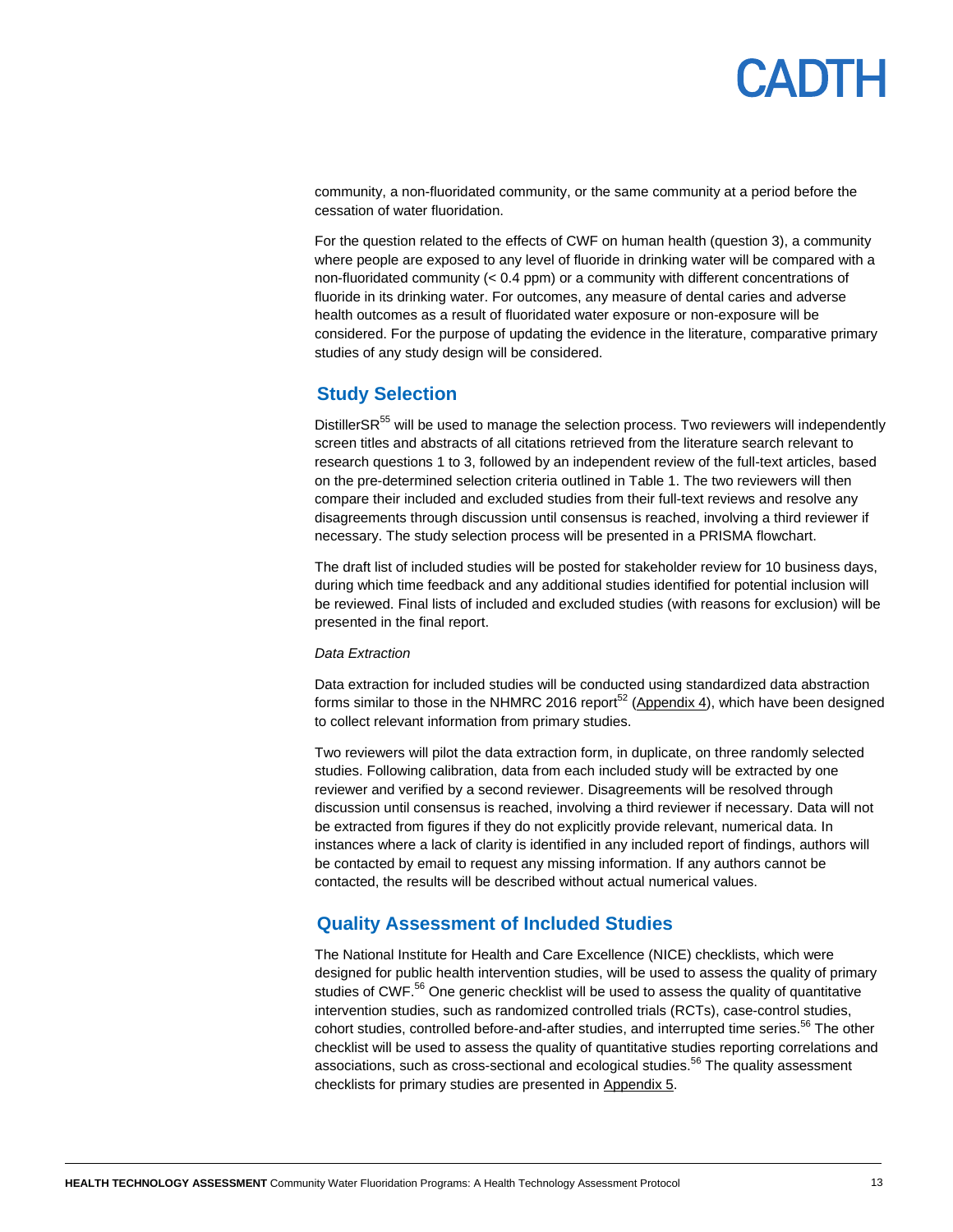community, a non-fluoridated community, or the same community at a period before the cessation of water fluoridation.

For the question related to the effects of CWF on human health (question 3), a community where people are exposed to any level of fluoride in drinking water will be compared with a non-fluoridated community (< 0.4 ppm) or a community with different concentrations of fluoride in its drinking water. For outcomes, any measure of dental caries and adverse health outcomes as a result of fluoridated water exposure or non-exposure will be considered. For the purpose of updating the evidence in the literature, comparative primary studies of any study design will be considered.

## Study Selection

DistillerSR[55] will be used to manage the selection process. Two reviewers will independently screen titles and abstracts of all citations retrieved from the literature search relevant to research questions 1 to 3, followed by an independent review of the full-text articles, based on the pre-determined selection criteria outlined in Table 1. The two reviewers will then compare their included and excluded studies from their full-text reviews and resolve any disagreements through discussion until consensus is reached, involving a third reviewer if necessary. The study selection process will be presented in a PRISMA flowchart.

The draft list of included studies will be posted for stakeholder review for 10 business days, during which time feedback and any additional studies identified for potential inclusion will be reviewed. Final lists of included and excluded studies (with reasons for exclusion) will be presented in the final report.

*Data Extraction*

Data extraction for included studies will be conducted using standardized data abstraction forms similar to those in the NHMRC 2016 report[52] (Appendix 4), which have been designed to collect relevant information from primary studies.

Two reviewers will pilot the data extraction form, in duplicate, on three randomly selected studies. Following calibration, data from each included study will be extracted by one reviewer and verified by a second reviewer. Disagreements will be resolved through discussion until consensus is reached, involving a third reviewer if necessary. Data will not be extracted from figures if they do not explicitly provide relevant, numerical data. In instances where a lack of clarity is identified in any included report of findings, authors will be contacted by email to request any missing information. If any authors cannot be contacted, the results will be described without actual numerical values.

## Quality Assessment of Included Studies

The National Institute for Health and Care Excellence (NICE) checklists, which were designed for public health intervention studies, will be used to assess the quality of primary studies of CWF.[56] One generic checklist will be used to assess the quality of quantitative intervention studies, such as randomized controlled trials (RCTs), case-control studies, cohort studies, controlled before-and-after studies, and interrupted time series.[56] The other checklist will be used to assess the quality of quantitative studies reporting correlations and associations, such as cross-sectional and ecological studies.[56] The quality assessment checklists for primary studies are presented in Appendix 5.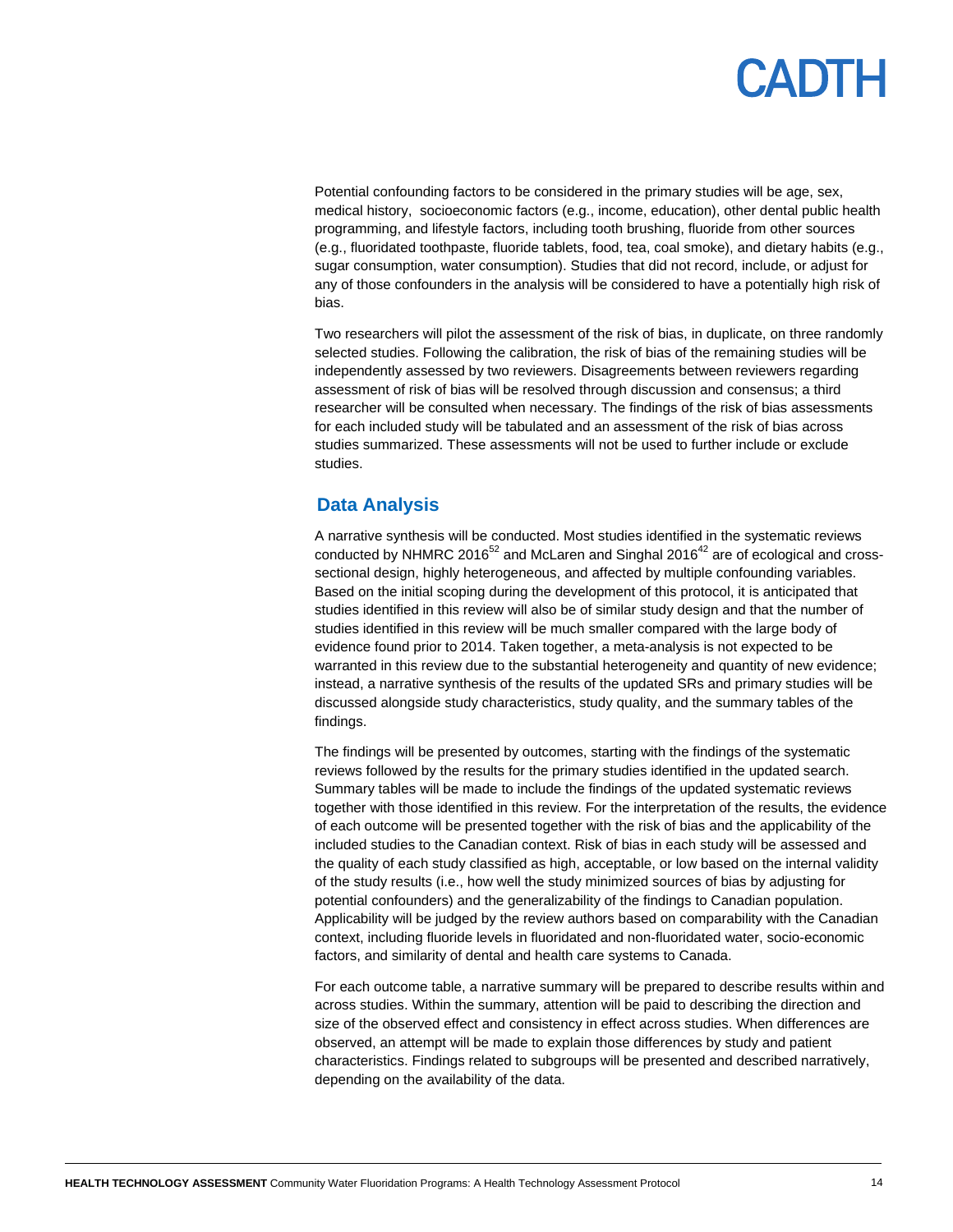Potential confounding factors to be considered in the primary studies will be age, sex, medical history, socioeconomic factors (e.g., income, education), other dental public health programming, and lifestyle factors, including tooth brushing, fluoride from other sources (e.g., fluoridated toothpaste, fluoride tablets, food, tea, coal smoke), and dietary habits (e.g., sugar consumption, water consumption). Studies that did not record, include, or adjust for any of those confounders in the analysis will be considered to have a potentially high risk of bias.

Two researchers will pilot the assessment of the risk of bias, in duplicate, on three randomly selected studies. Following the calibration, the risk of bias of the remaining studies will be independently assessed by two reviewers. Disagreements between reviewers regarding assessment of risk of bias will be resolved through discussion and consensus; a third researcher will be consulted when necessary. The findings of the risk of bias assessments for each included study will be tabulated and an assessment of the risk of bias across studies summarized. These assessments will not be used to further include or exclude studies.

## Data Analysis

A narrative synthesis will be conducted. Most studies identified in the systematic reviews conducted by NHMRC 2016[52] and McLaren and Singhal 2016[42] are of ecological and cross-sectional design, highly heterogeneous, and affected by multiple confounding variables. Based on the initial scoping during the development of this protocol, it is anticipated that studies identified in this review will also be of similar study design and that the number of studies identified in this review will be much smaller compared with the large body of evidence found prior to 2014. Taken together, a meta-analysis is not expected to be warranted in this review due to the substantial heterogeneity and quantity of new evidence; instead, a narrative synthesis of the results of the updated SRs and primary studies will be discussed alongside study characteristics, study quality, and the summary tables of the findings.

The findings will be presented by outcomes, starting with the findings of the systematic reviews followed by the results for the primary studies identified in the updated search. Summary tables will be made to include the findings of the updated systematic reviews together with those identified in this review. For the interpretation of the results, the evidence of each outcome will be presented together with the risk of bias and the applicability of the included studies to the Canadian context. Risk of bias in each study will be assessed and the quality of each study classified as high, acceptable, or low based on the internal validity of the study results (i.e., how well the study minimized sources of bias by adjusting for potential confounders) and the generalizability of the findings to Canadian population. Applicability will be judged by the review authors based on comparability with the Canadian context, including fluoride levels in fluoridated and non-fluoridated water, socio-economic factors, and similarity of dental and health care systems to Canada.

For each outcome table, a narrative summary will be prepared to describe results within and across studies. Within the summary, attention will be paid to describing the direction and size of the observed effect and consistency in effect across studies. When differences are observed, an attempt will be made to explain those differences by study and patient characteristics. Findings related to subgroups will be presented and described narratively, depending on the availability of the data.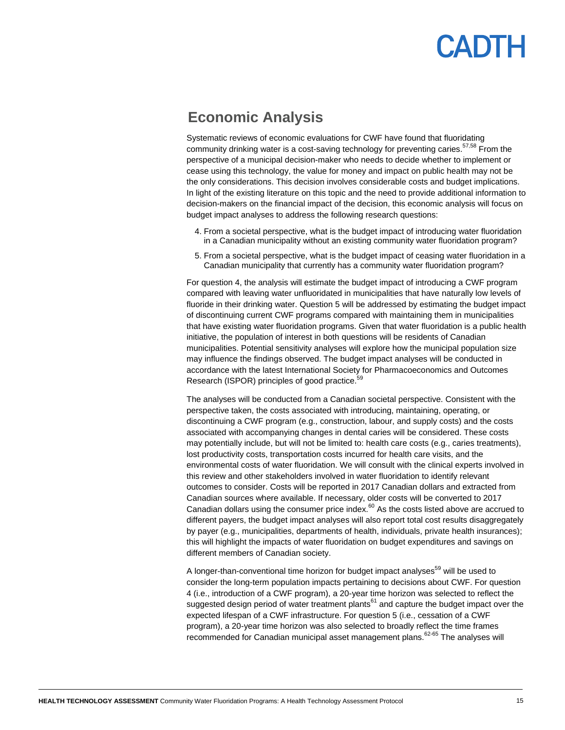## Economic Analysis

Systematic reviews of economic evaluations for CWF have found that fluoridating community drinking water is a cost-saving technology for preventing caries.[57,58] From the perspective of a municipal decision-maker who needs to decide whether to implement or cease using this technology, the value for money and impact on public health may not be the only considerations. This decision involves considerable costs and budget implications. In light of the existing literature on this topic and the need to provide additional information to decision-makers on the financial impact of the decision, this economic analysis will focus on budget impact analyses to address the following research questions:

4. From a societal perspective, what is the budget impact of introducing water fluoridation in a Canadian municipality without an existing community water fluoridation program?
5. From a societal perspective, what is the budget impact of ceasing water fluoridation in a Canadian municipality that currently has a community water fluoridation program?

For question 4, the analysis will estimate the budget impact of introducing a CWF program compared with leaving water unfluoridated in municipalities that have naturally low levels of fluoride in their drinking water. Question 5 will be addressed by estimating the budget impact of discontinuing current CWF programs compared with maintaining them in municipalities that have existing water fluoridation programs. Given that water fluoridation is a public health initiative, the population of interest in both questions will be residents of Canadian municipalities. Potential sensitivity analyses will explore how the municipal population size may influence the findings observed. The budget impact analyses will be conducted in accordance with the latest International Society for Pharmacoeconomics and Outcomes Research (ISPOR) principles of good practice.[59]

The analyses will be conducted from a Canadian societal perspective. Consistent with the perspective taken, the costs associated with introducing, maintaining, operating, or discontinuing a CWF program (e.g., construction, labour, and supply costs) and the costs associated with accompanying changes in dental caries will be considered. These costs may potentially include, but will not be limited to: health care costs (e.g., caries treatments), lost productivity costs, transportation costs incurred for health care visits, and the environmental costs of water fluoridation. We will consult with the clinical experts involved in this review and other stakeholders involved in water fluoridation to identify relevant outcomes to consider. Costs will be reported in 2017 Canadian dollars and extracted from Canadian sources where available. If necessary, older costs will be converted to 2017 Canadian dollars using the consumer price index.[60] As the costs listed above are accrued to different payers, the budget impact analyses will also report total cost results disaggregately by payer (e.g., municipalities, departments of health, individuals, private health insurances); this will highlight the impacts of water fluoridation on budget expenditures and savings on different members of Canadian society.

A longer-than-conventional time horizon for budget impact analyses[59] will be used to consider the long-term population impacts pertaining to decisions about CWF. For question 4 (i.e., introduction of a CWF program), a 20-year time horizon was selected to reflect the suggested design period of water treatment plants[61] and capture the budget impact over the expected lifespan of a CWF infrastructure. For question 5 (i.e., cessation of a CWF program), a 20-year time horizon was also selected to broadly reflect the time frames recommended for Canadian municipal asset management plans.[62-65] The analyses will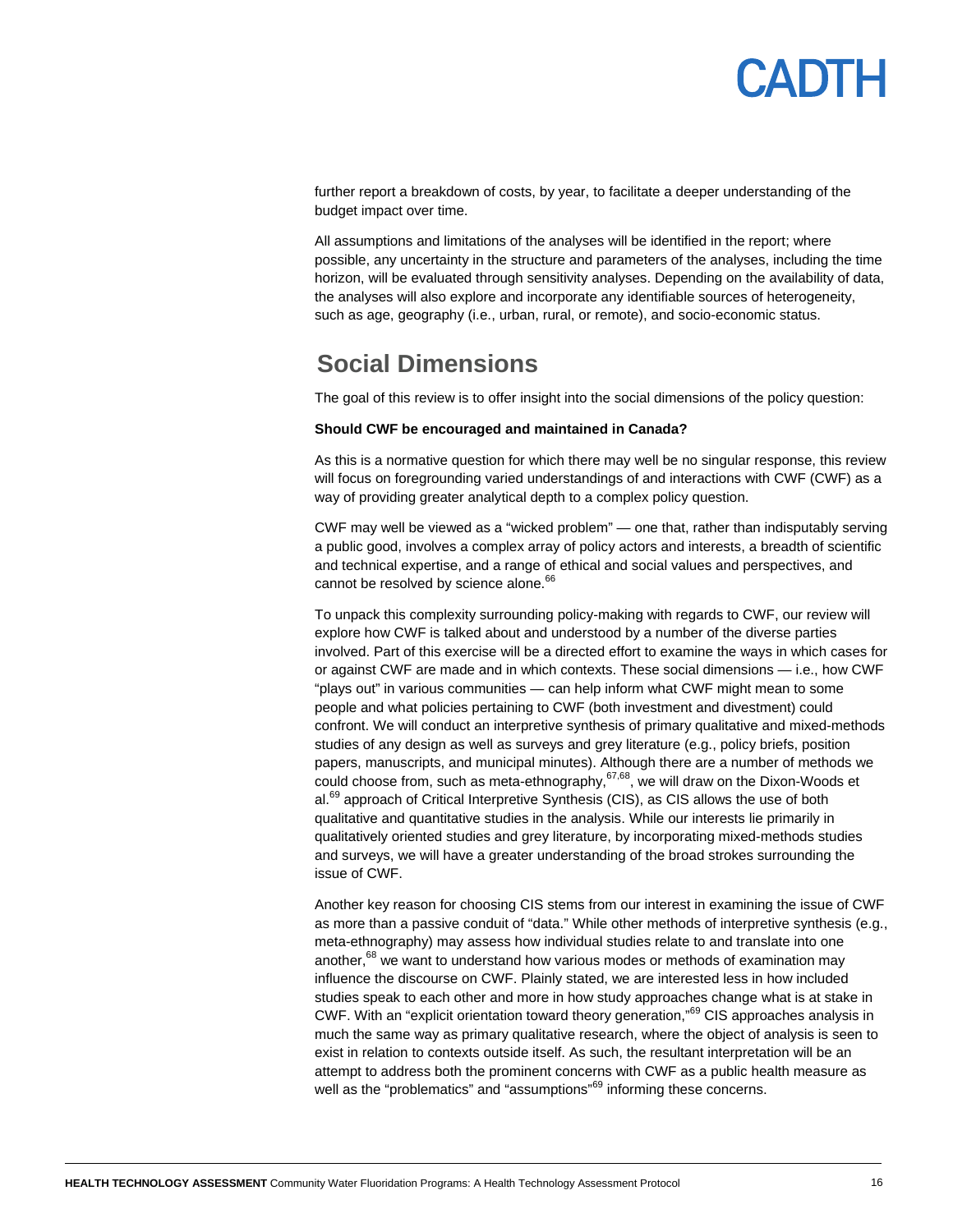further report a breakdown of costs, by year, to facilitate a deeper understanding of the budget impact over time.

All assumptions and limitations of the analyses will be identified in the report; where possible, any uncertainty in the structure and parameters of the analyses, including the time horizon, will be evaluated through sensitivity analyses. Depending on the availability of data, the analyses will also explore and incorporate any identifiable sources of heterogeneity, such as age, geography (i.e., urban, rural, or remote), and socio-economic status.

## Social Dimensions

The goal of this review is to offer insight into the social dimensions of the policy question:

**Should CWF be encouraged and maintained in Canada?**

As this is a normative question for which there may well be no singular response, this review will focus on foregrounding varied understandings of and interactions with CWF (CWF) as a way of providing greater analytical depth to a complex policy question.

CWF may well be viewed as a "wicked problem" — one that, rather than indisputably serving a public good, involves a complex array of policy actors and interests, a breadth of scientific and technical expertise, and a range of ethical and social values and perspectives, and cannot be resolved by science alone.[66]

To unpack this complexity surrounding policy-making with regards to CWF, our review will explore how CWF is talked about and understood by a number of the diverse parties involved. Part of this exercise will be a directed effort to examine the ways in which cases for or against CWF are made and in which contexts. These social dimensions — i.e., how CWF "plays out" in various communities — can help inform what CWF might mean to some people and what policies pertaining to CWF (both investment and divestment) could confront. We will conduct an interpretive synthesis of primary qualitative and mixed-methods studies of any design as well as surveys and grey literature (e.g., policy briefs, position papers, manuscripts, and municipal minutes). Although there are a number of methods we could choose from, such as meta-ethnography,[67,68], we will draw on the Dixon-Woods et al.[69] approach of Critical Interpretive Synthesis (CIS), as CIS allows the use of both qualitative and quantitative studies in the analysis. While our interests lie primarily in qualitatively oriented studies and grey literature, by incorporating mixed-methods studies and surveys, we will have a greater understanding of the broad strokes surrounding the issue of CWF.

Another key reason for choosing CIS stems from our interest in examining the issue of CWF as more than a passive conduit of "data." While other methods of interpretive synthesis (e.g., meta-ethnography) may assess how individual studies relate to and translate into one another,[68] we want to understand how various modes or methods of examination may influence the discourse on CWF. Plainly stated, we are interested less in how included studies speak to each other and more in how study approaches change what is at stake in CWF. With an "explicit orientation toward theory generation,"[69] CIS approaches analysis in much the same way as primary qualitative research, where the object of analysis is seen to exist in relation to contexts outside itself. As such, the resultant interpretation will be an attempt to address both the prominent concerns with CWF as a public health measure as well as the "problematics" and "assumptions"[69] informing these concerns.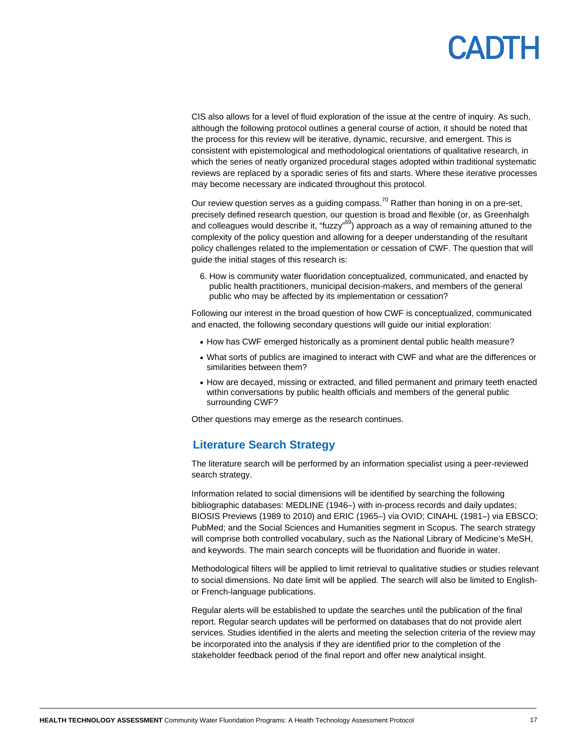CIS also allows for a level of fluid exploration of the issue at the centre of inquiry. As such, although the following protocol outlines a general course of action, it should be noted that the process for this review will be iterative, dynamic, recursive, and emergent. This is consistent with epistemological and methodological orientations of qualitative research, in which the series of neatly organized procedural stages adopted within traditional systematic reviews are replaced by a sporadic series of fits and starts. Where these iterative processes may become necessary are indicated throughout this protocol.

Our review question serves as a guiding compass.[70] Rather than honing in on a pre-set, precisely defined research question, our question is broad and flexible (or, as Greenhalgh and colleagues would describe it, "fuzzy"[69]) approach as a way of remaining attuned to the complexity of the policy question and allowing for a deeper understanding of the resultant policy challenges related to the implementation or cessation of CWF. The question that will guide the initial stages of this research is:

6. How is community water fluoridation conceptualized, communicated, and enacted by public health practitioners, municipal decision-makers, and members of the general public who may be affected by its implementation or cessation?

Following our interest in the broad question of how CWF is conceptualized, communicated and enacted, the following secondary questions will guide our initial exploration:

- How has CWF emerged historically as a prominent dental public health measure?
- What sorts of publics are imagined to interact with CWF and what are the differences or similarities between them?
- How are decayed, missing or extracted, and filled permanent and primary teeth enacted within conversations by public health officials and members of the general public surrounding CWF?

Other questions may emerge as the research continues.

## Literature Search Strategy

The literature search will be performed by an information specialist using a peer-reviewed search strategy.

Information related to social dimensions will be identified by searching the following bibliographic databases: MEDLINE (1946–) with in-process records and daily updates; BIOSIS Previews (1989 to 2010) and ERIC (1965–) via OVID; CINAHL (1981–) via EBSCO; PubMed; and the Social Sciences and Humanities segment in Scopus. The search strategy will comprise both controlled vocabulary, such as the National Library of Medicine's MeSH, and keywords. The main search concepts will be fluoridation and fluoride in water.

Methodological filters will be applied to limit retrieval to qualitative studies or studies relevant to social dimensions. No date limit will be applied. The search will also be limited to English- or French-language publications.

Regular alerts will be established to update the searches until the publication of the final report. Regular search updates will be performed on databases that do not provide alert services. Studies identified in the alerts and meeting the selection criteria of the review may be incorporated into the analysis if they are identified prior to the completion of the stakeholder feedback period of the final report and offer new analytical insight.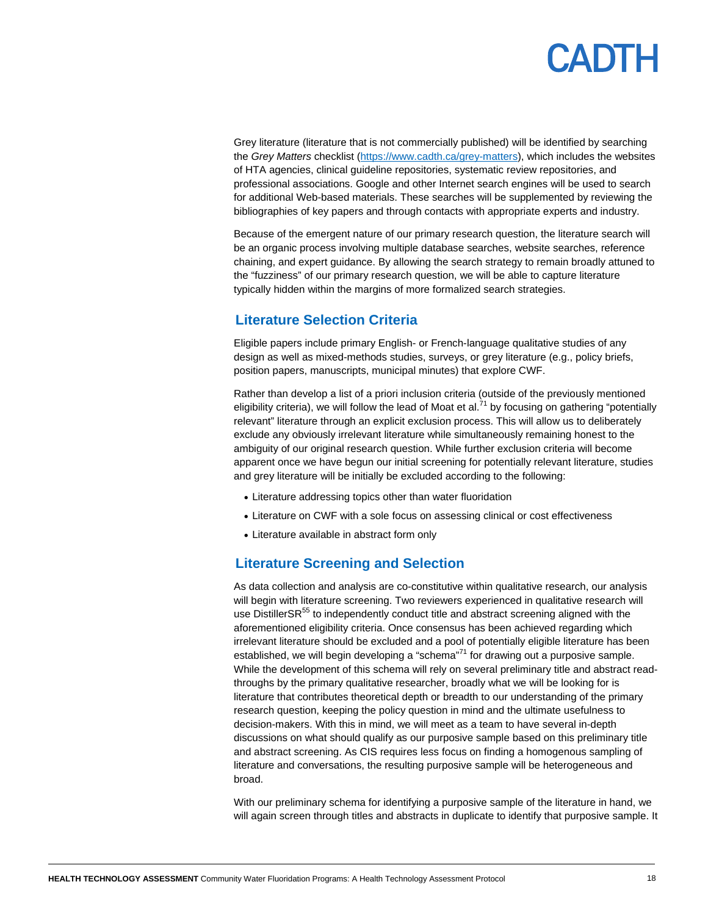Grey literature (literature that is not commercially published) will be identified by searching the *Grey Matters* checklist (https://www.cadth.ca/grey-matters), which includes the websites of HTA agencies, clinical guideline repositories, systematic review repositories, and professional associations. Google and other Internet search engines will be used to search for additional Web-based materials. These searches will be supplemented by reviewing the bibliographies of key papers and through contacts with appropriate experts and industry.

Because of the emergent nature of our primary research question, the literature search will be an organic process involving multiple database searches, website searches, reference chaining, and expert guidance. By allowing the search strategy to remain broadly attuned to the "fuzziness" of our primary research question, we will be able to capture literature typically hidden within the margins of more formalized search strategies.

## Literature Selection Criteria

Eligible papers include primary English- or French-language qualitative studies of any design as well as mixed-methods studies, surveys, or grey literature (e.g., policy briefs, position papers, manuscripts, municipal minutes) that explore CWF.

Rather than develop a list of a priori inclusion criteria (outside of the previously mentioned eligibility criteria), we will follow the lead of Moat et al.[71] by focusing on gathering "potentially relevant" literature through an explicit exclusion process. This will allow us to deliberately exclude any obviously irrelevant literature while simultaneously remaining honest to the ambiguity of our original research question. While further exclusion criteria will become apparent once we have begun our initial screening for potentially relevant literature, studies and grey literature will be initially be excluded according to the following:

- Literature addressing topics other than water fluoridation
- Literature on CWF with a sole focus on assessing clinical or cost effectiveness
- Literature available in abstract form only

## Literature Screening and Selection

As data collection and analysis are co-constitutive within qualitative research, our analysis will begin with literature screening. Two reviewers experienced in qualitative research will use DistillerSR[55] to independently conduct title and abstract screening aligned with the aforementioned eligibility criteria. Once consensus has been achieved regarding which irrelevant literature should be excluded and a pool of potentially eligible literature has been established, we will begin developing a "schema"[71] for drawing out a purposive sample. While the development of this schema will rely on several preliminary title and abstract read-throughs by the primary qualitative researcher, broadly what we will be looking for is literature that contributes theoretical depth or breadth to our understanding of the primary research question, keeping the policy question in mind and the ultimate usefulness to decision-makers. With this in mind, we will meet as a team to have several in-depth discussions on what should qualify as our purposive sample based on this preliminary title and abstract screening. As CIS requires less focus on finding a homogenous sampling of literature and conversations, the resulting purposive sample will be heterogeneous and broad.

With our preliminary schema for identifying a purposive sample of the literature in hand, we will again screen through titles and abstracts in duplicate to identify that purposive sample. It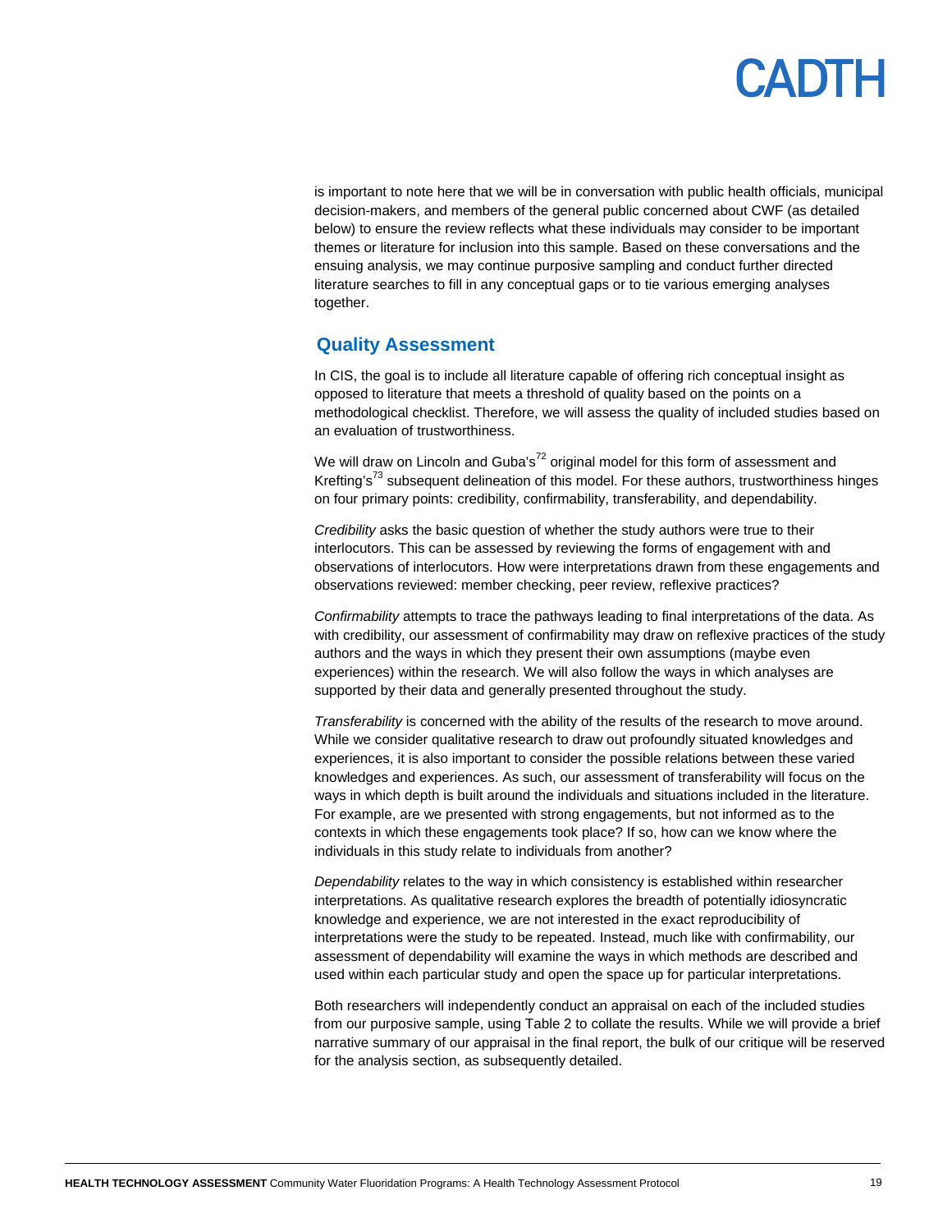is important to note here that we will be in conversation with public health officials, municipal decision-makers, and members of the general public concerned about CWF (as detailed below) to ensure the review reflects what these individuals may consider to be important themes or literature for inclusion into this sample. Based on these conversations and the ensuing analysis, we may continue purposive sampling and conduct further directed literature searches to fill in any conceptual gaps or to tie various emerging analyses together.

## Quality Assessment

In CIS, the goal is to include all literature capable of offering rich conceptual insight as opposed to literature that meets a threshold of quality based on the points on a methodological checklist. Therefore, we will assess the quality of included studies based on an evaluation of trustworthiness.

We will draw on Lincoln and Guba's[72] original model for this form of assessment and Krefting's[73] subsequent delineation of this model. For these authors, trustworthiness hinges on four primary points: credibility, confirmability, transferability, and dependability.

*Credibility* asks the basic question of whether the study authors were true to their interlocutors. This can be assessed by reviewing the forms of engagement with and observations of interlocutors. How were interpretations drawn from these engagements and observations reviewed: member checking, peer review, reflexive practices?

*Confirmability* attempts to trace the pathways leading to final interpretations of the data. As with credibility, our assessment of confirmability may draw on reflexive practices of the study authors and the ways in which they present their own assumptions (maybe even experiences) within the research. We will also follow the ways in which analyses are supported by their data and generally presented throughout the study.

*Transferability* is concerned with the ability of the results of the research to move around. While we consider qualitative research to draw out profoundly situated knowledges and experiences, it is also important to consider the possible relations between these varied knowledges and experiences. As such, our assessment of transferability will focus on the ways in which depth is built around the individuals and situations included in the literature. For example, are we presented with strong engagements, but not informed as to the contexts in which these engagements took place? If so, how can we know where the individuals in this study relate to individuals from another?

*Dependability* relates to the way in which consistency is established within researcher interpretations. As qualitative research explores the breadth of potentially idiosyncratic knowledge and experience, we are not interested in the exact reproducibility of interpretations were the study to be repeated. Instead, much like with confirmability, our assessment of dependability will examine the ways in which methods are described and used within each particular study and open the space up for particular interpretations.

Both researchers will independently conduct an appraisal on each of the included studies from our purposive sample, using Table 2 to collate the results. While we will provide a brief narrative summary of our appraisal in the final report, the bulk of our critique will be reserved for the analysis section, as subsequently detailed.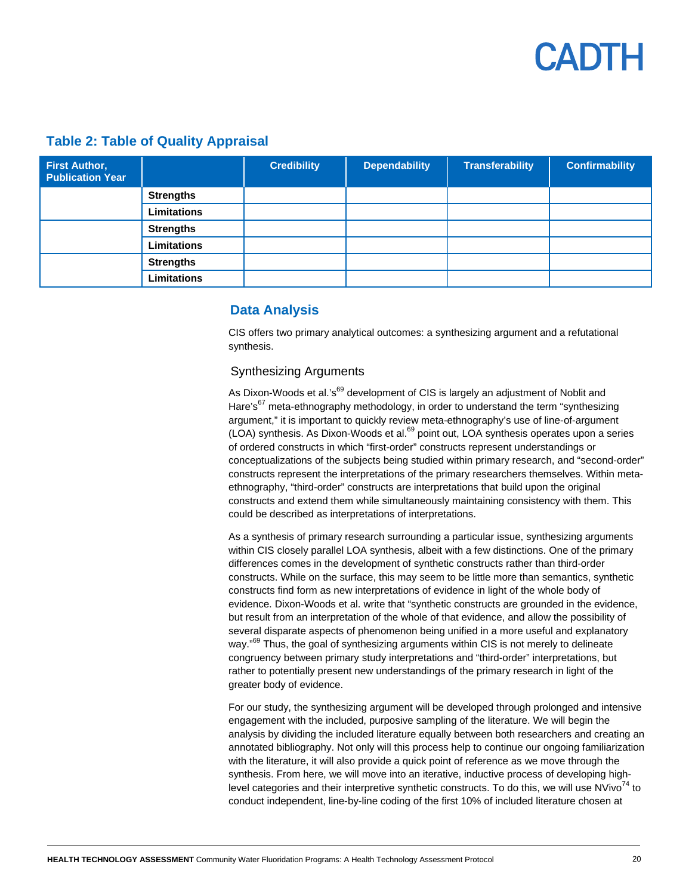## Table 2: Table of Quality Appraisal

| First Author, Publication Year | | Credibility | Dependability | Transferability | Confirmability |
|---|---|---|---|---|---|
| | **Strengths** | | | | |
| | **Limitations** | | | | |
| | **Strengths** | | | | |
| | **Limitations** | | | | |
| | **Strengths** | | | | |
| | **Limitations** | | | | |

## Data Analysis

CIS offers two primary analytical outcomes: a synthesizing argument and a refutational synthesis.

### Synthesizing Arguments

As Dixon-Woods et al.'s[69] development of CIS is largely an adjustment of Noblit and Hare's[67] meta-ethnography methodology, in order to understand the term "synthesizing argument," it is important to quickly review meta-ethnography's use of line-of-argument (LOA) synthesis. As Dixon-Woods et al.[69] point out, LOA synthesis operates upon a series of ordered constructs in which "first-order" constructs represent understandings or conceptualizations of the subjects being studied within primary research, and "second-order" constructs represent the interpretations of the primary researchers themselves. Within meta-ethnography, "third-order" constructs are interpretations that build upon the original constructs and extend them while simultaneously maintaining consistency with them. This could be described as interpretations of interpretations.

As a synthesis of primary research surrounding a particular issue, synthesizing arguments within CIS closely parallel LOA synthesis, albeit with a few distinctions. One of the primary differences comes in the development of synthetic constructs rather than third-order constructs. While on the surface, this may seem to be little more than semantics, synthetic constructs find form as new interpretations of evidence in light of the whole body of evidence. Dixon-Woods et al. write that "synthetic constructs are grounded in the evidence, but result from an interpretation of the whole of that evidence, and allow the possibility of several disparate aspects of phenomenon being unified in a more useful and explanatory way."[69] Thus, the goal of synthesizing arguments within CIS is not merely to delineate congruency between primary study interpretations and "third-order" interpretations, but rather to potentially present new understandings of the primary research in light of the greater body of evidence.

For our study, the synthesizing argument will be developed through prolonged and intensive engagement with the included, purposive sampling of the literature. We will begin the analysis by dividing the included literature equally between both researchers and creating an annotated bibliography. Not only will this process help to continue our ongoing familiarization with the literature, it will also provide a quick point of reference as we move through the synthesis. From here, we will move into an iterative, inductive process of developing high-level categories and their interpretive synthetic constructs. To do this, we will use NVivo[74] to conduct independent, line-by-line coding of the first 10% of included literature chosen at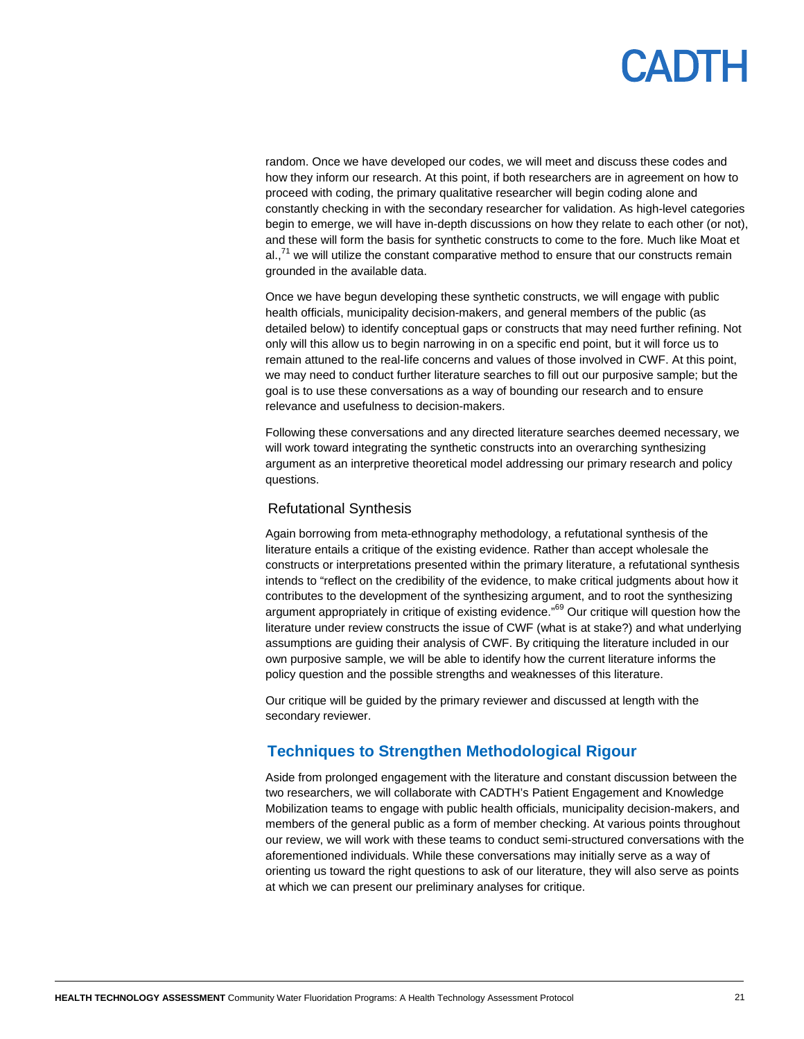random. Once we have developed our codes, we will meet and discuss these codes and how they inform our research. At this point, if both researchers are in agreement on how to proceed with coding, the primary qualitative researcher will begin coding alone and constantly checking in with the secondary researcher for validation. As high-level categories begin to emerge, we will have in-depth discussions on how they relate to each other (or not), and these will form the basis for synthetic constructs to come to the fore. Much like Moat et al.,[71] we will utilize the constant comparative method to ensure that our constructs remain grounded in the available data.

Once we have begun developing these synthetic constructs, we will engage with public health officials, municipality decision-makers, and general members of the public (as detailed below) to identify conceptual gaps or constructs that may need further refining. Not only will this allow us to begin narrowing in on a specific end point, but it will force us to remain attuned to the real-life concerns and values of those involved in CWF. At this point, we may need to conduct further literature searches to fill out our purposive sample; but the goal is to use these conversations as a way of bounding our research and to ensure relevance and usefulness to decision-makers.

Following these conversations and any directed literature searches deemed necessary, we will work toward integrating the synthetic constructs into an overarching synthesizing argument as an interpretive theoretical model addressing our primary research and policy questions.

### Refutational Synthesis

Again borrowing from meta-ethnography methodology, a refutational synthesis of the literature entails a critique of the existing evidence. Rather than accept wholesale the constructs or interpretations presented within the primary literature, a refutational synthesis intends to "reflect on the credibility of the evidence, to make critical judgments about how it contributes to the development of the synthesizing argument, and to root the synthesizing argument appropriately in critique of existing evidence."[69] Our critique will question how the literature under review constructs the issue of CWF (what is at stake?) and what underlying assumptions are guiding their analysis of CWF. By critiquing the literature included in our own purposive sample, we will be able to identify how the current literature informs the policy question and the possible strengths and weaknesses of this literature.

Our critique will be guided by the primary reviewer and discussed at length with the secondary reviewer.

## Techniques to Strengthen Methodological Rigour

Aside from prolonged engagement with the literature and constant discussion between the two researchers, we will collaborate with CADTH's Patient Engagement and Knowledge Mobilization teams to engage with public health officials, municipality decision-makers, and members of the general public as a form of member checking. At various points throughout our review, we will work with these teams to conduct semi-structured conversations with the aforementioned individuals. While these conversations may initially serve as a way of orienting us toward the right questions to ask of our literature, they will also serve as points at which we can present our preliminary analyses for critique.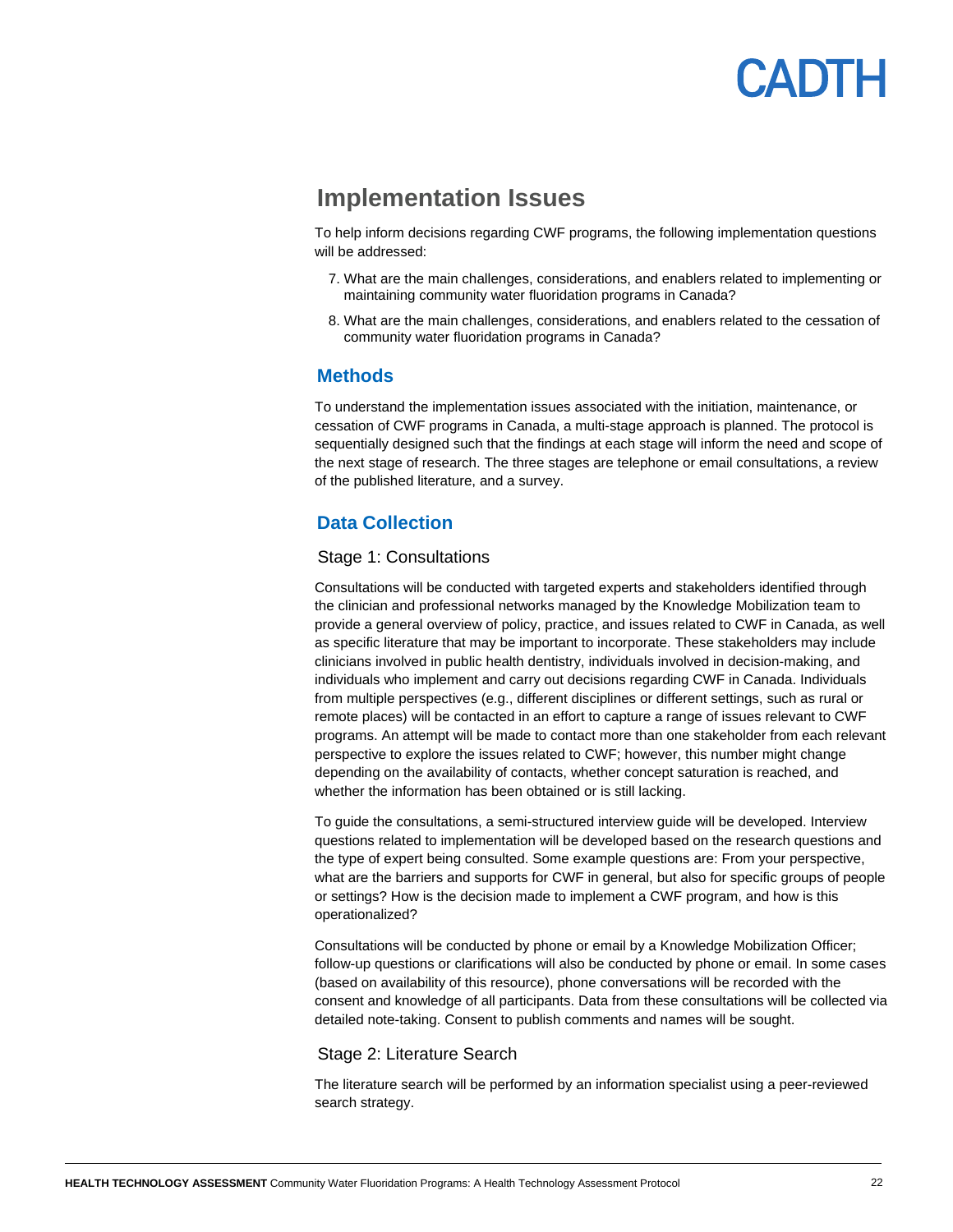## Implementation Issues

To help inform decisions regarding CWF programs, the following implementation questions will be addressed:

7. What are the main challenges, considerations, and enablers related to implementing or maintaining community water fluoridation programs in Canada?
8. What are the main challenges, considerations, and enablers related to the cessation of community water fluoridation programs in Canada?

### Methods

To understand the implementation issues associated with the initiation, maintenance, or cessation of CWF programs in Canada, a multi-stage approach is planned. The protocol is sequentially designed such that the findings at each stage will inform the need and scope of the next stage of research. The three stages are telephone or email consultations, a review of the published literature, and a survey.

### Data Collection

#### Stage 1: Consultations

Consultations will be conducted with targeted experts and stakeholders identified through the clinician and professional networks managed by the Knowledge Mobilization team to provide a general overview of policy, practice, and issues related to CWF in Canada, as well as specific literature that may be important to incorporate. These stakeholders may include clinicians involved in public health dentistry, individuals involved in decision-making, and individuals who implement and carry out decisions regarding CWF in Canada. Individuals from multiple perspectives (e.g., different disciplines or different settings, such as rural or remote places) will be contacted in an effort to capture a range of issues relevant to CWF programs. An attempt will be made to contact more than one stakeholder from each relevant perspective to explore the issues related to CWF; however, this number might change depending on the availability of contacts, whether concept saturation is reached, and whether the information has been obtained or is still lacking.

To guide the consultations, a semi-structured interview guide will be developed. Interview questions related to implementation will be developed based on the research questions and the type of expert being consulted. Some example questions are: From your perspective, what are the barriers and supports for CWF in general, but also for specific groups of people or settings? How is the decision made to implement a CWF program, and how is this operationalized?

Consultations will be conducted by phone or email by a Knowledge Mobilization Officer; follow-up questions or clarifications will also be conducted by phone or email. In some cases (based on availability of this resource), phone conversations will be recorded with the consent and knowledge of all participants. Data from these consultations will be collected via detailed note-taking. Consent to publish comments and names will be sought.

#### Stage 2: Literature Search

The literature search will be performed by an information specialist using a peer-reviewed search strategy.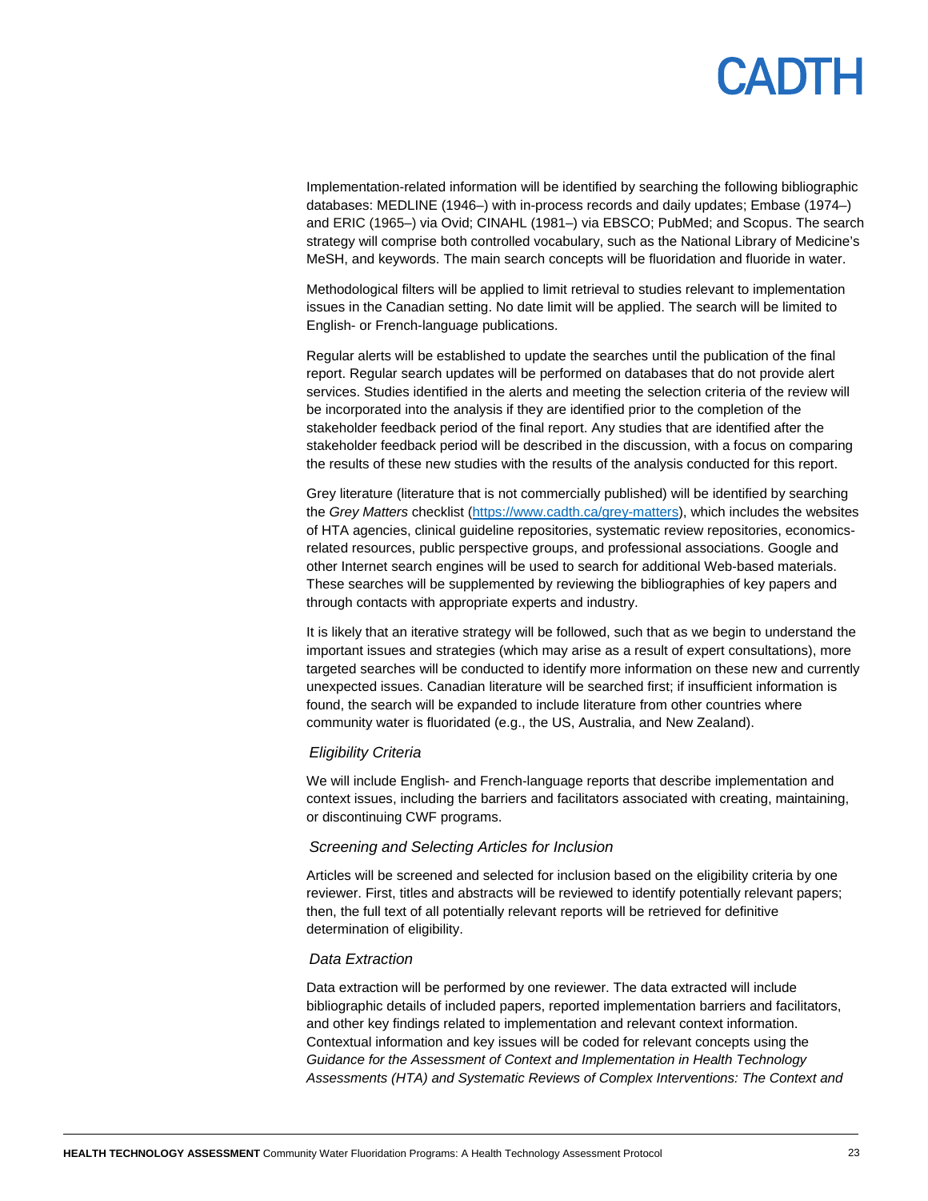Implementation-related information will be identified by searching the following bibliographic databases: MEDLINE (1946–) with in-process records and daily updates; Embase (1974–) and ERIC (1965–) via Ovid; CINAHL (1981–) via EBSCO; PubMed; and Scopus. The search strategy will comprise both controlled vocabulary, such as the National Library of Medicine's MeSH, and keywords. The main search concepts will be fluoridation and fluoride in water.

Methodological filters will be applied to limit retrieval to studies relevant to implementation issues in the Canadian setting. No date limit will be applied. The search will be limited to English- or French-language publications.

Regular alerts will be established to update the searches until the publication of the final report. Regular search updates will be performed on databases that do not provide alert services. Studies identified in the alerts and meeting the selection criteria of the review will be incorporated into the analysis if they are identified prior to the completion of the stakeholder feedback period of the final report. Any studies that are identified after the stakeholder feedback period will be described in the discussion, with a focus on comparing the results of these new studies with the results of the analysis conducted for this report.

Grey literature (literature that is not commercially published) will be identified by searching the *Grey Matters* checklist (https://www.cadth.ca/grey-matters), which includes the websites of HTA agencies, clinical guideline repositories, systematic review repositories, economics-related resources, public perspective groups, and professional associations. Google and other Internet search engines will be used to search for additional Web-based materials. These searches will be supplemented by reviewing the bibliographies of key papers and through contacts with appropriate experts and industry.

It is likely that an iterative strategy will be followed, such that as we begin to understand the important issues and strategies (which may arise as a result of expert consultations), more targeted searches will be conducted to identify more information on these new and currently unexpected issues. Canadian literature will be searched first; if insufficient information is found, the search will be expanded to include literature from other countries where community water is fluoridated (e.g., the US, Australia, and New Zealand).

### *Eligibility Criteria*

We will include English- and French-language reports that describe implementation and context issues, including the barriers and facilitators associated with creating, maintaining, or discontinuing CWF programs.

### *Screening and Selecting Articles for Inclusion*

Articles will be screened and selected for inclusion based on the eligibility criteria by one reviewer. First, titles and abstracts will be reviewed to identify potentially relevant papers; then, the full text of all potentially relevant reports will be retrieved for definitive determination of eligibility.

### *Data Extraction*

Data extraction will be performed by one reviewer. The data extracted will include bibliographic details of included papers, reported implementation barriers and facilitators, and other key findings related to implementation and relevant context information. Contextual information and key issues will be coded for relevant concepts using the *Guidance for the Assessment of Context and Implementation in Health Technology Assessments (HTA) and Systematic Reviews of Complex Interventions: The Context and*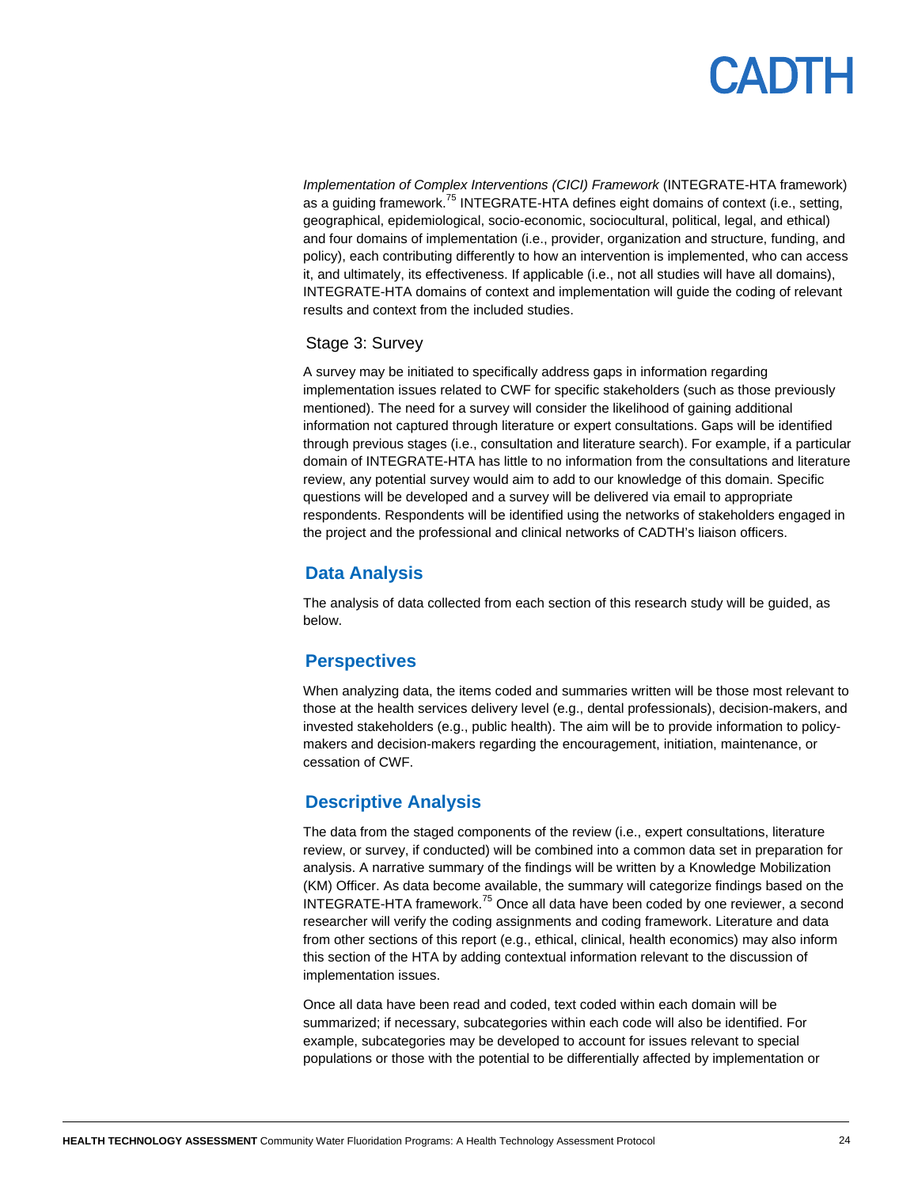*Implementation of Complex Interventions (CICI) Framework* (INTEGRATE-HTA framework) as a guiding framework.[75] INTEGRATE-HTA defines eight domains of context (i.e., setting, geographical, epidemiological, socio-economic, sociocultural, political, legal, and ethical) and four domains of implementation (i.e., provider, organization and structure, funding, and policy), each contributing differently to how an intervention is implemented, who can access it, and ultimately, its effectiveness. If applicable (i.e., not all studies will have all domains), INTEGRATE-HTA domains of context and implementation will guide the coding of relevant results and context from the included studies.

### Stage 3: Survey

A survey may be initiated to specifically address gaps in information regarding implementation issues related to CWF for specific stakeholders (such as those previously mentioned). The need for a survey will consider the likelihood of gaining additional information not captured through literature or expert consultations. Gaps will be identified through previous stages (i.e., consultation and literature search). For example, if a particular domain of INTEGRATE-HTA has little to no information from the consultations and literature review, any potential survey would aim to add to our knowledge of this domain. Specific questions will be developed and a survey will be delivered via email to appropriate respondents. Respondents will be identified using the networks of stakeholders engaged in the project and the professional and clinical networks of CADTH's liaison officers.

## Data Analysis

The analysis of data collected from each section of this research study will be guided, as below.

## Perspectives

When analyzing data, the items coded and summaries written will be those most relevant to those at the health services delivery level (e.g., dental professionals), decision-makers, and invested stakeholders (e.g., public health). The aim will be to provide information to policy-makers and decision-makers regarding the encouragement, initiation, maintenance, or cessation of CWF.

## Descriptive Analysis

The data from the staged components of the review (i.e., expert consultations, literature review, or survey, if conducted) will be combined into a common data set in preparation for analysis. A narrative summary of the findings will be written by a Knowledge Mobilization (KM) Officer. As data become available, the summary will categorize findings based on the INTEGRATE-HTA framework.[75] Once all data have been coded by one reviewer, a second researcher will verify the coding assignments and coding framework. Literature and data from other sections of this report (e.g., ethical, clinical, health economics) may also inform this section of the HTA by adding contextual information relevant to the discussion of implementation issues.

Once all data have been read and coded, text coded within each domain will be summarized; if necessary, subcategories within each code will also be identified. For example, subcategories may be developed to account for issues relevant to special populations or those with the potential to be differentially affected by implementation or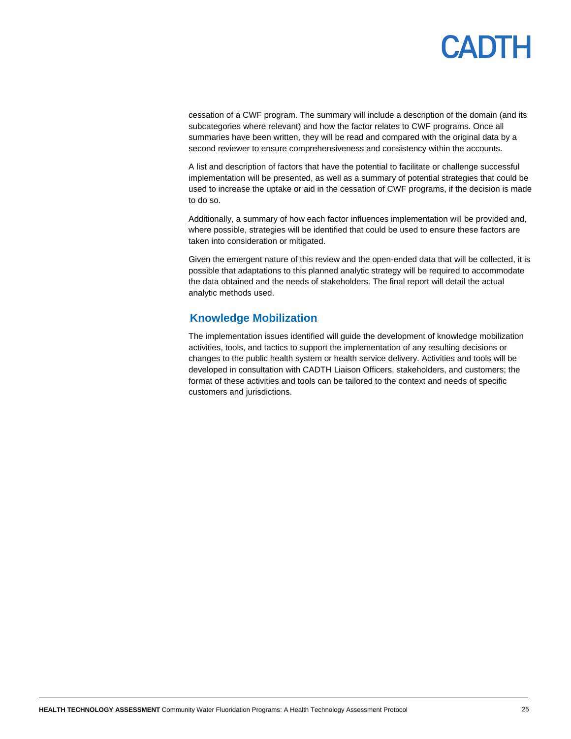cessation of a CWF program. The summary will include a description of the domain (and its subcategories where relevant) and how the factor relates to CWF programs. Once all summaries have been written, they will be read and compared with the original data by a second reviewer to ensure comprehensiveness and consistency within the accounts.

A list and description of factors that have the potential to facilitate or challenge successful implementation will be presented, as well as a summary of potential strategies that could be used to increase the uptake or aid in the cessation of CWF programs, if the decision is made to do so.

Additionally, a summary of how each factor influences implementation will be provided and, where possible, strategies will be identified that could be used to ensure these factors are taken into consideration or mitigated.

Given the emergent nature of this review and the open-ended data that will be collected, it is possible that adaptations to this planned analytic strategy will be required to accommodate the data obtained and the needs of stakeholders. The final report will detail the actual analytic methods used.

## Knowledge Mobilization

The implementation issues identified will guide the development of knowledge mobilization activities, tools, and tactics to support the implementation of any resulting decisions or changes to the public health system or health service delivery. Activities and tools will be developed in consultation with CADTH Liaison Officers, stakeholders, and customers; the format of these activities and tools can be tailored to the context and needs of specific customers and jurisdictions.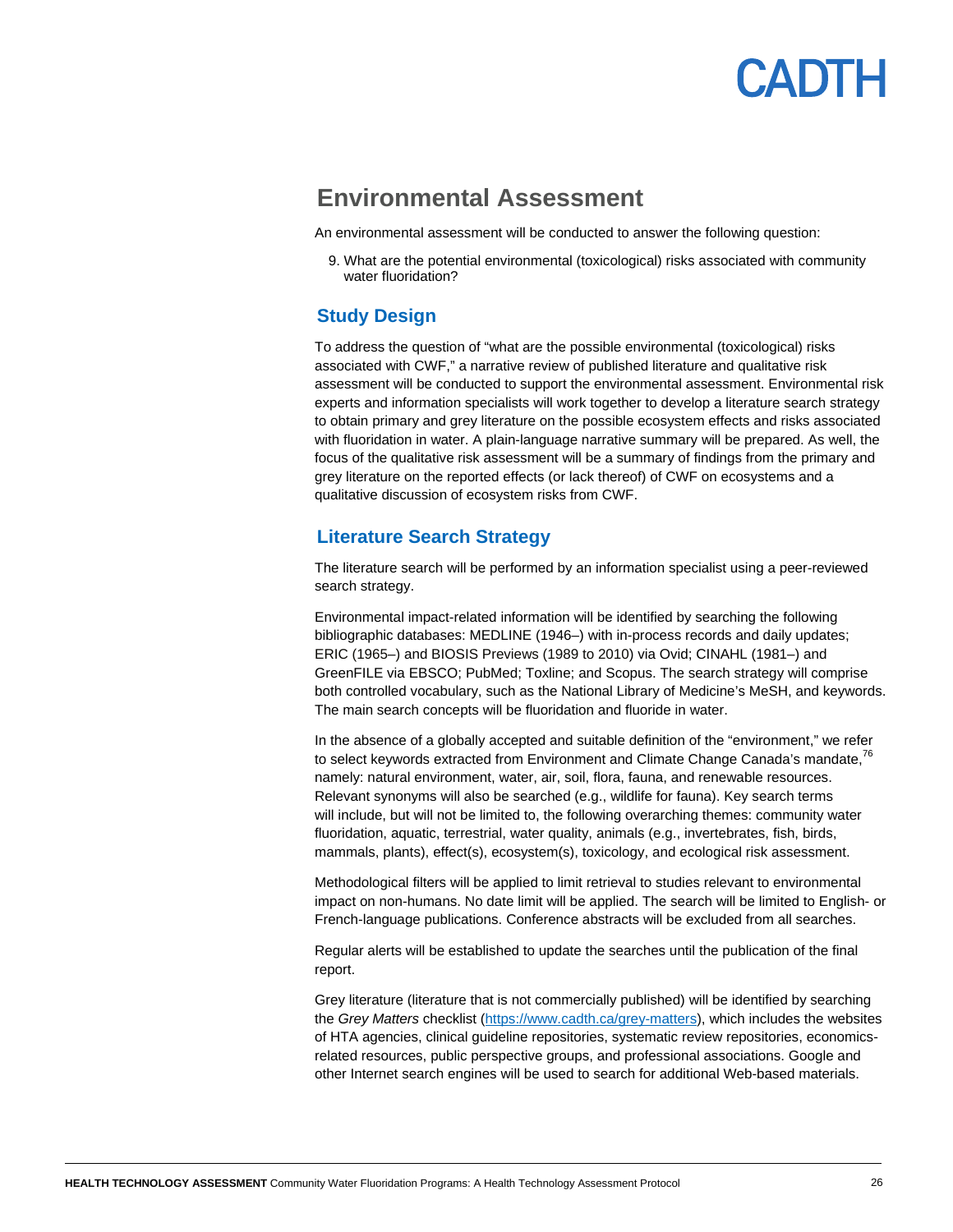# Environmental Assessment

An environmental assessment will be conducted to answer the following question:

9. What are the potential environmental (toxicological) risks associated with community water fluoridation?

## Study Design

To address the question of "what are the possible environmental (toxicological) risks associated with CWF," a narrative review of published literature and qualitative risk assessment will be conducted to support the environmental assessment. Environmental risk experts and information specialists will work together to develop a literature search strategy to obtain primary and grey literature on the possible ecosystem effects and risks associated with fluoridation in water. A plain-language narrative summary will be prepared. As well, the focus of the qualitative risk assessment will be a summary of findings from the primary and grey literature on the reported effects (or lack thereof) of CWF on ecosystems and a qualitative discussion of ecosystem risks from CWF.

## Literature Search Strategy

The literature search will be performed by an information specialist using a peer-reviewed search strategy.

Environmental impact-related information will be identified by searching the following bibliographic databases: MEDLINE (1946–) with in-process records and daily updates; ERIC (1965–) and BIOSIS Previews (1989 to 2010) via Ovid; CINAHL (1981–) and GreenFILE via EBSCO; PubMed; Toxline; and Scopus. The search strategy will comprise both controlled vocabulary, such as the National Library of Medicine's MeSH, and keywords. The main search concepts will be fluoridation and fluoride in water.

In the absence of a globally accepted and suitable definition of the "environment," we refer to select keywords extracted from Environment and Climate Change Canada's mandate,[76] namely: natural environment, water, air, soil, flora, fauna, and renewable resources. Relevant synonyms will also be searched (e.g., wildlife for fauna). Key search terms will include, but will not be limited to, the following overarching themes: community water fluoridation, aquatic, terrestrial, water quality, animals (e.g., invertebrates, fish, birds, mammals, plants), effect(s), ecosystem(s), toxicology, and ecological risk assessment.

Methodological filters will be applied to limit retrieval to studies relevant to environmental impact on non-humans. No date limit will be applied. The search will be limited to English- or French-language publications. Conference abstracts will be excluded from all searches.

Regular alerts will be established to update the searches until the publication of the final report.

Grey literature (literature that is not commercially published) will be identified by searching the *Grey Matters* checklist (https://www.cadth.ca/grey-matters), which includes the websites of HTA agencies, clinical guideline repositories, systematic review repositories, economics-related resources, public perspective groups, and professional associations. Google and other Internet search engines will be used to search for additional Web-based materials.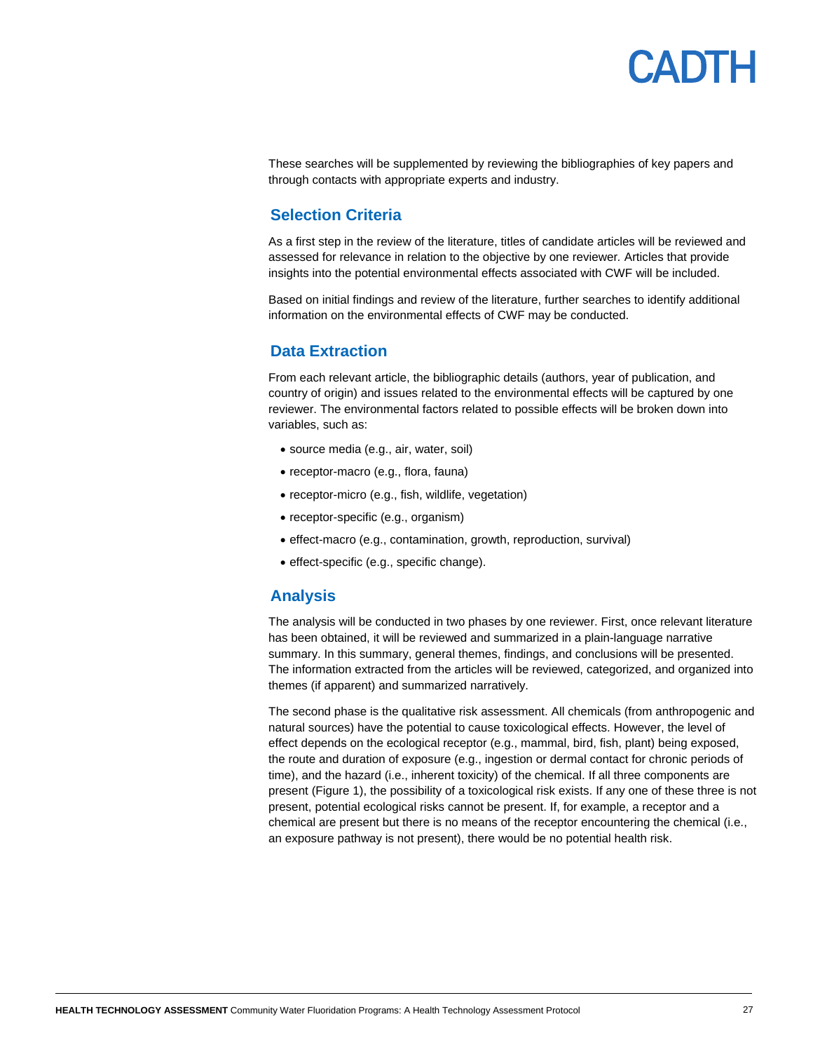These searches will be supplemented by reviewing the bibliographies of key papers and through contacts with appropriate experts and industry.

## Selection Criteria

As a first step in the review of the literature, titles of candidate articles will be reviewed and assessed for relevance in relation to the objective by one reviewer. Articles that provide insights into the potential environmental effects associated with CWF will be included.

Based on initial findings and review of the literature, further searches to identify additional information on the environmental effects of CWF may be conducted.

## Data Extraction

From each relevant article, the bibliographic details (authors, year of publication, and country of origin) and issues related to the environmental effects will be captured by one reviewer. The environmental factors related to possible effects will be broken down into variables, such as:

- source media (e.g., air, water, soil)
- receptor-macro (e.g., flora, fauna)
- receptor-micro (e.g., fish, wildlife, vegetation)
- receptor-specific (e.g., organism)
- effect-macro (e.g., contamination, growth, reproduction, survival)
- effect-specific (e.g., specific change).

## Analysis

The analysis will be conducted in two phases by one reviewer. First, once relevant literature has been obtained, it will be reviewed and summarized in a plain-language narrative summary. In this summary, general themes, findings, and conclusions will be presented. The information extracted from the articles will be reviewed, categorized, and organized into themes (if apparent) and summarized narratively.

The second phase is the qualitative risk assessment. All chemicals (from anthropogenic and natural sources) have the potential to cause toxicological effects. However, the level of effect depends on the ecological receptor (e.g., mammal, bird, fish, plant) being exposed, the route and duration of exposure (e.g., ingestion or dermal contact for chronic periods of time), and the hazard (i.e., inherent toxicity) of the chemical. If all three components are present (Figure 1), the possibility of a toxicological risk exists. If any one of these three is not present, potential ecological risks cannot be present. If, for example, a receptor and a chemical are present but there is no means of the receptor encountering the chemical (i.e., an exposure pathway is not present), there would be no potential health risk.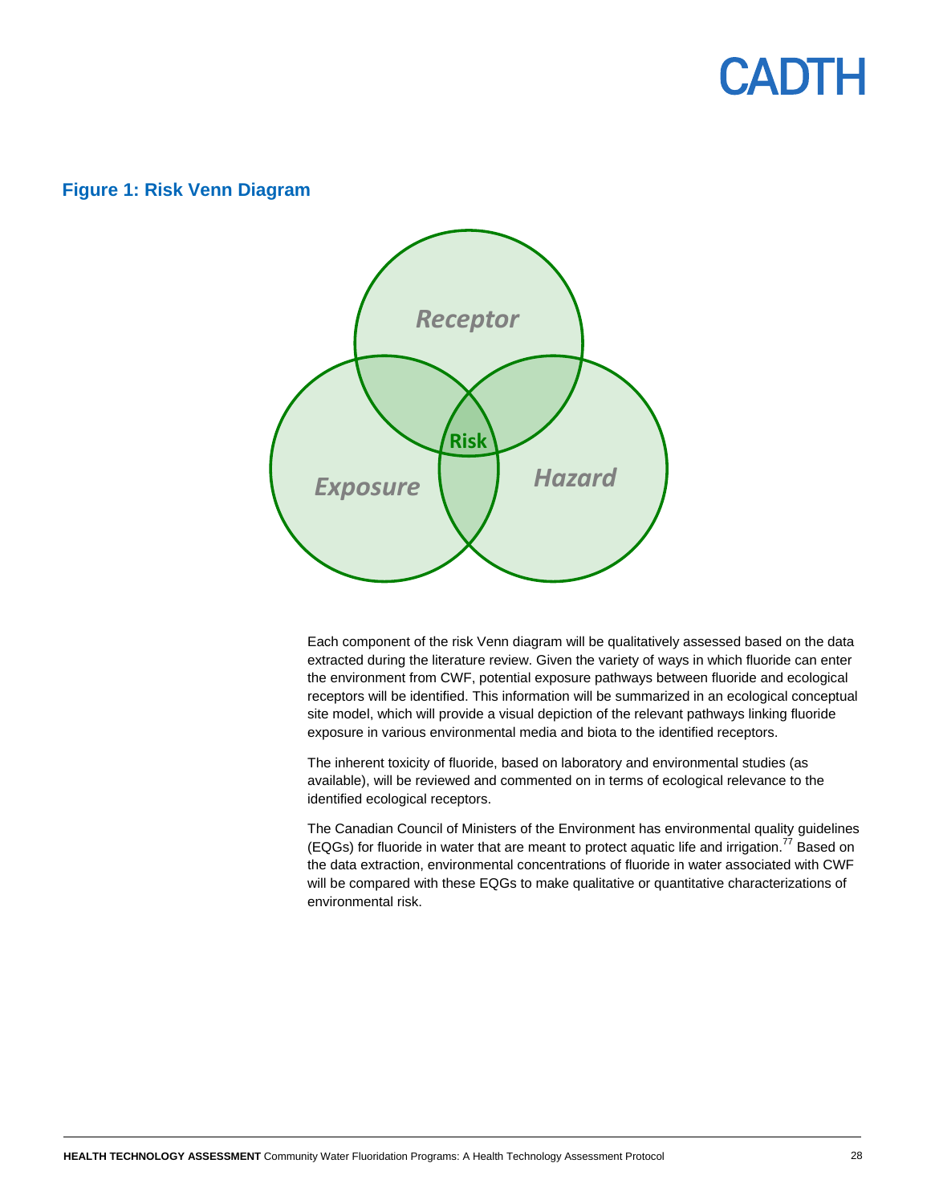### Figure 1: Risk Venn Diagram

Receptor

Risk

Exposure

Hazard

Each component of the risk Venn diagram will be qualitatively assessed based on the data extracted during the literature review. Given the variety of ways in which fluoride can enter the environment from CWF, potential exposure pathways between fluoride and ecological receptors will be identified. This information will be summarized in an ecological conceptual site model, which will provide a visual depiction of the relevant pathways linking fluoride exposure in various environmental media and biota to the identified receptors.

The inherent toxicity of fluoride, based on laboratory and environmental studies (as available), will be reviewed and commented on in terms of ecological relevance to the identified ecological receptors.

The Canadian Council of Ministers of the Environment has environmental quality guidelines (EQGs) for fluoride in water that are meant to protect aquatic life and irrigation.[77] Based on the data extraction, environmental concentrations of fluoride in water associated with CWF will be compared with these EQGs to make qualitative or quantitative characterizations of environmental risk.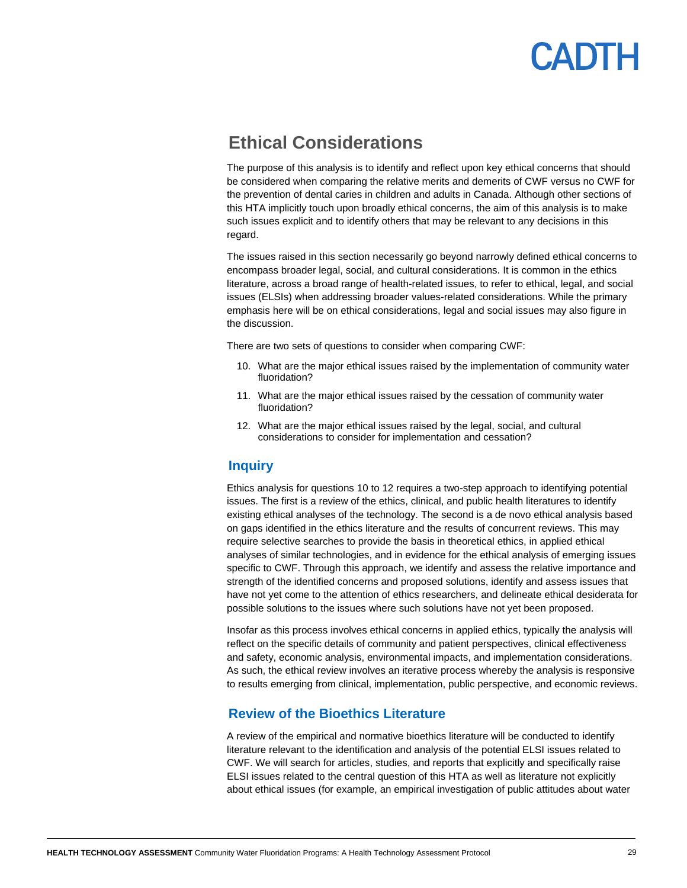## Ethical Considerations

The purpose of this analysis is to identify and reflect upon key ethical concerns that should be considered when comparing the relative merits and demerits of CWF versus no CWF for the prevention of dental caries in children and adults in Canada. Although other sections of this HTA implicitly touch upon broadly ethical concerns, the aim of this analysis is to make such issues explicit and to identify others that may be relevant to any decisions in this regard.

The issues raised in this section necessarily go beyond narrowly defined ethical concerns to encompass broader legal, social, and cultural considerations. It is common in the ethics literature, across a broad range of health-related issues, to refer to ethical, legal, and social issues (ELSIs) when addressing broader values-related considerations. While the primary emphasis here will be on ethical considerations, legal and social issues may also figure in the discussion.

There are two sets of questions to consider when comparing CWF:

10. What are the major ethical issues raised by the implementation of community water fluoridation?
11. What are the major ethical issues raised by the cessation of community water fluoridation?
12. What are the major ethical issues raised by the legal, social, and cultural considerations to consider for implementation and cessation?

### Inquiry

Ethics analysis for questions 10 to 12 requires a two-step approach to identifying potential issues. The first is a review of the ethics, clinical, and public health literatures to identify existing ethical analyses of the technology. The second is a de novo ethical analysis based on gaps identified in the ethics literature and the results of concurrent reviews. This may require selective searches to provide the basis in theoretical ethics, in applied ethical analyses of similar technologies, and in evidence for the ethical analysis of emerging issues specific to CWF. Through this approach, we identify and assess the relative importance and strength of the identified concerns and proposed solutions, identify and assess issues that have not yet come to the attention of ethics researchers, and delineate ethical desiderata for possible solutions to the issues where such solutions have not yet been proposed.

Insofar as this process involves ethical concerns in applied ethics, typically the analysis will reflect on the specific details of community and patient perspectives, clinical effectiveness and safety, economic analysis, environmental impacts, and implementation considerations. As such, the ethical review involves an iterative process whereby the analysis is responsive to results emerging from clinical, implementation, public perspective, and economic reviews.

### Review of the Bioethics Literature

A review of the empirical and normative bioethics literature will be conducted to identify literature relevant to the identification and analysis of the potential ELSI issues related to CWF. We will search for articles, studies, and reports that explicitly and specifically raise ELSI issues related to the central question of this HTA as well as literature not explicitly about ethical issues (for example, an empirical investigation of public attitudes about water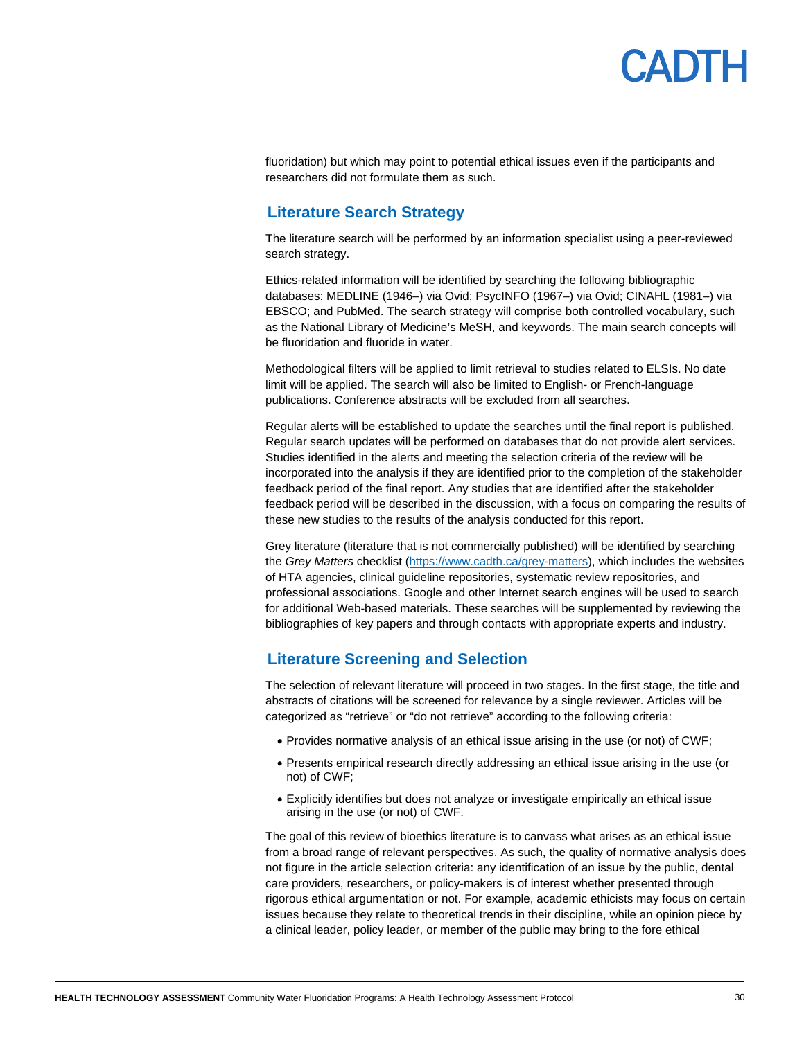fluoridation) but which may point to potential ethical issues even if the participants and researchers did not formulate them as such.

## Literature Search Strategy

The literature search will be performed by an information specialist using a peer-reviewed search strategy.

Ethics-related information will be identified by searching the following bibliographic databases: MEDLINE (1946–) via Ovid; PsycINFO (1967–) via Ovid; CINAHL (1981–) via EBSCO; and PubMed. The search strategy will comprise both controlled vocabulary, such as the National Library of Medicine's MeSH, and keywords. The main search concepts will be fluoridation and fluoride in water.

Methodological filters will be applied to limit retrieval to studies related to ELSIs. No date limit will be applied. The search will also be limited to English- or French-language publications. Conference abstracts will be excluded from all searches.

Regular alerts will be established to update the searches until the final report is published. Regular search updates will be performed on databases that do not provide alert services. Studies identified in the alerts and meeting the selection criteria of the review will be incorporated into the analysis if they are identified prior to the completion of the stakeholder feedback period of the final report. Any studies that are identified after the stakeholder feedback period will be described in the discussion, with a focus on comparing the results of these new studies to the results of the analysis conducted for this report.

Grey literature (literature that is not commercially published) will be identified by searching the *Grey Matters* checklist (https://www.cadth.ca/grey-matters), which includes the websites of HTA agencies, clinical guideline repositories, systematic review repositories, and professional associations. Google and other Internet search engines will be used to search for additional Web-based materials. These searches will be supplemented by reviewing the bibliographies of key papers and through contacts with appropriate experts and industry.

## Literature Screening and Selection

The selection of relevant literature will proceed in two stages. In the first stage, the title and abstracts of citations will be screened for relevance by a single reviewer. Articles will be categorized as "retrieve" or "do not retrieve" according to the following criteria:

- Provides normative analysis of an ethical issue arising in the use (or not) of CWF;
- Presents empirical research directly addressing an ethical issue arising in the use (or not) of CWF;
- Explicitly identifies but does not analyze or investigate empirically an ethical issue arising in the use (or not) of CWF.

The goal of this review of bioethics literature is to canvass what arises as an ethical issue from a broad range of relevant perspectives. As such, the quality of normative analysis does not figure in the article selection criteria: any identification of an issue by the public, dental care providers, researchers, or policy-makers is of interest whether presented through rigorous ethical argumentation or not. For example, academic ethicists may focus on certain issues because they relate to theoretical trends in their discipline, while an opinion piece by a clinical leader, policy leader, or member of the public may bring to the fore ethical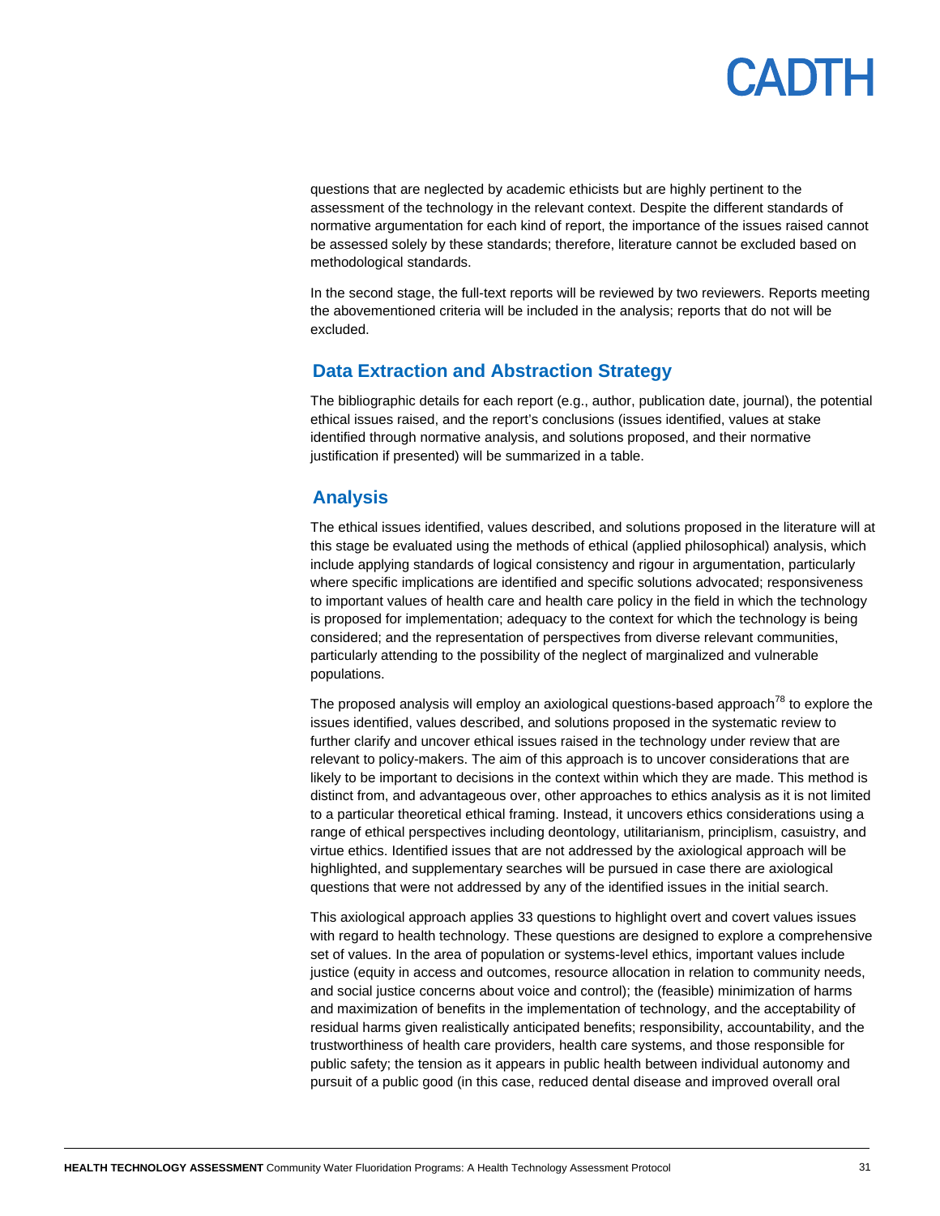questions that are neglected by academic ethicists but are highly pertinent to the assessment of the technology in the relevant context. Despite the different standards of normative argumentation for each kind of report, the importance of the issues raised cannot be assessed solely by these standards; therefore, literature cannot be excluded based on methodological standards.

In the second stage, the full-text reports will be reviewed by two reviewers. Reports meeting the abovementioned criteria will be included in the analysis; reports that do not will be excluded.

## Data Extraction and Abstraction Strategy

The bibliographic details for each report (e.g., author, publication date, journal), the potential ethical issues raised, and the report's conclusions (issues identified, values at stake identified through normative analysis, and solutions proposed, and their normative justification if presented) will be summarized in a table.

## Analysis

The ethical issues identified, values described, and solutions proposed in the literature will at this stage be evaluated using the methods of ethical (applied philosophical) analysis, which include applying standards of logical consistency and rigour in argumentation, particularly where specific implications are identified and specific solutions advocated; responsiveness to important values of health care and health care policy in the field in which the technology is proposed for implementation; adequacy to the context for which the technology is being considered; and the representation of perspectives from diverse relevant communities, particularly attending to the possibility of the neglect of marginalized and vulnerable populations.

The proposed analysis will employ an axiological questions-based approach[78] to explore the issues identified, values described, and solutions proposed in the systematic review to further clarify and uncover ethical issues raised in the technology under review that are relevant to policy-makers. The aim of this approach is to uncover considerations that are likely to be important to decisions in the context within which they are made. This method is distinct from, and advantageous over, other approaches to ethics analysis as it is not limited to a particular theoretical ethical framing. Instead, it uncovers ethics considerations using a range of ethical perspectives including deontology, utilitarianism, principlism, casuistry, and virtue ethics. Identified issues that are not addressed by the axiological approach will be highlighted, and supplementary searches will be pursued in case there are axiological questions that were not addressed by any of the identified issues in the initial search.

This axiological approach applies 33 questions to highlight overt and covert values issues with regard to health technology. These questions are designed to explore a comprehensive set of values. In the area of population or systems-level ethics, important values include justice (equity in access and outcomes, resource allocation in relation to community needs, and social justice concerns about voice and control); the (feasible) minimization of harms and maximization of benefits in the implementation of technology, and the acceptability of residual harms given realistically anticipated benefits; responsibility, accountability, and the trustworthiness of health care providers, health care systems, and those responsible for public safety; the tension as it appears in public health between individual autonomy and pursuit of a public good (in this case, reduced dental disease and improved overall oral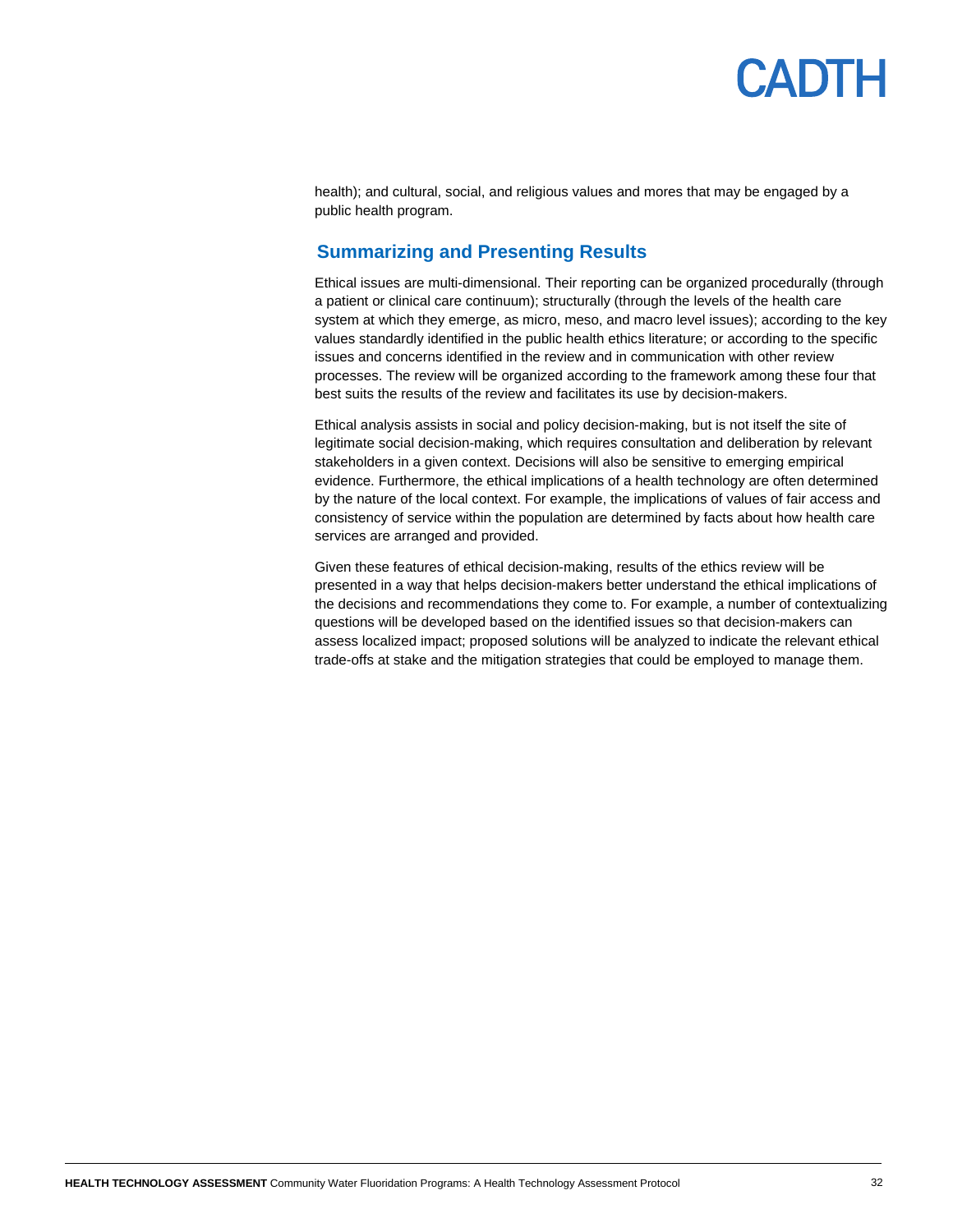health); and cultural, social, and religious values and mores that may be engaged by a public health program.

## Summarizing and Presenting Results

Ethical issues are multi-dimensional. Their reporting can be organized procedurally (through a patient or clinical care continuum); structurally (through the levels of the health care system at which they emerge, as micro, meso, and macro level issues); according to the key values standardly identified in the public health ethics literature; or according to the specific issues and concerns identified in the review and in communication with other review processes. The review will be organized according to the framework among these four that best suits the results of the review and facilitates its use by decision-makers.

Ethical analysis assists in social and policy decision-making, but is not itself the site of legitimate social decision-making, which requires consultation and deliberation by relevant stakeholders in a given context. Decisions will also be sensitive to emerging empirical evidence. Furthermore, the ethical implications of a health technology are often determined by the nature of the local context. For example, the implications of values of fair access and consistency of service within the population are determined by facts about how health care services are arranged and provided.

Given these features of ethical decision-making, results of the ethics review will be presented in a way that helps decision-makers better understand the ethical implications of the decisions and recommendations they come to. For example, a number of contextualizing questions will be developed based on the identified issues so that decision-makers can assess localized impact; proposed solutions will be analyzed to indicate the relevant ethical trade-offs at stake and the mitigation strategies that could be employed to manage them.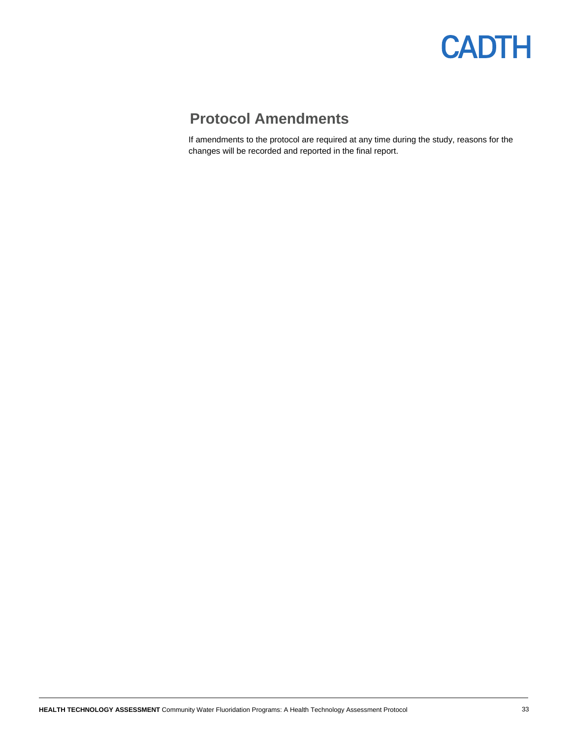## Protocol Amendments

If amendments to the protocol are required at any time during the study, reasons for the changes will be recorded and reported in the final report.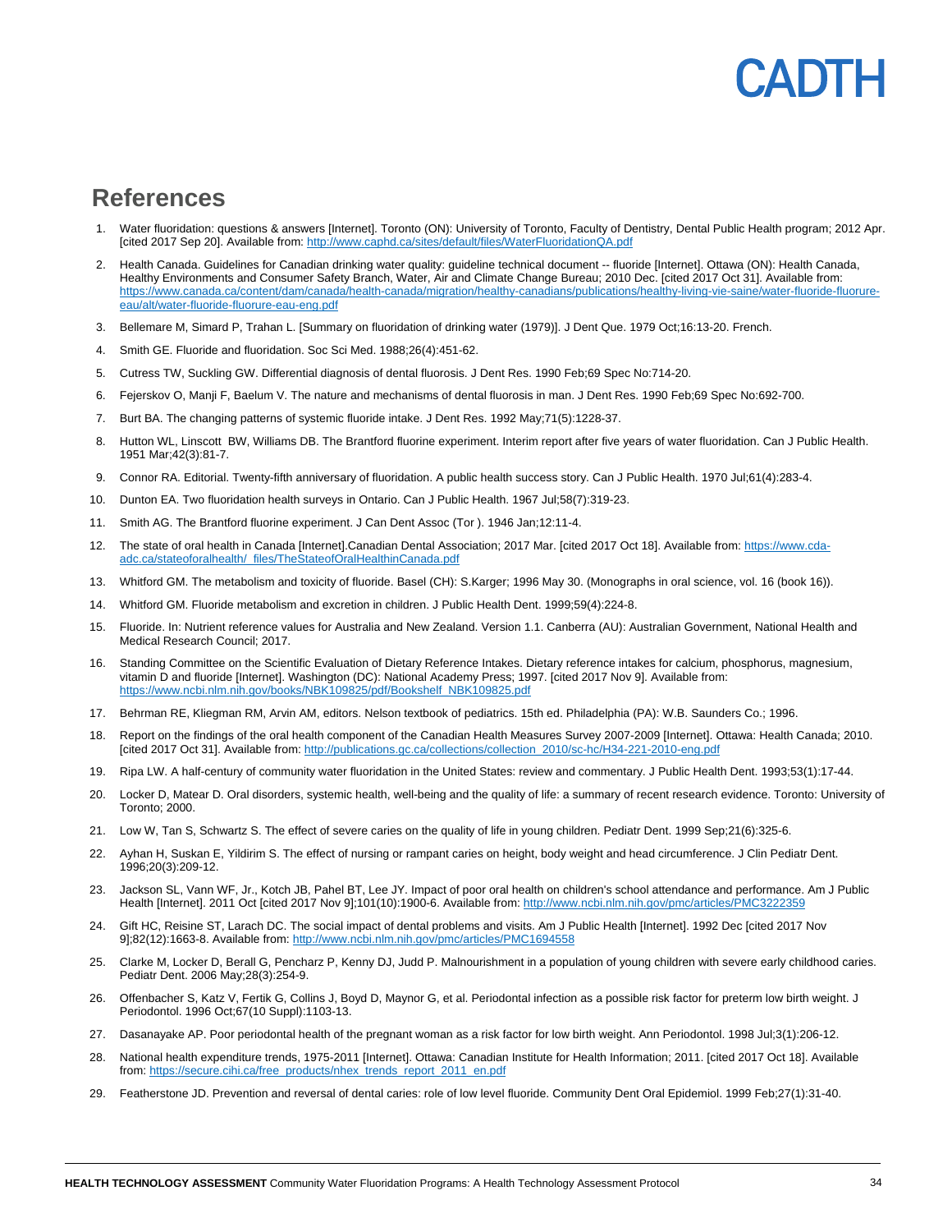## References

1. Water fluoridation: questions & answers [Internet]. Toronto (ON): University of Toronto, Faculty of Dentistry, Dental Public Health program; 2012 Apr. [cited 2017 Sep 20]. Available from: http://www.caphd.ca/sites/default/files/WaterFluoridationQA.pdf
2. Health Canada. Guidelines for Canadian drinking water quality: guideline technical document -- fluoride [Internet]. Ottawa (ON): Health Canada, Healthy Environments and Consumer Safety Branch, Water, Air and Climate Change Bureau; 2010 Dec. [cited 2017 Oct 31]. Available from: https://www.canada.ca/content/dam/canada/health-canada/migration/healthy-canadians/publications/healthy-living-vie-saine/water-fluoride-fluorure-eau/alt/water-fluoride-fluorure-eau-eng.pdf
3. Bellemare M, Simard P, Trahan L. [Summary on fluoridation of drinking water (1979)]. J Dent Que. 1979 Oct;16:13-20. French.
4. Smith GE. Fluoride and fluoridation. Soc Sci Med. 1988;26(4):451-62.
5. Cutress TW, Suckling GW. Differential diagnosis of dental fluorosis. J Dent Res. 1990 Feb;69 Spec No:714-20.
6. Fejerskov O, Manji F, Baelum V. The nature and mechanisms of dental fluorosis in man. J Dent Res. 1990 Feb;69 Spec No:692-700.
7. Burt BA. The changing patterns of systemic fluoride intake. J Dent Res. 1992 May;71(5):1228-37.
8. Hutton WL, Linscott BW, Williams DB. The Brantford fluorine experiment. Interim report after five years of water fluoridation. Can J Public Health. 1951 Mar;42(3):81-7.
9. Connor RA. Editorial. Twenty-fifth anniversary of fluoridation. A public health success story. Can J Public Health. 1970 Jul;61(4):283-4.
10. Dunton EA. Two fluoridation health surveys in Ontario. Can J Public Health. 1967 Jul;58(7):319-23.
11. Smith AG. The Brantford fluorine experiment. J Can Dent Assoc (Tor ). 1946 Jan;12:11-4.
12. The state of oral health in Canada [Internet].Canadian Dental Association; 2017 Mar. [cited 2017 Oct 18]. Available from: https://www.cda-adc.ca/stateoforalhealth/_files/TheStateofOralHealthinCanada.pdf
13. Whitford GM. The metabolism and toxicity of fluoride. Basel (CH): S.Karger; 1996 May 30. (Monographs in oral science, vol. 16 (book 16)).
14. Whitford GM. Fluoride metabolism and excretion in children. J Public Health Dent. 1999;59(4):224-8.
15. Fluoride. In: Nutrient reference values for Australia and New Zealand. Version 1.1. Canberra (AU): Australian Government, National Health and Medical Research Council; 2017.
16. Standing Committee on the Scientific Evaluation of Dietary Reference Intakes. Dietary reference intakes for calcium, phosphorus, magnesium, vitamin D and fluoride [Internet]. Washington (DC): National Academy Press; 1997. [cited 2017 Nov 9]. Available from: https://www.ncbi.nlm.nih.gov/books/NBK109825/pdf/Bookshelf_NBK109825.pdf
17. Behrman RE, Kliegman RM, Arvin AM, editors. Nelson textbook of pediatrics. 15th ed. Philadelphia (PA): W.B. Saunders Co.; 1996.
18. Report on the findings of the oral health component of the Canadian Health Measures Survey 2007-2009 [Internet]. Ottawa: Health Canada; 2010. [cited 2017 Oct 31]. Available from: http://publications.gc.ca/collections/collection_2010/sc-hc/H34-221-2010-eng.pdf
19. Ripa LW. A half-century of community water fluoridation in the United States: review and commentary. J Public Health Dent. 1993;53(1):17-44.
20. Locker D, Matear D. Oral disorders, systemic health, well-being and the quality of life: a summary of recent research evidence. Toronto: University of Toronto; 2000.
21. Low W, Tan S, Schwartz S. The effect of severe caries on the quality of life in young children. Pediatr Dent. 1999 Sep;21(6):325-6.
22. Ayhan H, Suskan E, Yildirim S. The effect of nursing or rampant caries on height, body weight and head circumference. J Clin Pediatr Dent. 1996;20(3):209-12.
23. Jackson SL, Vann WF, Jr., Kotch JB, Pahel BT, Lee JY. Impact of poor oral health on children's school attendance and performance. Am J Public Health [Internet]. 2011 Oct [cited 2017 Nov 9];101(10):1900-6. Available from: http://www.ncbi.nlm.nih.gov/pmc/articles/PMC3222359
24. Gift HC, Reisine ST, Larach DC. The social impact of dental problems and visits. Am J Public Health [Internet]. 1992 Dec [cited 2017 Nov 9];82(12):1663-8. Available from: http://www.ncbi.nlm.nih.gov/pmc/articles/PMC1694558
25. Clarke M, Locker D, Berall G, Pencharz P, Kenny DJ, Judd P. Malnourishment in a population of young children with severe early childhood caries. Pediatr Dent. 2006 May;28(3):254-9.
26. Offenbacher S, Katz V, Fertik G, Collins J, Boyd D, Maynor G, et al. Periodontal infection as a possible risk factor for preterm low birth weight. J Periodontol. 1996 Oct;67(10 Suppl):1103-13.
27. Dasanayake AP. Poor periodontal health of the pregnant woman as a risk factor for low birth weight. Ann Periodontol. 1998 Jul;3(1):206-12.
28. National health expenditure trends, 1975-2011 [Internet]. Ottawa: Canadian Institute for Health Information; 2011. [cited 2017 Oct 18]. Available from: https://secure.cihi.ca/free_products/nhex_trends_report_2011_en.pdf
29. Featherstone JD. Prevention and reversal of dental caries: role of low level fluoride. Community Dent Oral Epidemiol. 1999 Feb;27(1):31-40.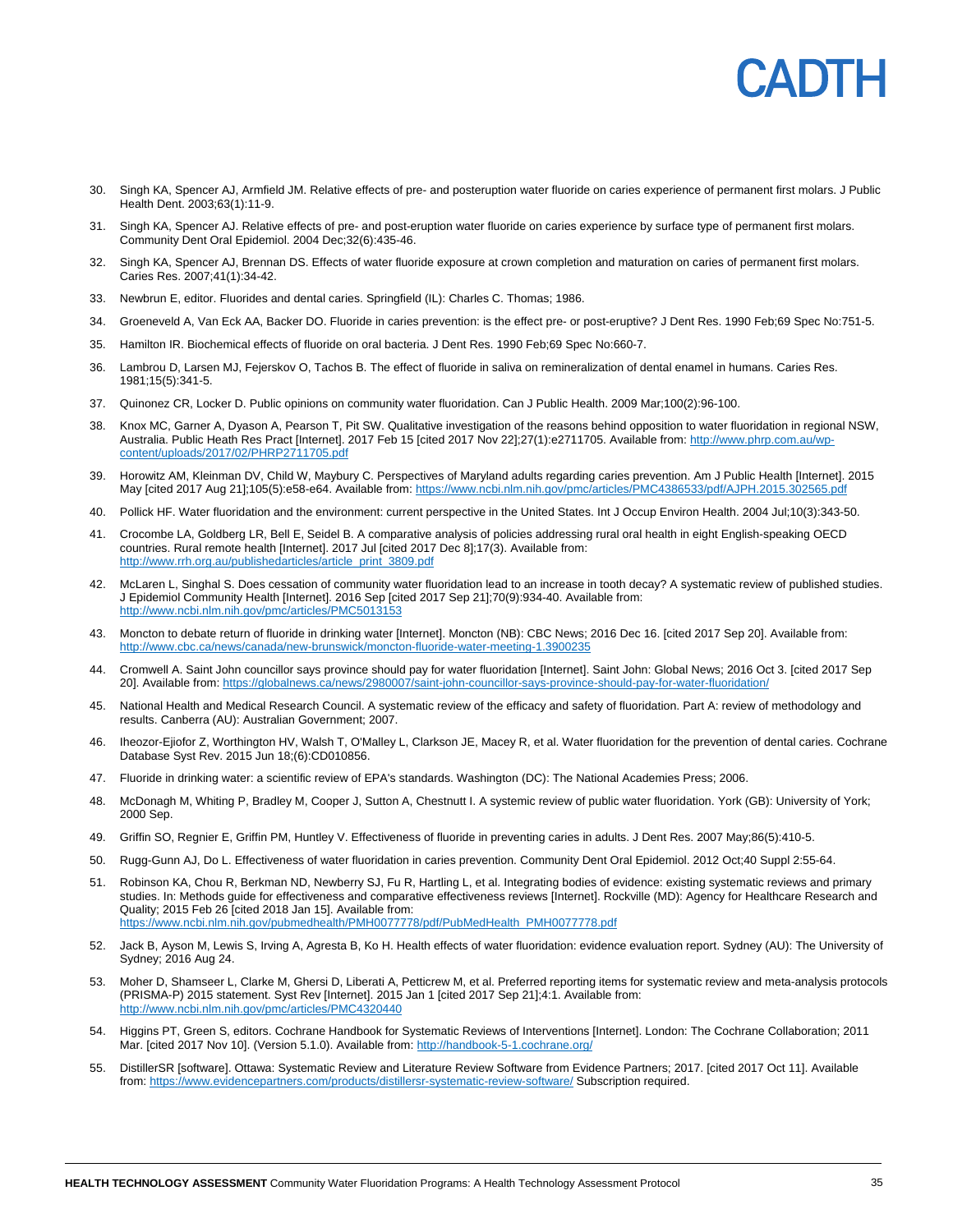30. Singh KA, Spencer AJ, Armfield JM. Relative effects of pre- and posteruption water fluoride on caries experience of permanent first molars. J Public Health Dent. 2003;63(1):11-9.
31. Singh KA, Spencer AJ. Relative effects of pre- and post-eruption water fluoride on caries experience by surface type of permanent first molars. Community Dent Oral Epidemiol. 2004 Dec;32(6):435-46.
32. Singh KA, Spencer AJ, Brennan DS. Effects of water fluoride exposure at crown completion and maturation on caries of permanent first molars. Caries Res. 2007;41(1):34-42.
33. Newbrun E, editor. Fluorides and dental caries. Springfield (IL): Charles C. Thomas; 1986.
34. Groeneveld A, Van Eck AA, Backer DO. Fluoride in caries prevention: is the effect pre- or post-eruptive? J Dent Res. 1990 Feb;69 Spec No:751-5.
35. Hamilton IR. Biochemical effects of fluoride on oral bacteria. J Dent Res. 1990 Feb;69 Spec No:660-7.
36. Lambrou D, Larsen MJ, Fejerskov O, Tachos B. The effect of fluoride in saliva on remineralization of dental enamel in humans. Caries Res. 1981;15(5):341-5.
37. Quinonez CR, Locker D. Public opinions on community water fluoridation. Can J Public Health. 2009 Mar;100(2):96-100.
38. Knox MC, Garner A, Dyason A, Pearson T, Pit SW. Qualitative investigation of the reasons behind opposition to water fluoridation in regional NSW, Australia. Public Heath Res Pract [Internet]. 2017 Feb 15 [cited 2017 Nov 22];27(1):e2711705. Available from: http://www.phrp.com.au/wp-content/uploads/2017/02/PHRP2711705.pdf
39. Horowitz AM, Kleinman DV, Child W, Maybury C. Perspectives of Maryland adults regarding caries prevention. Am J Public Health [Internet]. 2015 May [cited 2017 Aug 21];105(5):e58-e64. Available from: https://www.ncbi.nlm.nih.gov/pmc/articles/PMC4386533/pdf/AJPH.2015.302565.pdf
40. Pollick HF. Water fluoridation and the environment: current perspective in the United States. Int J Occup Environ Health. 2004 Jul;10(3):343-50.
41. Crocombe LA, Goldberg LR, Bell E, Seidel B. A comparative analysis of policies addressing rural oral health in eight English-speaking OECD countries. Rural remote health [Internet]. 2017 Jul [cited 2017 Dec 8];17(3). Available from: http://www.rrh.org.au/publishedarticles/article_print_3809.pdf
42. McLaren L, Singhal S. Does cessation of community water fluoridation lead to an increase in tooth decay? A systematic review of published studies. J Epidemiol Community Health [Internet]. 2016 Sep [cited 2017 Sep 21];70(9):934-40. Available from: http://www.ncbi.nlm.nih.gov/pmc/articles/PMC5013153
43. Moncton to debate return of fluoride in drinking water [Internet]. Moncton (NB): CBC News; 2016 Dec 16. [cited 2017 Sep 20]. Available from: http://www.cbc.ca/news/canada/new-brunswick/moncton-fluoride-water-meeting-1.3900235
44. Cromwell A. Saint John councillor says province should pay for water fluoridation [Internet]. Saint John: Global News; 2016 Oct 3. [cited 2017 Sep 20]. Available from: https://globalnews.ca/news/2980007/saint-john-councillor-says-province-should-pay-for-water-fluoridation/
45. National Health and Medical Research Council. A systematic review of the efficacy and safety of fluoridation. Part A: review of methodology and results. Canberra (AU): Australian Government; 2007.
46. Iheozor-Ejiofor Z, Worthington HV, Walsh T, O'Malley L, Clarkson JE, Macey R, et al. Water fluoridation for the prevention of dental caries. Cochrane Database Syst Rev. 2015 Jun 18;(6):CD010856.
47. Fluoride in drinking water: a scientific review of EPA's standards. Washington (DC): The National Academies Press; 2006.
48. McDonagh M, Whiting P, Bradley M, Cooper J, Sutton A, Chestnutt I. A systemic review of public water fluoridation. York (GB): University of York; 2000 Sep.
49. Griffin SO, Regnier E, Griffin PM, Huntley V. Effectiveness of fluoride in preventing caries in adults. J Dent Res. 2007 May;86(5):410-5.
50. Rugg-Gunn AJ, Do L. Effectiveness of water fluoridation in caries prevention. Community Dent Oral Epidemiol. 2012 Oct;40 Suppl 2:55-64.
51. Robinson KA, Chou R, Berkman ND, Newberry SJ, Fu R, Hartling L, et al. Integrating bodies of evidence: existing systematic reviews and primary studies. In: Methods guide for effectiveness and comparative effectiveness reviews [Internet]. Rockville (MD): Agency for Healthcare Research and Quality; 2015 Feb 26 [cited 2018 Jan 15]. Available from: https://www.ncbi.nlm.nih.gov/pubmedhealth/PMH0077778/pdf/PubMedHealth_PMH0077778.pdf
52. Jack B, Ayson M, Lewis S, Irving A, Agresta B, Ko H. Health effects of water fluoridation: evidence evaluation report. Sydney (AU): The University of Sydney; 2016 Aug 24.
53. Moher D, Shamseer L, Clarke M, Ghersi D, Liberati A, Petticrew M, et al. Preferred reporting items for systematic review and meta-analysis protocols (PRISMA-P) 2015 statement. Syst Rev [Internet]. 2015 Jan 1 [cited 2017 Sep 21];4:1. Available from: http://www.ncbi.nlm.nih.gov/pmc/articles/PMC4320440
54. Higgins PT, Green S, editors. Cochrane Handbook for Systematic Reviews of Interventions [Internet]. London: The Cochrane Collaboration; 2011 Mar. [cited 2017 Nov 10]. (Version 5.1.0). Available from: http://handbook-5-1.cochrane.org/
55. DistillerSR [software]. Ottawa: Systematic Review and Literature Review Software from Evidence Partners; 2017. [cited 2017 Oct 11]. Available from: https://www.evidencepartners.com/products/distillersr-systematic-review-software/ Subscription required.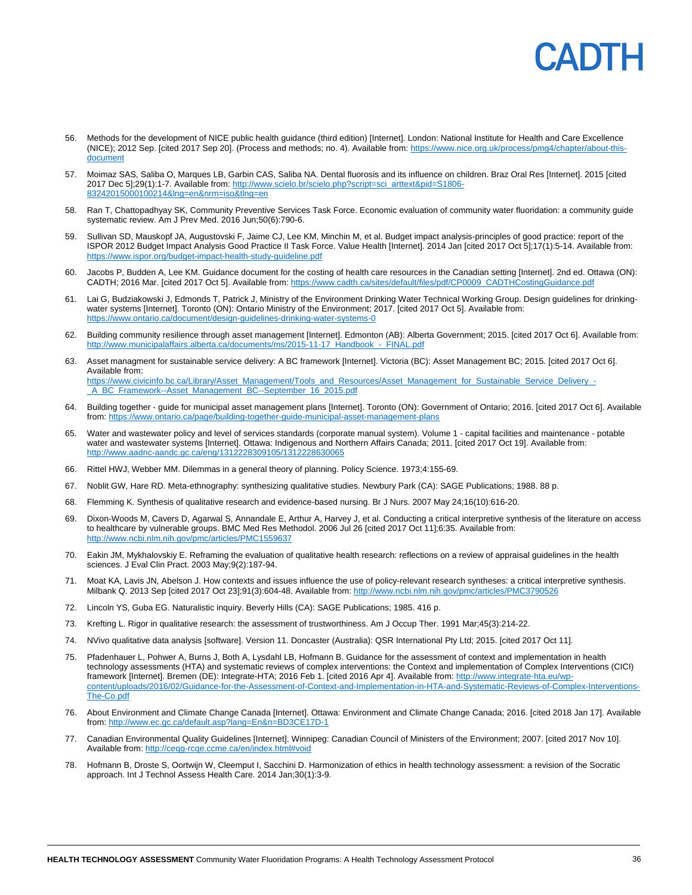56. Methods for the development of NICE public health guidance (third edition) [Internet]. London: National Institute for Health and Care Excellence (NICE); 2012 Sep. [cited 2017 Sep 20]. (Process and methods; no. 4). Available from: https://www.nice.org.uk/process/pmg4/chapter/about-this-document

57. Moimaz SAS, Saliba O, Marques LB, Garbin CAS, Saliba NA. Dental fluorosis and its influence on children. Braz Oral Res [Internet]. 2015 [cited 2017 Dec 5];29(1):1-7. Available from: http://www.scielo.br/scielo.php?script=sci_arttext&pid=S1806-83242015000100214&lng=en&nrm=iso&tlng=en

58. Ran T, Chattopadhyay SK, Community Preventive Services Task Force. Economic evaluation of community water fluoridation: a community guide systematic review. Am J Prev Med. 2016 Jun;50(6):790-6.

59. Sullivan SD, Mauskopf JA, Augustovski F, Jaime CJ, Lee KM, Minchin M, et al. Budget impact analysis-principles of good practice: report of the ISPOR 2012 Budget Impact Analysis Good Practice II Task Force. Value Health [Internet]. 2014 Jan [cited 2017 Oct 5];17(1):5-14. Available from: https://www.ispor.org/budget-impact-health-study-guideline.pdf

60. Jacobs P, Budden A, Lee KM. Guidance document for the costing of health care resources in the Canadian setting [Internet]. 2nd ed. Ottawa (ON): CADTH; 2016 Mar. [cited 2017 Oct 5]. Available from: https://www.cadth.ca/sites/default/files/pdf/CP0009_CADTHCostingGuidance.pdf

61. Lai G, Budziakowski J, Edmonds T, Patrick J, Ministry of the Environment Drinking Water Technical Working Group. Design guidelines for drinking-water systems [Internet]. Toronto (ON): Ontario Ministry of the Environment; 2017. [cited 2017 Oct 5]. Available from: https://www.ontario.ca/document/design-guidelines-drinking-water-systems-0

62. Building community resilience through asset management [Internet]. Edmonton (AB): Alberta Government; 2015. [cited 2017 Oct 6]. Available from: http://www.municipalaffairs.alberta.ca/documents/ms/2015-11-17_Handbook_-_FINAL.pdf

63. Asset managment for sustainable service delivery: A BC framework [Internet]. Victoria (BC): Asset Management BC; 2015. [cited 2017 Oct 6]. Available from: https://www.civicinfo.bc.ca/Library/Asset_Management/Tools_and_Resources/Asset_Management_for_Sustainable_Service_Delivery_-_A_BC_Framework--Asset_Management_BC--September_16_2015.pdf

64. Building together - guide for municipal asset management plans [Internet]. Toronto (ON): Government of Ontario; 2016. [cited 2017 Oct 6]. Available from: https://www.ontario.ca/page/building-together-guide-municipal-asset-management-plans

65. Water and wastewater policy and level of services standards (corporate manual system). Volume 1 - capital facilities and maintenance - potable water and wastewater systems [Internet]. Ottawa: Indigenous and Northern Affairs Canada; 2011. [cited 2017 Oct 19]. Available from: http://www.aadnc-aandc.gc.ca/eng/1312228309105/1312228630065

66. Rittel HWJ, Webber MM. Dilemmas in a general theory of planning. Policy Science. 1973;4:155-69.

67. Noblit GW, Hare RD. Meta-ethnography: synthesizing qualitative studies. Newbury Park (CA): SAGE Publications; 1988. 88 p.

68. Flemming K. Synthesis of qualitative research and evidence-based nursing. Br J Nurs. 2007 May 24;16(10):616-20.

69. Dixon-Woods M, Cavers D, Agarwal S, Annandale E, Arthur A, Harvey J, et al. Conducting a critical interpretive synthesis of the literature on access to healthcare by vulnerable groups. BMC Med Res Methodol. 2006 Jul 26 [cited 2017 Oct 11];6:35. Available from: http://www.ncbi.nlm.nih.gov/pmc/articles/PMC1559637

70. Eakin JM, Mykhalovskiy E. Reframing the evaluation of qualitative health research: reflections on a review of appraisal guidelines in the health sciences. J Eval Clin Pract. 2003 May;9(2):187-94.

71. Moat KA, Lavis JN, Abelson J. How contexts and issues influence the use of policy-relevant research syntheses: a critical interpretive synthesis. Milbank Q. 2013 Sep [cited 2017 Oct 23];91(3):604-48. Available from: http://www.ncbi.nlm.nih.gov/pmc/articles/PMC3790526

72. Lincoln YS, Guba EG. Naturalistic inquiry. Beverly Hills (CA): SAGE Publications; 1985. 416 p.

73. Krefting L. Rigor in qualitative research: the assessment of trustworthiness. Am J Occup Ther. 1991 Mar;45(3):214-22.

74. NVivo qualitative data analysis [software]. Version 11. Doncaster (Australia): QSR International Pty Ltd; 2015. [cited 2017 Oct 11].

75. Pfadenhauer L, Pohwer A, Burns J, Both A, Lysdahl LB, Hofmann B. Guidance for the assessment of context and implementation in health technology assessments (HTA) and systematic reviews of complex interventions: the Context and implementation of Complex Interventions (CICI) framework [Internet]. Bremen (DE): Integrate-HTA; 2016 Feb 1. [cited 2016 Apr 4]. Available from: http://www.integrate-hta.eu/wp-content/uploads/2016/02/Guidance-for-the-Assessment-of-Context-and-Implementation-in-HTA-and-Systematic-Reviews-of-Complex-Interventions-The-Co.pdf

76. About Environment and Climate Change Canada [Internet]. Ottawa: Environment and Climate Change Canada; 2016. [cited 2018 Jan 17]. Available from: http://www.ec.gc.ca/default.asp?lang=En&n=BD3CE17D-1

77. Canadian Environmental Quality Guidelines [Internet]. Winnipeg: Canadian Council of Ministers of the Environment; 2007. [cited 2017 Nov 10]. Available from: http://ceqg-rcqe.ccme.ca/en/index.html#void

78. Hofmann B, Droste S, Oortwijn W, Cleemput I, Sacchini D. Harmonization of ethics in health technology assessment: a revision of the Socratic approach. Int J Technol Assess Health Care. 2014 Jan;30(1):3-9.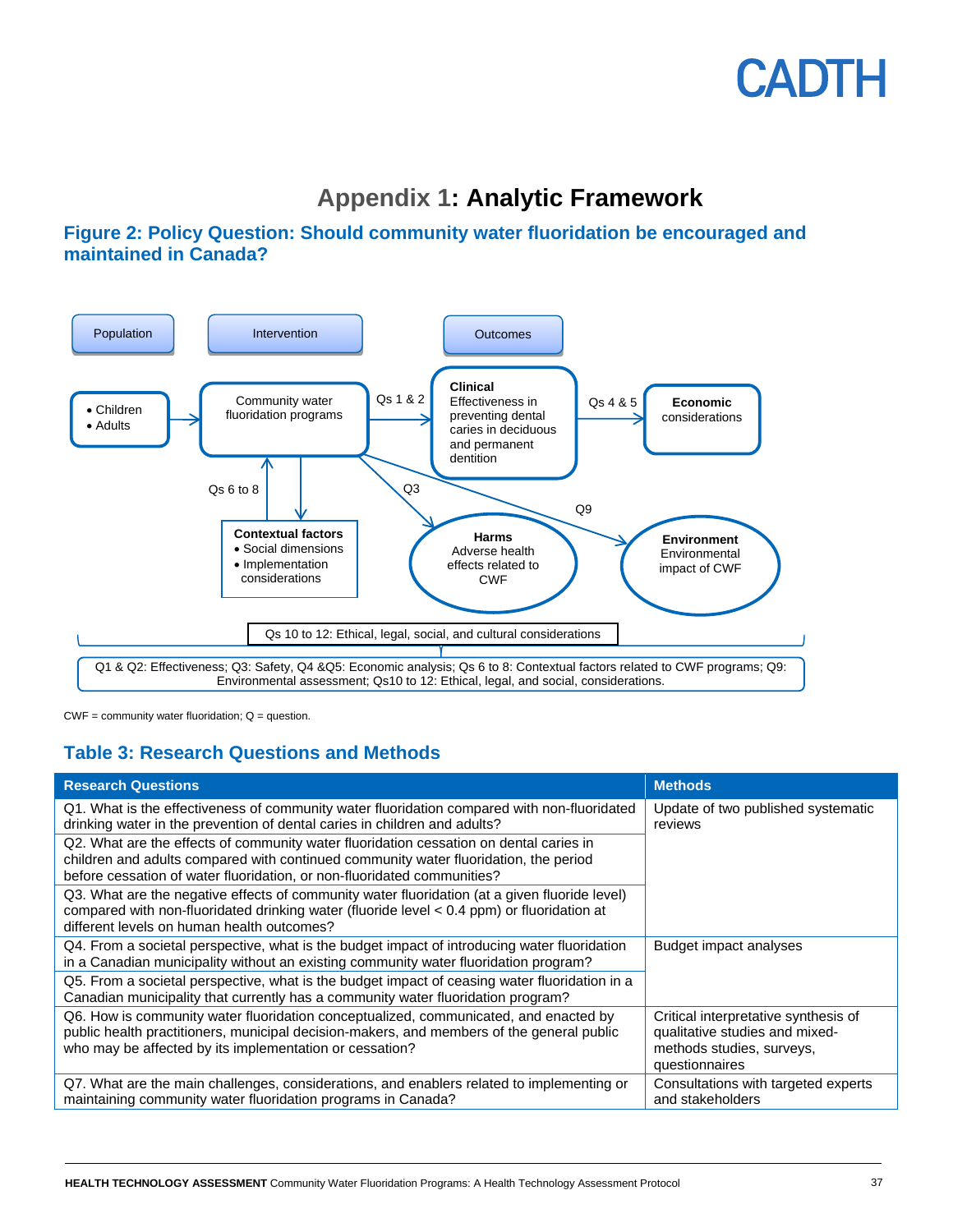# Appendix 1: Analytic Framework

## Figure 2: Policy Question: Should community water fluoridation be encouraged and maintained in Canada?

Population

Intervention

Outcomes

- Children
- Adults

Community water fluoridation programs

Qs 1 & 2

**Clinical**
Effectiveness in preventing dental caries in deciduous and permanent dentition

Qs 4 & 5

**Economic** considerations

Qs 6 to 8

Q3

Q9

**Contextual factors**
- Social dimensions
- Implementation considerations

**Harms**
Adverse health effects related to CWF

**Environment**
Environmental impact of CWF

Qs 10 to 12: Ethical, legal, social, and cultural considerations

Q1 & Q2: Effectiveness; Q3: Safety, Q4 &Q5: Economic analysis; Qs 6 to 8: Contextual factors related to CWF programs; Q9: Environmental assessment; Qs10 to 12: Ethical, legal, and social, considerations.

CWF = community water fluoridation; Q = question.

## Table 3: Research Questions and Methods

| Research Questions | Methods |
|---|---|
| Q1. What is the effectiveness of community water fluoridation compared with non-fluoridated drinking water in the prevention of dental caries in children and adults? | Update of two published systematic reviews |
| Q2. What are the effects of community water fluoridation cessation on dental caries in children and adults compared with continued community water fluoridation, the period before cessation of water fluoridation, or non-fluoridated communities? | |
| Q3. What are the negative effects of community water fluoridation (at a given fluoride level) compared with non-fluoridated drinking water (fluoride level < 0.4 ppm) or fluoridation at different levels on human health outcomes? | |
| Q4. From a societal perspective, what is the budget impact of introducing water fluoridation in a Canadian municipality without an existing community water fluoridation program? | Budget impact analyses |
| Q5. From a societal perspective, what is the budget impact of ceasing water fluoridation in a Canadian municipality that currently has a community water fluoridation program? | |
| Q6. How is community water fluoridation conceptualized, communicated, and enacted by public health practitioners, municipal decision-makers, and members of the general public who may be affected by its implementation or cessation? | Critical interpretative synthesis of qualitative studies and mixed-methods studies, surveys, questionnaires |
| Q7. What are the main challenges, considerations, and enablers related to implementing or maintaining community water fluoridation programs in Canada? | Consultations with targeted experts and stakeholders |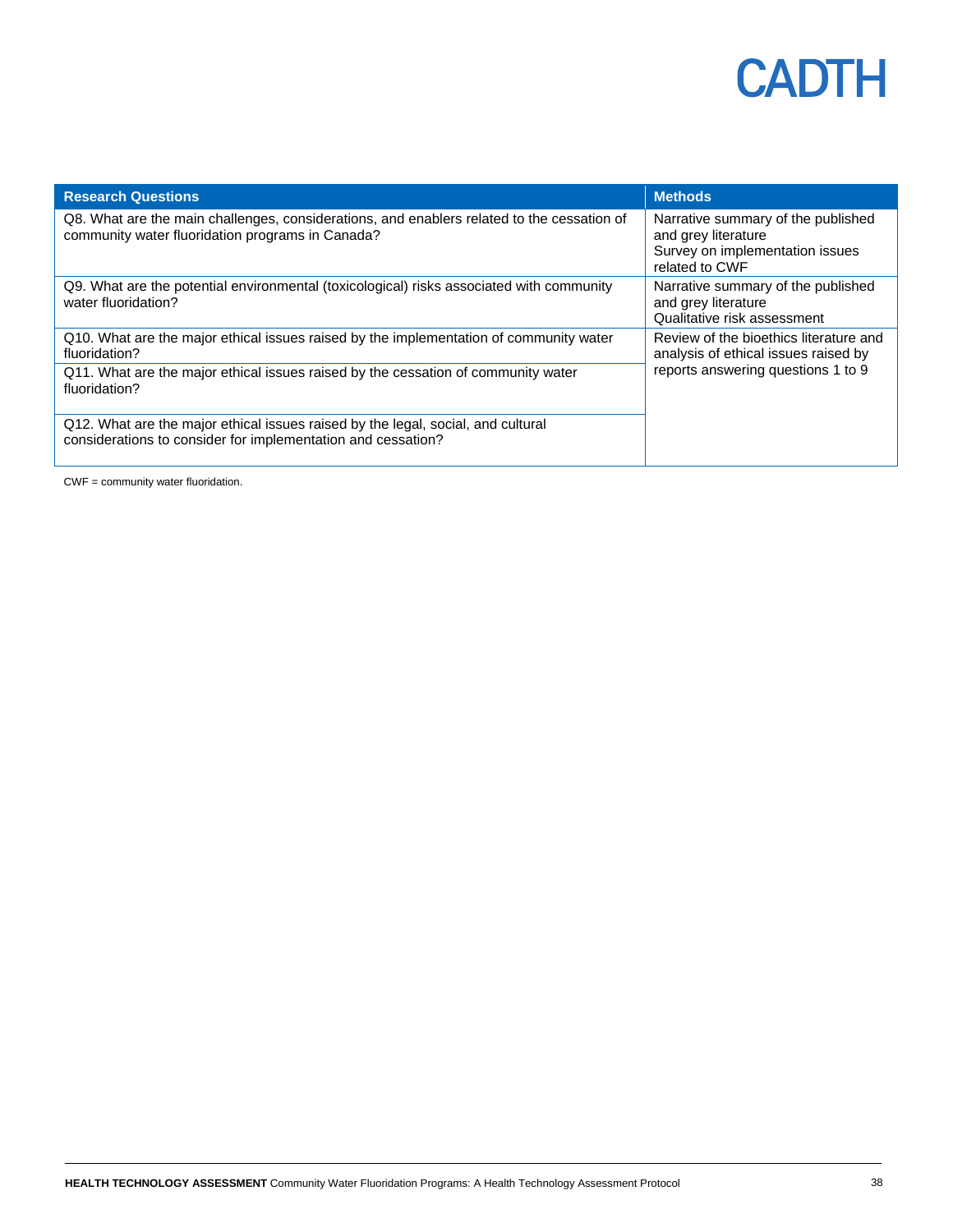| Research Questions | Methods |
|---|---|
| Q8. What are the main challenges, considerations, and enablers related to the cessation of community water fluoridation programs in Canada? | Narrative summary of the published and grey literature<br>Survey on implementation issues related to CWF |
| Q9. What are the potential environmental (toxicological) risks associated with community water fluoridation? | Narrative summary of the published and grey literature<br>Qualitative risk assessment |
| Q10. What are the major ethical issues raised by the implementation of community water fluoridation? | Review of the bioethics literature and analysis of ethical issues raised by reports answering questions 1 to 9 |
| Q11. What are the major ethical issues raised by the cessation of community water fluoridation? | |
| Q12. What are the major ethical issues raised by the legal, social, and cultural considerations to consider for implementation and cessation? | |

CWF = community water fluoridation.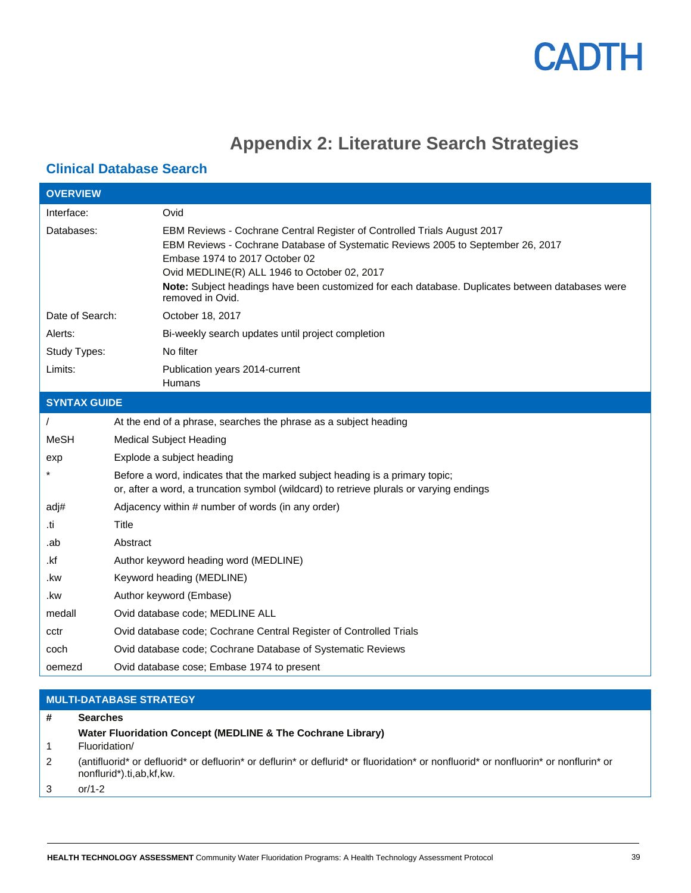# Appendix 2: Literature Search Strategies

## Clinical Database Search

| OVERVIEW | |
|---|---|
| Interface: | Ovid |
| Databases: | EBM Reviews - Cochrane Central Register of Controlled Trials August 2017<br>EBM Reviews - Cochrane Database of Systematic Reviews 2005 to September 26, 2017<br>Embase 1974 to 2017 October 02<br>Ovid MEDLINE(R) ALL 1946 to October 02, 2017<br>**Note:** Subject headings have been customized for each database. Duplicates between databases were removed in Ovid. |
| Date of Search: | October 18, 2017 |
| Alerts: | Bi-weekly search updates until project completion |
| Study Types: | No filter |
| Limits: | Publication years 2014-current<br>Humans |

| SYNTAX GUIDE | |
|---|---|
| / | At the end of a phrase, searches the phrase as a subject heading |
| MeSH | Medical Subject Heading |
| exp | Explode a subject heading |
| * | Before a word, indicates that the marked subject heading is a primary topic;<br>or, after a word, a truncation symbol (wildcard) to retrieve plurals or varying endings |
| adj# | Adjacency within # number of words (in any order) |
| .ti | Title |
| .ab | Abstract |
| .kf | Author keyword heading word (MEDLINE) |
| .kw | Keyword heading (MEDLINE) |
| .kw | Author keyword (Embase) |
| medall | Ovid database code; MEDLINE ALL |
| cctr | Ovid database code; Cochrane Central Register of Controlled Trials |
| coch | Ovid database code; Cochrane Database of Systematic Reviews |
| oemezd | Ovid database cose; Embase 1974 to present |

| MULTI-DATABASE STRATEGY | |
|---|---|
| **#** | **Searches** |
| | **Water Fluoridation Concept (MEDLINE & The Cochrane Library)** |
| 1 | Fluoridation/ |
| 2 | (antifluorid* or defluorid* or defluorin* or deflurin* or deflurid* or fluoridation* or nonfluorid* or nonfluorin* or nonflurin* or nonflurid*).ti,ab,kf,kw. |
| 3 | or/1-2 |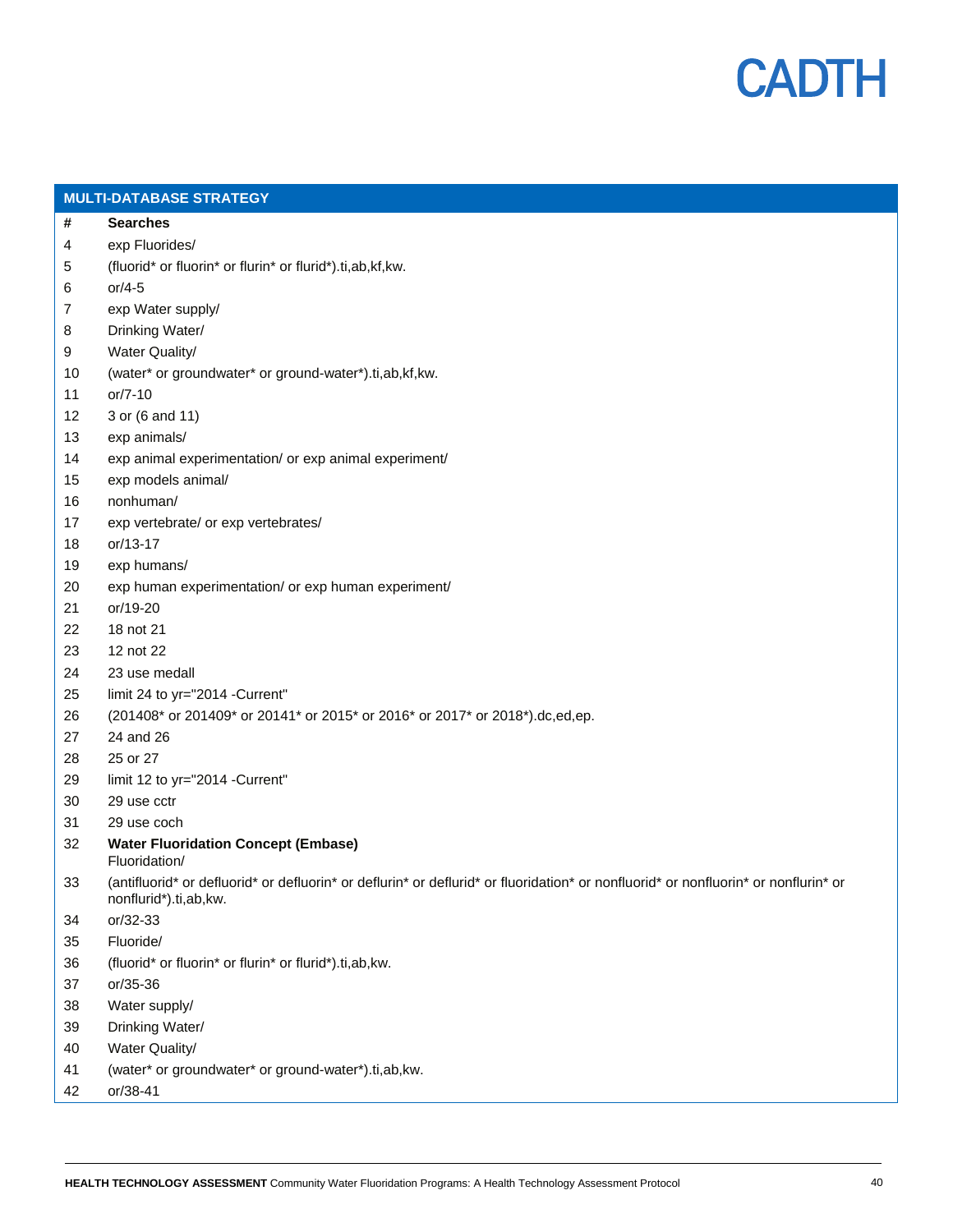| MULTI-DATABASE STRATEGY | |
|---|---|
| # | **Searches** |
| 4 | exp Fluorides/ |
| 5 | (fluorid* or fluorin* or flurin* or flurid*).ti,ab,kf,kw. |
| 6 | or/4-5 |
| 7 | exp Water supply/ |
| 8 | Drinking Water/ |
| 9 | Water Quality/ |
| 10 | (water* or groundwater* or ground-water*).ti,ab,kf,kw. |
| 11 | or/7-10 |
| 12 | 3 or (6 and 11) |
| 13 | exp animals/ |
| 14 | exp animal experimentation/ or exp animal experiment/ |
| 15 | exp models animal/ |
| 16 | nonhuman/ |
| 17 | exp vertebrate/ or exp vertebrates/ |
| 18 | or/13-17 |
| 19 | exp humans/ |
| 20 | exp human experimentation/ or exp human experiment/ |
| 21 | or/19-20 |
| 22 | 18 not 21 |
| 23 | 12 not 22 |
| 24 | 23 use medall |
| 25 | limit 24 to yr="2014 -Current" |
| 26 | (201408* or 201409* or 20141* or 2015* or 2016* or 2017* or 2018*).dc,ed,ep. |
| 27 | 24 and 26 |
| 28 | 25 or 27 |
| 29 | limit 12 to yr="2014 -Current" |
| 30 | 29 use cctr |
| 31 | 29 use coch |
| 32 | **Water Fluoridation Concept (Embase)** Fluoridation/ |
| 33 | (antifluorid* or defluorid* or defluorin* or deflurin* or deflurid* or fluoridation* or nonfluorid* or nonfluorin* or nonflurin* or nonflurid*).ti,ab,kw. |
| 34 | or/32-33 |
| 35 | Fluoride/ |
| 36 | (fluorid* or fluorin* or flurin* or flurid*).ti,ab,kw. |
| 37 | or/35-36 |
| 38 | Water supply/ |
| 39 | Drinking Water/ |
| 40 | Water Quality/ |
| 41 | (water* or groundwater* or ground-water*).ti,ab,kw. |
| 42 | or/38-41 |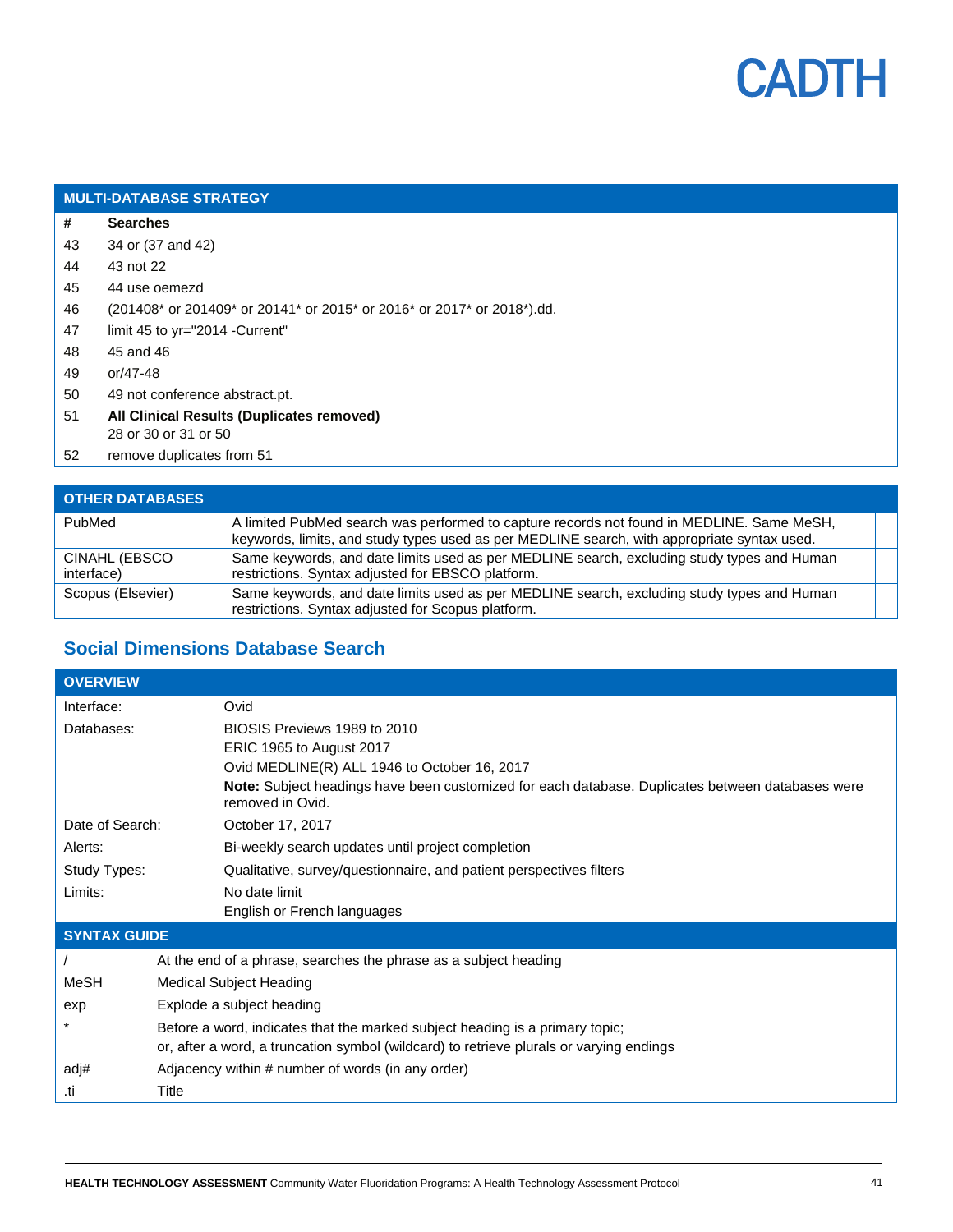| MULTI-DATABASE STRATEGY | |
|---|---|
| # | Searches |
| 43 | 34 or (37 and 42) |
| 44 | 43 not 22 |
| 45 | 44 use oemezd |
| 46 | (201408* or 201409* or 20141* or 2015* or 2016* or 2017* or 2018*).dd. |
| 47 | limit 45 to yr="2014 -Current" |
| 48 | 45 and 46 |
| 49 | or/47-48 |
| 50 | 49 not conference abstract.pt. |
| 51 | **All Clinical Results (Duplicates removed)**<br>28 or 30 or 31 or 50 |
| 52 | remove duplicates from 51 |

| OTHER DATABASES | |
|---|---|
| PubMed | A limited PubMed search was performed to capture records not found in MEDLINE. Same MeSH, keywords, limits, and study types used as per MEDLINE search, with appropriate syntax used. |
| CINAHL (EBSCO interface) | Same keywords, and date limits used as per MEDLINE search, excluding study types and Human restrictions. Syntax adjusted for EBSCO platform. |
| Scopus (Elsevier) | Same keywords, and date limits used as per MEDLINE search, excluding study types and Human restrictions. Syntax adjusted for Scopus platform. |

## Social Dimensions Database Search

| OVERVIEW | |
|---|---|
| Interface: | Ovid |
| Databases: | BIOSIS Previews 1989 to 2010<br>ERIC 1965 to August 2017<br>Ovid MEDLINE(R) ALL 1946 to October 16, 2017<br>**Note:** Subject headings have been customized for each database. Duplicates between databases were removed in Ovid. |
| Date of Search: | October 17, 2017 |
| Alerts: | Bi-weekly search updates until project completion |
| Study Types: | Qualitative, survey/questionnaire, and patient perspectives filters |
| Limits: | No date limit<br>English or French languages |

| SYNTAX GUIDE | |
|---|---|
| / | At the end of a phrase, searches the phrase as a subject heading |
| MeSH | Medical Subject Heading |
| exp | Explode a subject heading |
| * | Before a word, indicates that the marked subject heading is a primary topic;<br>or, after a word, a truncation symbol (wildcard) to retrieve plurals or varying endings |
| adj# | Adjacency within # number of words (in any order) |
| .ti | Title |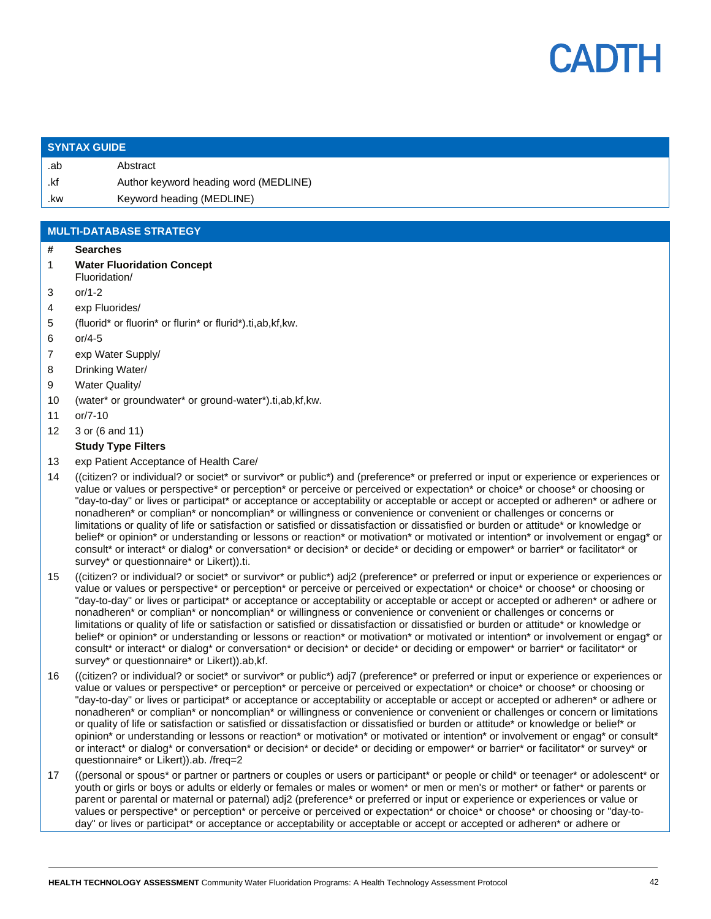| SYNTAX GUIDE | |
|---|---|
| .ab | Abstract |
| .kf | Author keyword heading word (MEDLINE) |
| .kw | Keyword heading (MEDLINE) |

| MULTI-DATABASE STRATEGY | |
|---|---|
| # | **Searches** |
| 1 | **Water Fluoridation Concept**<br>Fluoridation/ |
| 3 | or/1-2 |
| 4 | exp Fluorides/ |
| 5 | (fluorid* or fluorin* or flurin* or flurid*).ti,ab,kf,kw. |
| 6 | or/4-5 |
| 7 | exp Water Supply/ |
| 8 | Drinking Water/ |
| 9 | Water Quality/ |
| 10 | (water* or groundwater* or ground-water*).ti,ab,kf,kw. |
| 11 | or/7-10 |
| 12 | 3 or (6 and 11) |
| | **Study Type Filters** |
| 13 | exp Patient Acceptance of Health Care/ |
| 14 | ((citizen? or individual? or societ* or survivor* or public*) and (preference* or preferred or input or experience or experiences or value or values or perspective* or perception* or perceive or perceived or expectation* or choice* or choose* or choosing or "day-to-day" or lives or participat* or acceptance or acceptability or acceptable or accept or accepted or adheren* or adhere or nonadheren* or complian* or noncomplian* or willingness or convenience or convenient or challenges or concerns or limitations or quality of life or satisfaction or satisfied or dissatisfaction or dissatisfied or burden or attitude* or knowledge or belief* or opinion* or understanding or lessons or reaction* or motivation* or motivated or intention* or involvement or engag* or consult* or interact* or dialog* or conversation* or decision* or decide* or deciding or empower* or barrier* or facilitator* or survey* or questionnaire* or Likert)).ti. |
| 15 | ((citizen? or individual? or societ* or survivor* or public*) adj2 (preference* or preferred or input or experience or experiences or value or values or perspective* or perception* or perceive or perceived or expectation* or choice* or choose* or choosing or "day-to-day" or lives or participat* or acceptance or acceptability or acceptable or accept or accepted or adheren* or adhere or nonadheren* or complian* or noncomplian* or willingness or convenience or convenient or challenges or concerns or limitations or quality of life or satisfaction or satisfied or dissatisfaction or dissatisfied or burden or attitude* or knowledge or belief* or opinion* or understanding or lessons or reaction* or motivation* or motivated or intention* or involvement or engag* or consult* or interact* or dialog* or conversation* or decision* or decide* or deciding or empower* or barrier* or facilitator* or survey* or questionnaire* or Likert)).ab,kf. |
| 16 | ((citizen? or individual? or societ* or survivor* or public*) adj7 (preference* or preferred or input or experience or experiences or value or values or perspective* or perception* or perceive or perceived or expectation* or choice* or choose* or choosing or "day-to-day" or lives or participat* or acceptance or acceptability or acceptable or accept or accepted or adheren* or adhere or nonadheren* or complian* or noncomplian* or willingness or convenience or convenient or challenges or concern or limitations or quality of life or satisfaction or satisfied or dissatisfaction or dissatisfied or burden or attitude* or knowledge or belief* or opinion* or understanding or lessons or reaction* or motivation* or motivated or intention* or involvement or engag* or consult* or interact* or dialog* or conversation* or decision* or decide* or deciding or empower* or barrier* or facilitator* or survey* or questionnaire* or Likert)).ab. /freq=2 |
| 17 | ((personal or spous* or partner or partners or couples or users or participant* or people or child* or teenager* or adolescent* or youth or girls or boys or adults or elderly or females or males or women* or men or men's or mother* or father* or parents or parent or parental or maternal or paternal) adj2 (preference* or preferred or input or experience or experiences or value or values or perspective* or perception* or perceive or perceived or expectation* or choice* or choose* or choosing or "day-to-day" or lives or participat* or acceptance or acceptability or acceptable or accept or accepted or adheren* or adhere or |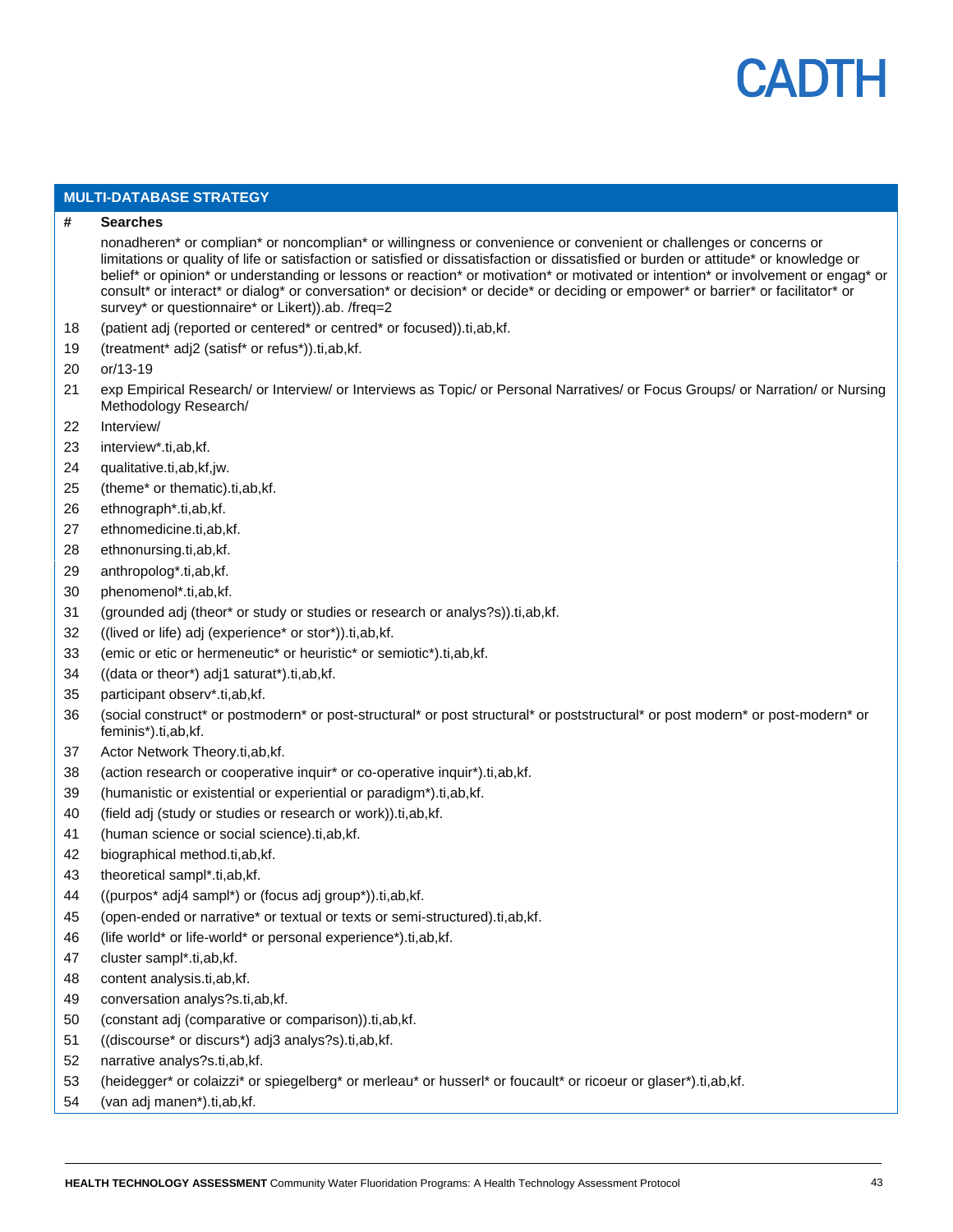| # | Searches |
|---|---|
| | nonadheren* or complian* or noncomplian* or willingness or convenience or convenient or challenges or concerns or limitations or quality of life or satisfaction or satisfied or dissatisfaction or dissatisfied or burden or attitude* or knowledge or belief* or opinion* or understanding or lessons or reaction* or motivation* or motivated or intention* or involvement or engag* or consult* or interact* or dialog* or conversation* or decision* or decide* or deciding or empower* or barrier* or facilitator* or survey* or questionnaire* or Likert)).ab. /freq=2 |
| 18 | (patient adj (reported or centered* or centred* or focused)).ti,ab,kf. |
| 19 | (treatment* adj2 (satisf* or refus*)).ti,ab,kf. |
| 20 | or/13-19 |
| 21 | exp Empirical Research/ or Interview/ or Interviews as Topic/ or Personal Narratives/ or Focus Groups/ or Narration/ or Nursing Methodology Research/ |
| 22 | Interview/ |
| 23 | interview*.ti,ab,kf. |
| 24 | qualitative.ti,ab,kf,jw. |
| 25 | (theme* or thematic).ti,ab,kf. |
| 26 | ethnograph*.ti,ab,kf. |
| 27 | ethnomedicine.ti,ab,kf. |
| 28 | ethnonursing.ti,ab,kf. |
| 29 | anthropolog*.ti,ab,kf. |
| 30 | phenomenol*.ti,ab,kf. |
| 31 | (grounded adj (theor* or study or studies or research or analys?s)).ti,ab,kf. |
| 32 | ((lived or life) adj (experience* or stor*)).ti,ab,kf. |
| 33 | (emic or etic or hermeneutic* or heuristic* or semiotic*).ti,ab,kf. |
| 34 | ((data or theor*) adj1 saturat*).ti,ab,kf. |
| 35 | participant observ*.ti,ab,kf. |
| 36 | (social construct* or postmodern* or post-structural* or post structural* or poststructural* or post modern* or post-modern* or feminis*).ti,ab,kf. |
| 37 | Actor Network Theory.ti,ab,kf. |
| 38 | (action research or cooperative inquir* or co-operative inquir*).ti,ab,kf. |
| 39 | (humanistic or existential or experiential or paradigm*).ti,ab,kf. |
| 40 | (field adj (study or studies or research or work)).ti,ab,kf. |
| 41 | (human science or social science).ti,ab,kf. |
| 42 | biographical method.ti,ab,kf. |
| 43 | theoretical sampl*.ti,ab,kf. |
| 44 | ((purpos* adj4 sampl*) or (focus adj group*)).ti,ab,kf. |
| 45 | (open-ended or narrative* or textual or texts or semi-structured).ti,ab,kf. |
| 46 | (life world* or life-world* or personal experience*).ti,ab,kf. |
| 47 | cluster sampl*.ti,ab,kf. |
| 48 | content analysis.ti,ab,kf. |
| 49 | conversation analys?s.ti,ab,kf. |
| 50 | (constant adj (comparative or comparison)).ti,ab,kf. |
| 51 | ((discourse* or discurs*) adj3 analys?s).ti,ab,kf. |
| 52 | narrative analys?s.ti,ab,kf. |
| 53 | (heidegger* or colaizzi* or spiegelberg* or merleau* or husserl* or foucault* or ricoeur or glaser*).ti,ab,kf. |
| 54 | (van adj manen*).ti,ab,kf. |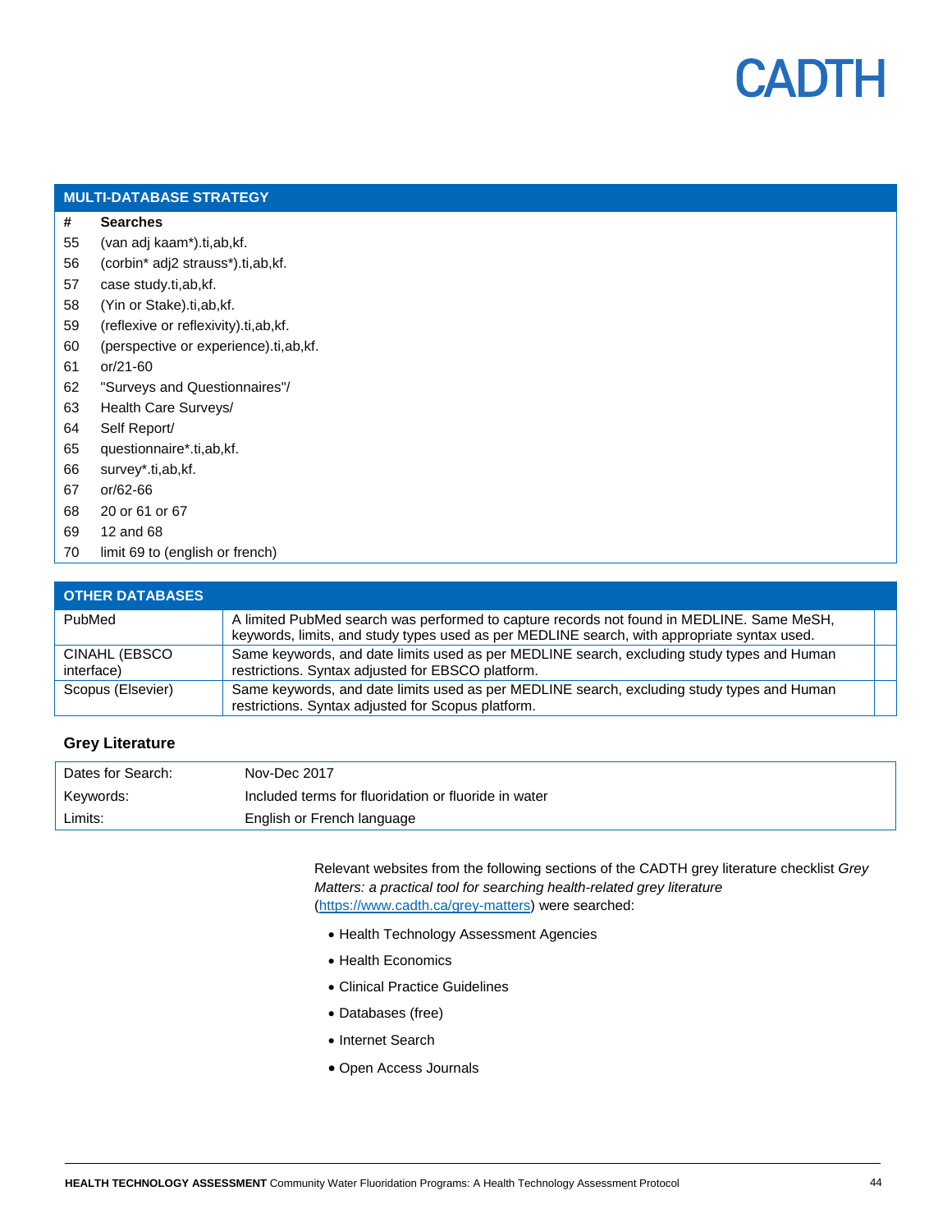| MULTI-DATABASE STRATEGY | |
|---|---|
| # | Searches |
| 55 | (van adj kaam*).ti,ab,kf. |
| 56 | (corbin* adj2 strauss*).ti,ab,kf. |
| 57 | case study.ti,ab,kf. |
| 58 | (Yin or Stake).ti,ab,kf. |
| 59 | (reflexive or reflexivity).ti,ab,kf. |
| 60 | (perspective or experience).ti,ab,kf. |
| 61 | or/21-60 |
| 62 | "Surveys and Questionnaires"/ |
| 63 | Health Care Surveys/ |
| 64 | Self Report/ |
| 65 | questionnaire*.ti,ab,kf. |
| 66 | survey*.ti,ab,kf. |
| 67 | or/62-66 |
| 68 | 20 or 61 or 67 |
| 69 | 12 and 68 |
| 70 | limit 69 to (english or french) |

| OTHER DATABASES | |
|---|---|
| PubMed | A limited PubMed search was performed to capture records not found in MEDLINE. Same MeSH, keywords, limits, and study types used as per MEDLINE search, with appropriate syntax used. |
| CINAHL (EBSCO interface) | Same keywords, and date limits used as per MEDLINE search, excluding study types and Human restrictions. Syntax adjusted for EBSCO platform. |
| Scopus (Elsevier) | Same keywords, and date limits used as per MEDLINE search, excluding study types and Human restrictions. Syntax adjusted for Scopus platform. |

### Grey Literature

| | |
|---|---|
| Dates for Search: | Nov-Dec 2017 |
| Keywords: | Included terms for fluoridation or fluoride in water |
| Limits: | English or French language |

Relevant websites from the following sections of the CADTH grey literature checklist *Grey Matters: a practical tool for searching health-related grey literature* (https://www.cadth.ca/grey-matters) were searched:

- Health Technology Assessment Agencies
- Health Economics
- Clinical Practice Guidelines
- Databases (free)
- Internet Search
- Open Access Journals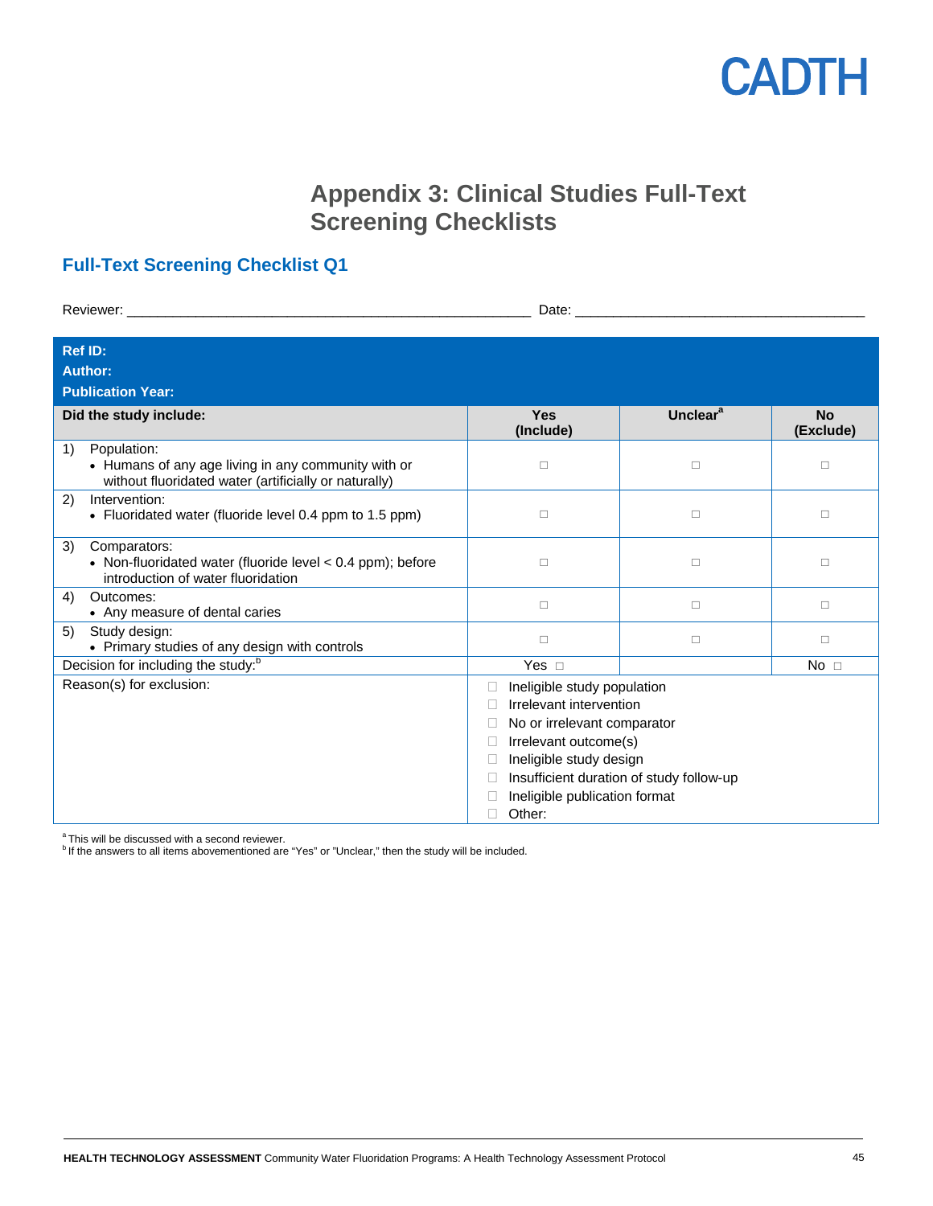# Appendix 3: Clinical Studies Full-Text Screening Checklists

## Full-Text Screening Checklist Q1

Reviewer: ___________________________________________________ Date: ____________________________________

| Ref ID:<br>Author:<br>Publication Year: | | | |
|---|---|---|---|
| **Did the study include:** | **Yes (Include)** | **Unclear[a]** | **No (Exclude)** |
| 1) Population:<br>• Humans of any age living in any community with or without fluoridated water (artificially or naturally) | □ | □ | □ |
| 2) Intervention:<br>• Fluoridated water (fluoride level 0.4 ppm to 1.5 ppm) | □ | □ | □ |
| 3) Comparators:<br>• Non-fluoridated water (fluoride level < 0.4 ppm); before introduction of water fluoridation | □ | □ | □ |
| 4) Outcomes:<br>• Any measure of dental caries | □ | □ | □ |
| 5) Study design:<br>• Primary studies of any design with controls | □ | □ | □ |
| Decision for including the study:[b] | Yes □ | | No □ |
| Reason(s) for exclusion: | □ Ineligible study population<br>□ Irrelevant intervention<br>□ No or irrelevant comparator<br>□ Irrelevant outcome(s)<br>□ Ineligible study design<br>□ Insufficient duration of study follow-up<br>□ Ineligible publication format<br>□ Other: | | |

[a] This will be discussed with a second reviewer.
[b] If the answers to all items abovementioned are "Yes" or "Unclear," then the study will be included.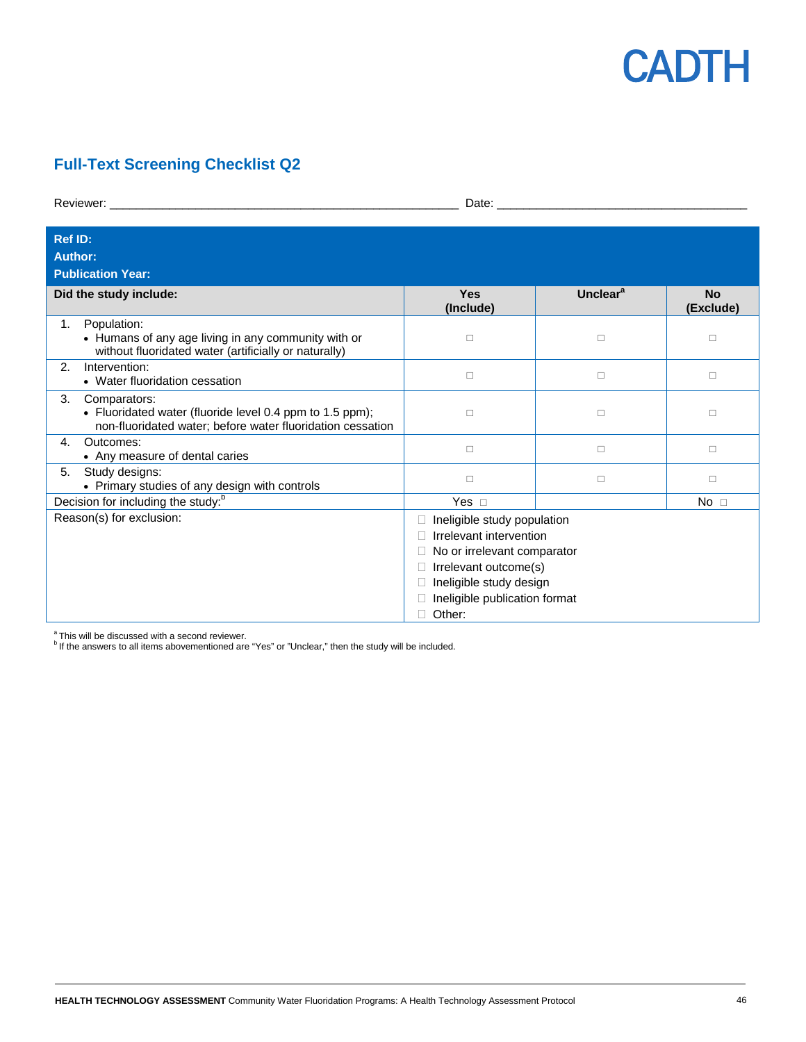## Full-Text Screening Checklist Q2

Reviewer: ______________________________ Date: ______________________________

| **Ref ID:**<br>**Author:**<br>**Publication Year:** | | | |
|---|---|---|---|
| **Did the study include:** | **Yes (Include)** | **Unclear**[a] | **No (Exclude)** |
| 1. Population:<br>• Humans of any age living in any community with or without fluoridated water (artificially or naturally) | □ | □ | □ |
| 2. Intervention:<br>• Water fluoridation cessation | □ | □ | □ |
| 3. Comparators:<br>• Fluoridated water (fluoride level 0.4 ppm to 1.5 ppm); non-fluoridated water; before water fluoridation cessation | □ | □ | □ |
| 4. Outcomes:<br>• Any measure of dental caries | □ | □ | □ |
| 5. Study designs:<br>• Primary studies of any design with controls | □ | □ | □ |
| Decision for including the study:[b] | Yes □ | | No □ |
| Reason(s) for exclusion: | □ Ineligible study population<br>□ Irrelevant intervention<br>□ No or irrelevant comparator<br>□ Irrelevant outcome(s)<br>□ Ineligible study design<br>□ Ineligible publication format<br>□ Other: | | |

[a] This will be discussed with a second reviewer.
[b] If the answers to all items abovementioned are "Yes" or "Unclear," then the study will be included.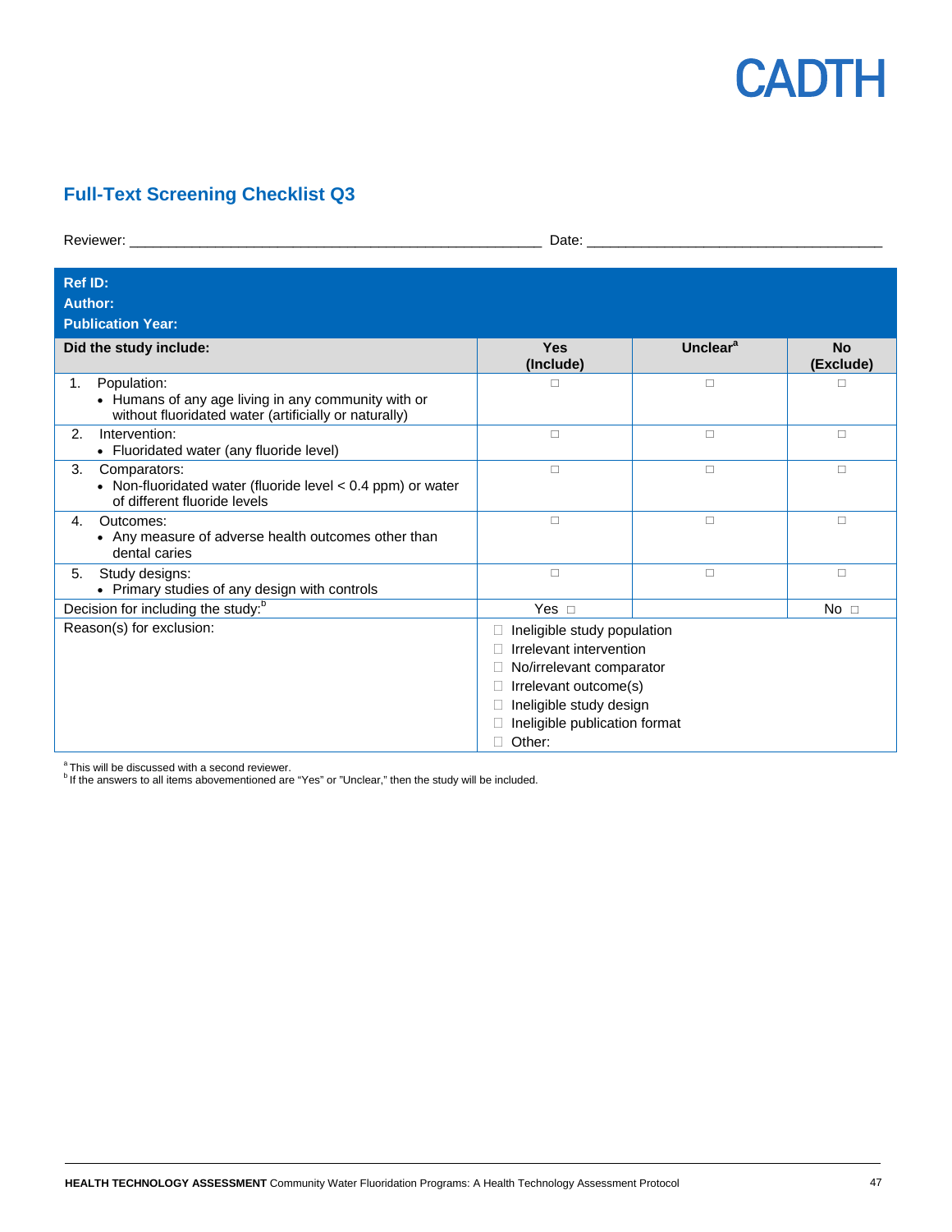## Full-Text Screening Checklist Q3

Reviewer: ______________________________________________________ Date: ______________________________________

| Ref ID:<br>Author:<br>Publication Year: | | | |
|---|---|---|---|
| **Did the study include:** | **Yes (Include)** | **Unclear[a]** | **No (Exclude)** |
| 1. Population:<br>• Humans of any age living in any community with or without fluoridated water (artificially or naturally) | □ | □ | □ |
| 2. Intervention:<br>• Fluoridated water (any fluoride level) | □ | □ | □ |
| 3. Comparators:<br>• Non-fluoridated water (fluoride level < 0.4 ppm) or water of different fluoride levels | □ | □ | □ |
| 4. Outcomes:<br>• Any measure of adverse health outcomes other than dental caries | □ | □ | □ |
| 5. Study designs:<br>• Primary studies of any design with controls | □ | □ | □ |
| Decision for including the study:[b] | Yes □ | | No □ |
| Reason(s) for exclusion: | □ Ineligible study population<br>□ Irrelevant intervention<br>□ No/irrelevant comparator<br>□ Irrelevant outcome(s)<br>□ Ineligible study design<br>□ Ineligible publication format<br>□ Other: | | |

[a] This will be discussed with a second reviewer.
[b] If the answers to all items abovementioned are "Yes" or "Unclear," then the study will be included.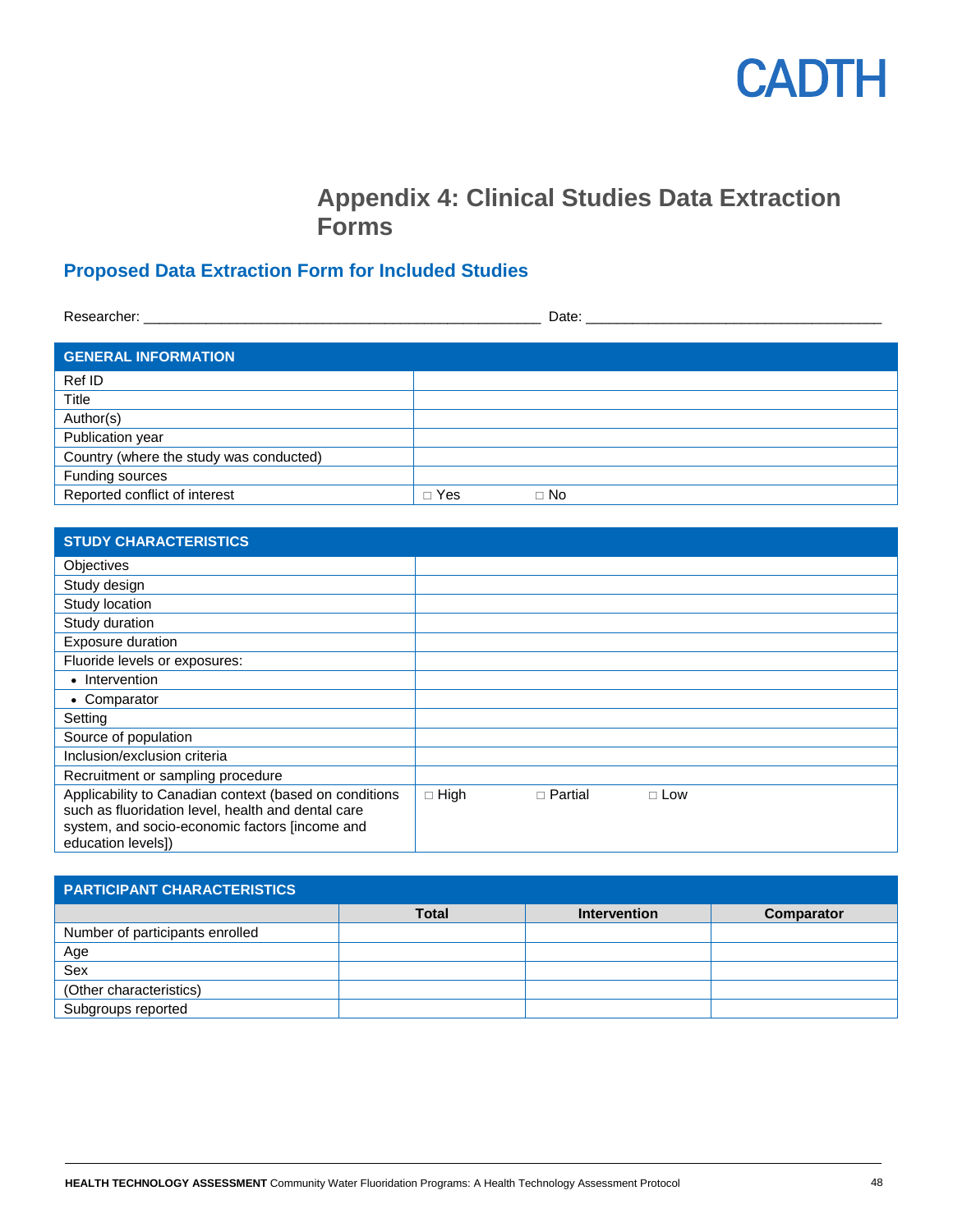# Appendix 4: Clinical Studies Data Extraction Forms

## Proposed Data Extraction Form for Included Studies

Researcher: ___________________________________________________ Date: _______________________________________

| GENERAL INFORMATION | |
|---|---|
| Ref ID | |
| Title | |
| Author(s) | |
| Publication year | |
| Country (where the study was conducted) | |
| Funding sources | |
| Reported conflict of interest | □ Yes □ No |

| STUDY CHARACTERISTICS | |
|---|---|
| Objectives | |
| Study design | |
| Study location | |
| Study duration | |
| Exposure duration | |
| Fluoride levels or exposures: | |
| • Intervention | |
| • Comparator | |
| Setting | |
| Source of population | |
| Inclusion/exclusion criteria | |
| Recruitment or sampling procedure | |
| Applicability to Canadian context (based on conditions such as fluoridation level, health and dental care system, and socio-economic factors [income and education levels]) | □ High □ Partial □ Low |

| PARTICIPANT CHARACTERISTICS | | | |
|---|---|---|---|
| | **Total** | **Intervention** | **Comparator** |
| Number of participants enrolled | | | |
| Age | | | |
| Sex | | | |
| (Other characteristics) | | | |
| Subgroups reported | | | |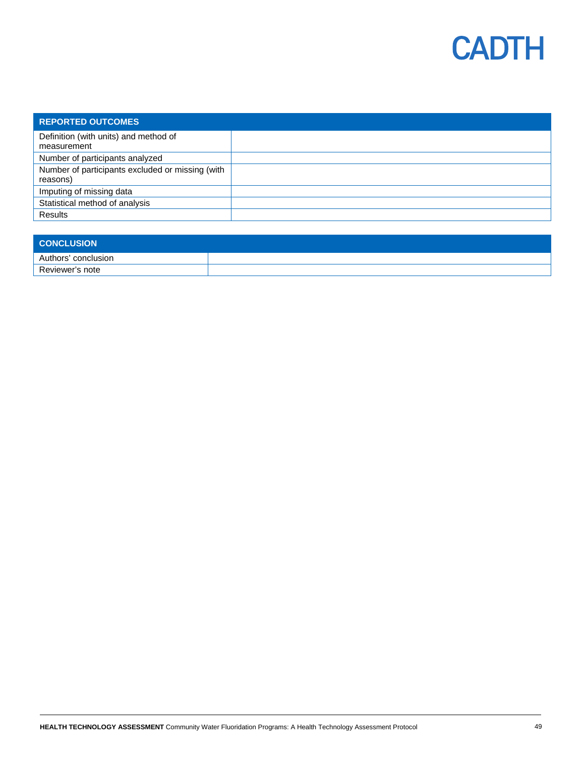| REPORTED OUTCOMES | |
|---|---|
| Definition (with units) and method of measurement | |
| Number of participants analyzed | |
| Number of participants excluded or missing (with reasons) | |
| Imputing of missing data | |
| Statistical method of analysis | |
| Results | |

| CONCLUSION | |
|---|---|
| Authors' conclusion | |
| Reviewer's note | |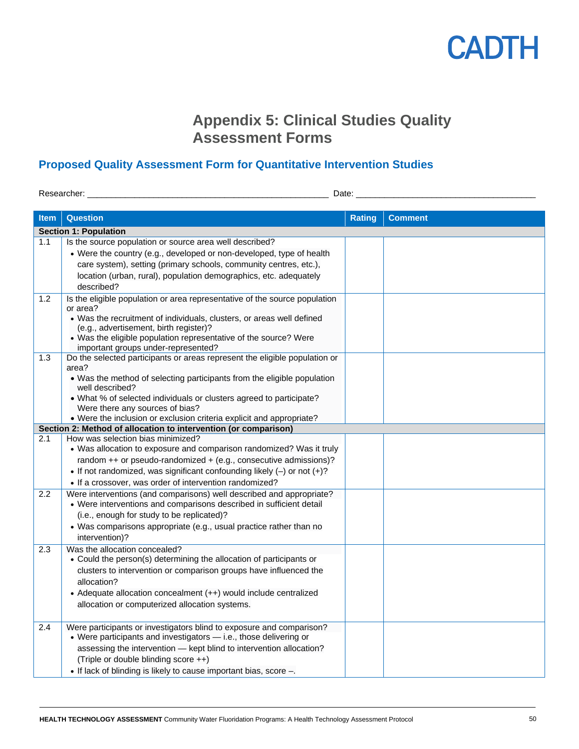# Appendix 5: Clinical Studies Quality Assessment Forms

## Proposed Quality Assessment Form for Quantitative Intervention Studies

Researcher: ___________________________________________________ Date: ______________________________________

| Item | Question | Rating | Comment |
|---|---|---|---|
| **Section 1: Population** | | | |
| 1.1 | Is the source population or source area well described?<br>• Were the country (e.g., developed or non-developed, type of health care system), setting (primary schools, community centres, etc.), location (urban, rural), population demographics, etc. adequately described? | | |
| 1.2 | Is the eligible population or area representative of the source population or area?<br>• Was the recruitment of individuals, clusters, or areas well defined (e.g., advertisement, birth register)?<br>• Was the eligible population representative of the source? Were important groups under-represented? | | |
| 1.3 | Do the selected participants or areas represent the eligible population or area?<br>• Was the method of selecting participants from the eligible population well described?<br>• What % of selected individuals or clusters agreed to participate? Were there any sources of bias?<br>• Were the inclusion or exclusion criteria explicit and appropriate? | | |
| **Section 2: Method of allocation to intervention (or comparison)** | | | |
| 2.1 | How was selection bias minimized?<br>• Was allocation to exposure and comparison randomized? Was it truly random ++ or pseudo-randomized + (e.g., consecutive admissions)?<br>• If not randomized, was significant confounding likely (–) or not (+)?<br>• If a crossover, was order of intervention randomized? | | |
| 2.2 | Were interventions (and comparisons) well described and appropriate?<br>• Were interventions and comparisons described in sufficient detail (i.e., enough for study to be replicated)?<br>• Was comparisons appropriate (e.g., usual practice rather than no intervention)? | | |
| 2.3 | Was the allocation concealed?<br>• Could the person(s) determining the allocation of participants or clusters to intervention or comparison groups have influenced the allocation?<br>• Adequate allocation concealment (++) would include centralized allocation or computerized allocation systems. | | |
| 2.4 | Were participants or investigators blind to exposure and comparison?<br>• Were participants and investigators — i.e., those delivering or assessing the intervention — kept blind to intervention allocation? (Triple or double blinding score ++)<br>• If lack of blinding is likely to cause important bias, score –. | | |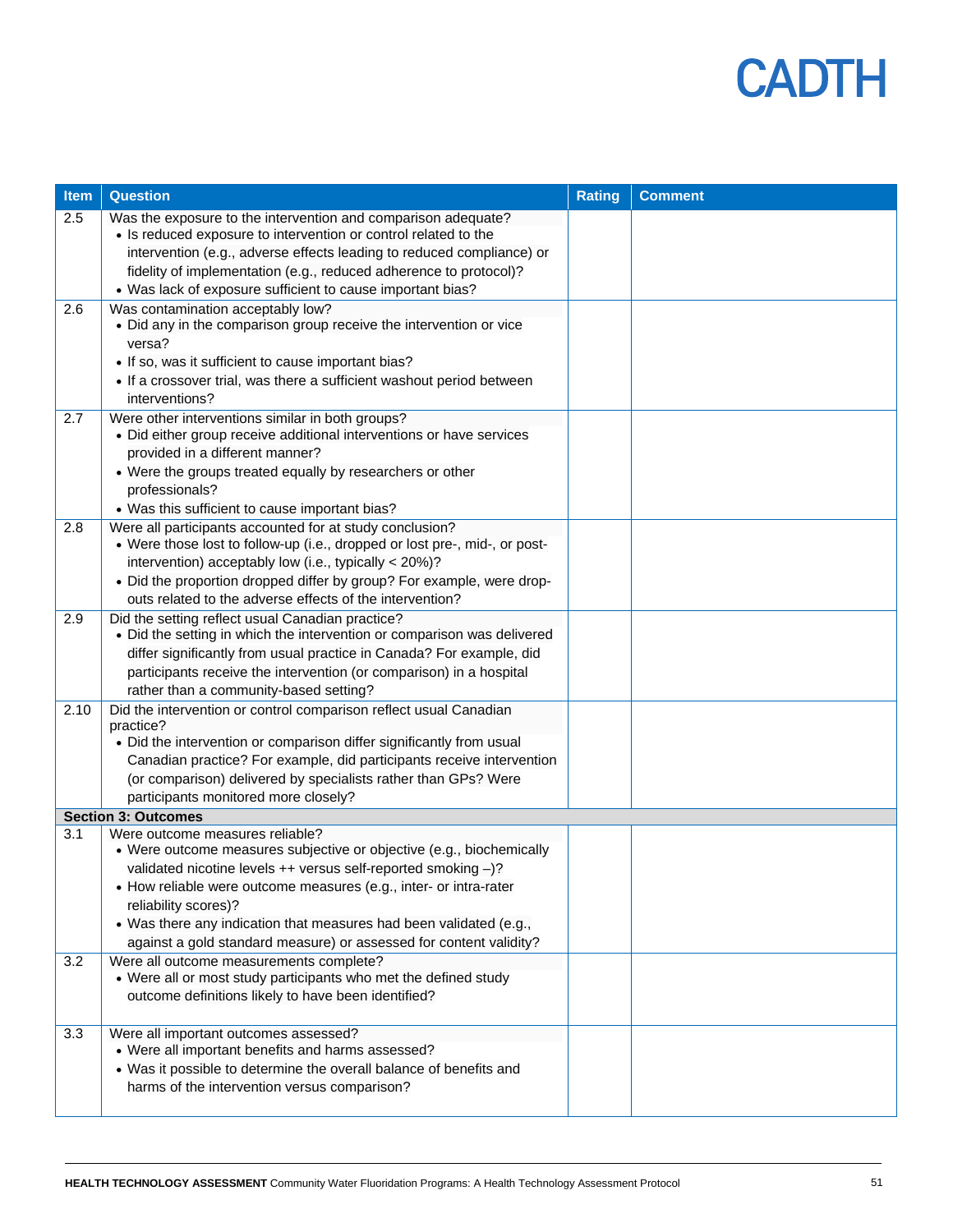| Item | Question | Rating | Comment |
|---|---|---|---|
| 2.5 | Was the exposure to the intervention and comparison adequate?<br>• Is reduced exposure to intervention or control related to the intervention (e.g., adverse effects leading to reduced compliance) or fidelity of implementation (e.g., reduced adherence to protocol)?<br>• Was lack of exposure sufficient to cause important bias? | | |
| 2.6 | Was contamination acceptably low?<br>• Did any in the comparison group receive the intervention or vice versa?<br>• If so, was it sufficient to cause important bias?<br>• If a crossover trial, was there a sufficient washout period between interventions? | | |
| 2.7 | Were other interventions similar in both groups?<br>• Did either group receive additional interventions or have services provided in a different manner?<br>• Were the groups treated equally by researchers or other professionals?<br>• Was this sufficient to cause important bias? | | |
| 2.8 | Were all participants accounted for at study conclusion?<br>• Were those lost to follow-up (i.e., dropped or lost pre-, mid-, or post-intervention) acceptably low (i.e., typically < 20%)?<br>• Did the proportion dropped differ by group? For example, were drop-outs related to the adverse effects of the intervention? | | |
| 2.9 | Did the setting reflect usual Canadian practice?<br>• Did the setting in which the intervention or comparison was delivered differ significantly from usual practice in Canada? For example, did participants receive the intervention (or comparison) in a hospital rather than a community-based setting? | | |
| 2.10 | Did the intervention or control comparison reflect usual Canadian practice?<br>• Did the intervention or comparison differ significantly from usual Canadian practice? For example, did participants receive intervention (or comparison) delivered by specialists rather than GPs? Were participants monitored more closely? | | |
| **Section 3: Outcomes** | | | |
| 3.1 | Were outcome measures reliable?<br>• Were outcome measures subjective or objective (e.g., biochemically validated nicotine levels ++ versus self-reported smoking –)?<br>• How reliable were outcome measures (e.g., inter- or intra-rater reliability scores)?<br>• Was there any indication that measures had been validated (e.g., against a gold standard measure) or assessed for content validity? | | |
| 3.2 | Were all outcome measurements complete?<br>• Were all or most study participants who met the defined study outcome definitions likely to have been identified? | | |
| 3.3 | Were all important outcomes assessed?<br>• Were all important benefits and harms assessed?<br>• Was it possible to determine the overall balance of benefits and harms of the intervention versus comparison? | | |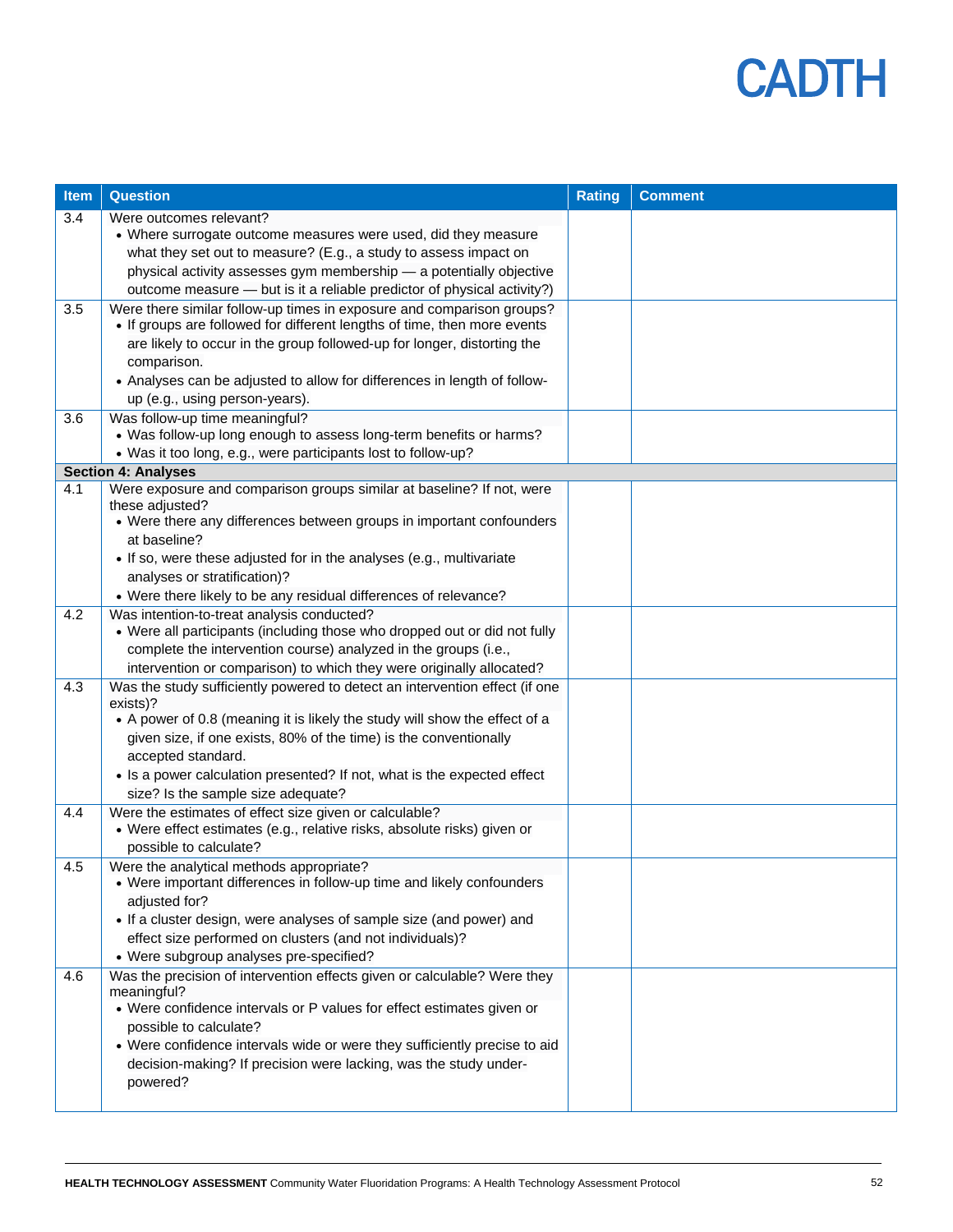| Item | Question | Rating | Comment |
|---|---|---|---|
| 3.4 | Were outcomes relevant?<br>• Where surrogate outcome measures were used, did they measure what they set out to measure? (E.g., a study to assess impact on physical activity assesses gym membership — a potentially objective outcome measure — but is it a reliable predictor of physical activity?) | | |
| 3.5 | Were there similar follow-up times in exposure and comparison groups?<br>• If groups are followed for different lengths of time, then more events are likely to occur in the group followed-up for longer, distorting the comparison.<br>• Analyses can be adjusted to allow for differences in length of follow-up (e.g., using person-years). | | |
| 3.6 | Was follow-up time meaningful?<br>• Was follow-up long enough to assess long-term benefits or harms?<br>• Was it too long, e.g., were participants lost to follow-up? | | |
| **Section 4: Analyses** | | | |
| 4.1 | Were exposure and comparison groups similar at baseline? If not, were these adjusted?<br>• Were there any differences between groups in important confounders at baseline?<br>• If so, were these adjusted for in the analyses (e.g., multivariate analyses or stratification)?<br>• Were there likely to be any residual differences of relevance? | | |
| 4.2 | Was intention-to-treat analysis conducted?<br>• Were all participants (including those who dropped out or did not fully complete the intervention course) analyzed in the groups (i.e., intervention or comparison) to which they were originally allocated? | | |
| 4.3 | Was the study sufficiently powered to detect an intervention effect (if one exists)?<br>• A power of 0.8 (meaning it is likely the study will show the effect of a given size, if one exists, 80% of the time) is the conventionally accepted standard.<br>• Is a power calculation presented? If not, what is the expected effect size? Is the sample size adequate? | | |
| 4.4 | Were the estimates of effect size given or calculable?<br>• Were effect estimates (e.g., relative risks, absolute risks) given or possible to calculate? | | |
| 4.5 | Were the analytical methods appropriate?<br>• Were important differences in follow-up time and likely confounders adjusted for?<br>• If a cluster design, were analyses of sample size (and power) and effect size performed on clusters (and not individuals)?<br>• Were subgroup analyses pre-specified? | | |
| 4.6 | Was the precision of intervention effects given or calculable? Were they meaningful?<br>• Were confidence intervals or P values for effect estimates given or possible to calculate?<br>• Were confidence intervals wide or were they sufficiently precise to aid decision-making? If precision were lacking, was the study under-powered? | | |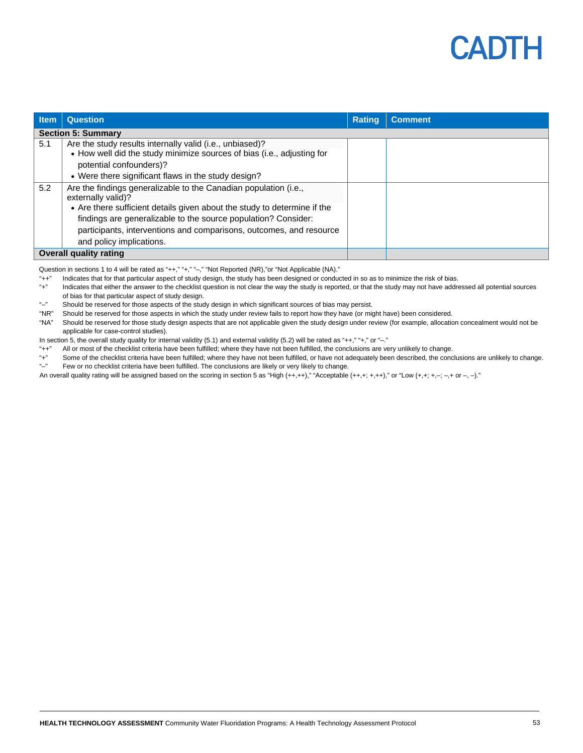| Item | Question | Rating | Comment |
|---|---|---|---|
| **Section 5: Summary** | | | |
| 5.1 | Are the study results internally valid (i.e., unbiased)?<br>• How well did the study minimize sources of bias (i.e., adjusting for potential confounders)?<br>• Were there significant flaws in the study design? | | |
| 5.2 | Are the findings generalizable to the Canadian population (i.e., externally valid)?<br>• Are there sufficient details given about the study to determine if the findings are generalizable to the source population? Consider: participants, interventions and comparisons, outcomes, and resource and policy implications. | | |
| **Overall quality rating** | | | |

Question in sections 1 to 4 will be rated as "++," "+," "–," "Not Reported (NR),"or "Not Applicable (NA)."

"++" Indicates that for that particular aspect of study design, the study has been designed or conducted in so as to minimize the risk of bias.

"+" Indicates that either the answer to the checklist question is not clear the way the study is reported, or that the study may not have addressed all potential sources of bias for that particular aspect of study design.

"–" Should be reserved for those aspects of the study design in which significant sources of bias may persist.

"NR" Should be reserved for those aspects in which the study under review fails to report how they have (or might have) been considered.

"NA" Should be reserved for those study design aspects that are not applicable given the study design under review (for example, allocation concealment would not be applicable for case-control studies).

In section 5, the overall study quality for internal validity (5.1) and external validity (5.2) will be rated as "++," "+," or "–."

"++" All or most of the checklist criteria have been fulfilled; where they have not been fulfilled, the conclusions are very unlikely to change.

"+" Some of the checklist criteria have been fulfilled; where they have not been fulfilled, or have not adequately been described, the conclusions are unlikely to change.

"–" Few or no checklist criteria have been fulfilled. The conclusions are likely or very likely to change.

An overall quality rating will be assigned based on the scoring in section 5 as "High (++,++)," "Acceptable (++,+; +,++)," or "Low (+,+; +,–; –,+ or –, –)."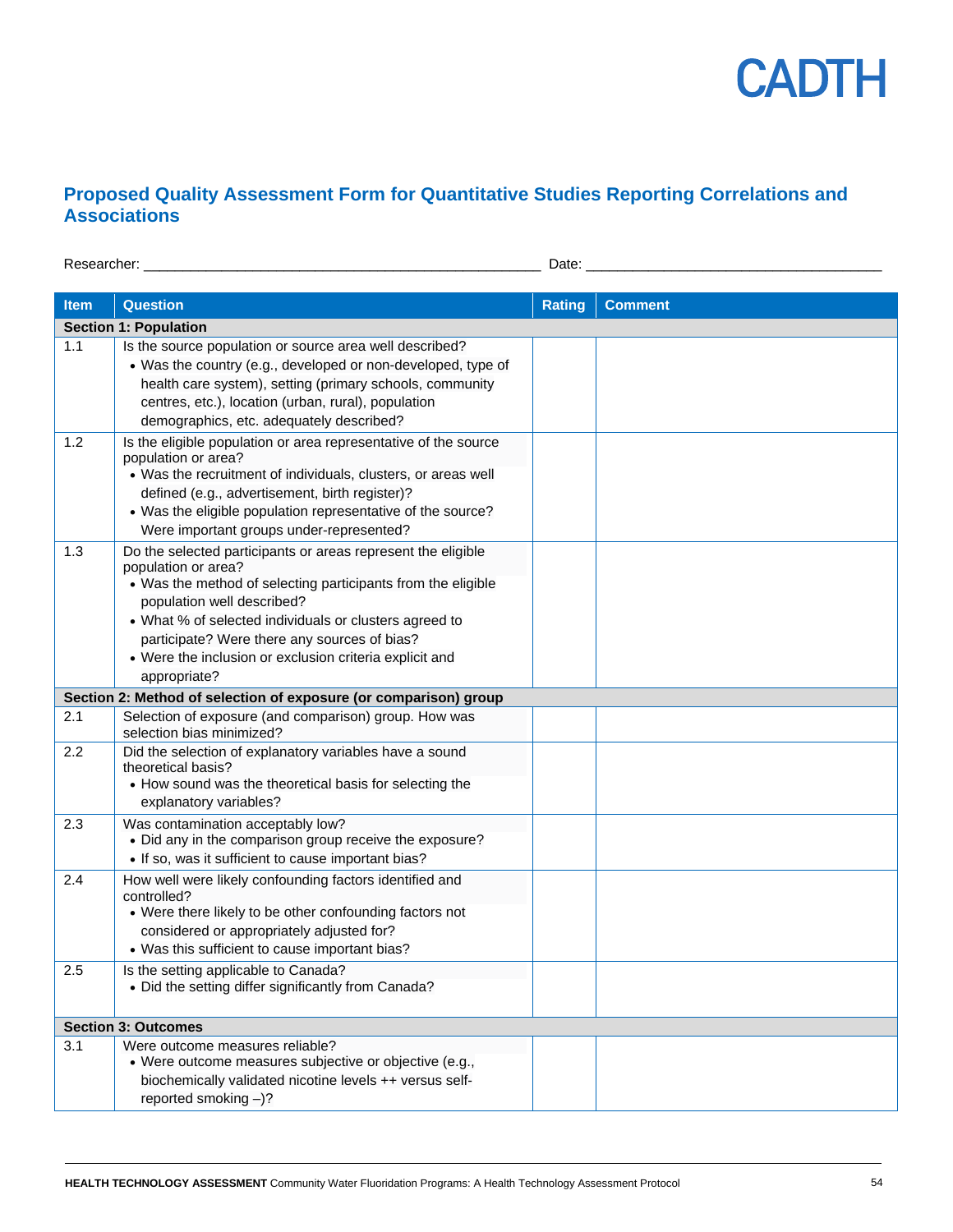## Proposed Quality Assessment Form for Quantitative Studies Reporting Correlations and Associations

Researcher: ___________________________________________________ Date: ______________________________________

| Item | Question | Rating | Comment |
|---|---|---|---|
| **Section 1: Population** | | | |
| 1.1 | Is the source population or source area well described?<br>• Was the country (e.g., developed or non-developed, type of health care system), setting (primary schools, community centres, etc.), location (urban, rural), population demographics, etc. adequately described? | | |
| 1.2 | Is the eligible population or area representative of the source population or area?<br>• Was the recruitment of individuals, clusters, or areas well defined (e.g., advertisement, birth register)?<br>• Was the eligible population representative of the source? Were important groups under-represented? | | |
| 1.3 | Do the selected participants or areas represent the eligible population or area?<br>• Was the method of selecting participants from the eligible population well described?<br>• What % of selected individuals or clusters agreed to participate? Were there any sources of bias?<br>• Were the inclusion or exclusion criteria explicit and appropriate? | | |
| **Section 2: Method of selection of exposure (or comparison) group** | | | |
| 2.1 | Selection of exposure (and comparison) group. How was selection bias minimized? | | |
| 2.2 | Did the selection of explanatory variables have a sound theoretical basis?<br>• How sound was the theoretical basis for selecting the explanatory variables? | | |
| 2.3 | Was contamination acceptably low?<br>• Did any in the comparison group receive the exposure?<br>• If so, was it sufficient to cause important bias? | | |
| 2.4 | How well were likely confounding factors identified and controlled?<br>• Were there likely to be other confounding factors not considered or appropriately adjusted for?<br>• Was this sufficient to cause important bias? | | |
| 2.5 | Is the setting applicable to Canada?<br>• Did the setting differ significantly from Canada? | | |
| **Section 3: Outcomes** | | | |
| 3.1 | Were outcome measures reliable?<br>• Were outcome measures subjective or objective (e.g., biochemically validated nicotine levels ++ versus self-reported smoking –)? | | |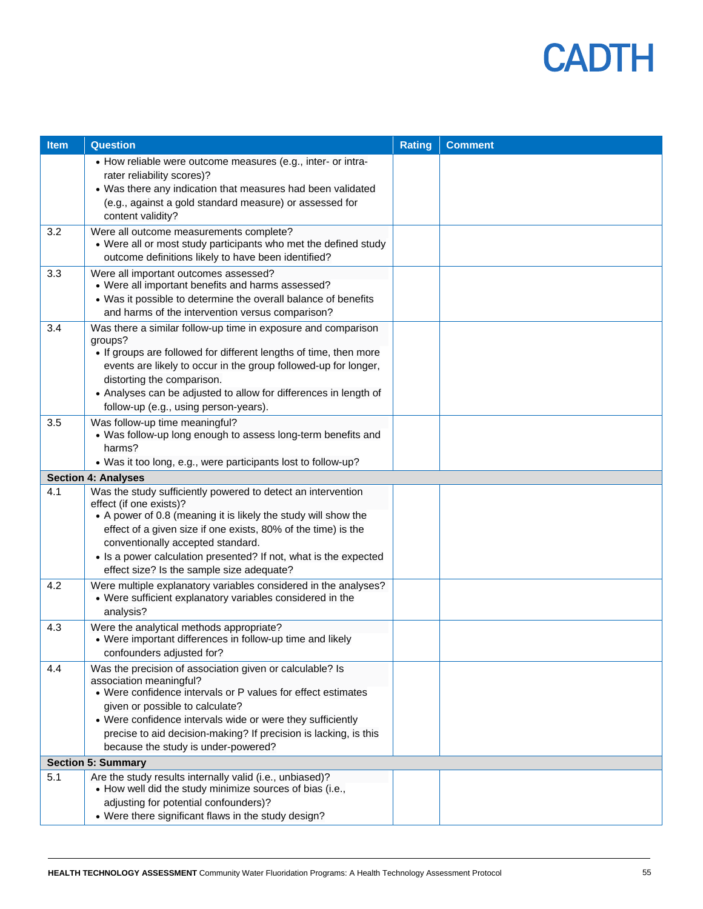| Item | Question | Rating | Comment |
|---|---|---|---|
| | • How reliable were outcome measures (e.g., inter- or intra-rater reliability scores)?<br>• Was there any indication that measures had been validated (e.g., against a gold standard measure) or assessed for content validity? | | |
| 3.2 | Were all outcome measurements complete?<br>• Were all or most study participants who met the defined study outcome definitions likely to have been identified? | | |
| 3.3 | Were all important outcomes assessed?<br>• Were all important benefits and harms assessed?<br>• Was it possible to determine the overall balance of benefits and harms of the intervention versus comparison? | | |
| 3.4 | Was there a similar follow-up time in exposure and comparison groups?<br>• If groups are followed for different lengths of time, then more events are likely to occur in the group followed-up for longer, distorting the comparison.<br>• Analyses can be adjusted to allow for differences in length of follow-up (e.g., using person-years). | | |
| 3.5 | Was follow-up time meaningful?<br>• Was follow-up long enough to assess long-term benefits and harms?<br>• Was it too long, e.g., were participants lost to follow-up? | | |
| **Section 4: Analyses** | | | |
| 4.1 | Was the study sufficiently powered to detect an intervention effect (if one exists)?<br>• A power of 0.8 (meaning it is likely the study will show the effect of a given size if one exists, 80% of the time) is the conventionally accepted standard.<br>• Is a power calculation presented? If not, what is the expected effect size? Is the sample size adequate? | | |
| 4.2 | Were multiple explanatory variables considered in the analyses?<br>• Were sufficient explanatory variables considered in the analysis? | | |
| 4.3 | Were the analytical methods appropriate?<br>• Were important differences in follow-up time and likely confounders adjusted for? | | |
| 4.4 | Was the precision of association given or calculable? Is association meaningful?<br>• Were confidence intervals or P values for effect estimates given or possible to calculate?<br>• Were confidence intervals wide or were they sufficiently precise to aid decision-making? If precision is lacking, is this because the study is under-powered? | | |
| **Section 5: Summary** | | | |
| 5.1 | Are the study results internally valid (i.e., unbiased)?<br>• How well did the study minimize sources of bias (i.e., adjusting for potential confounders)?<br>• Were there significant flaws in the study design? | | |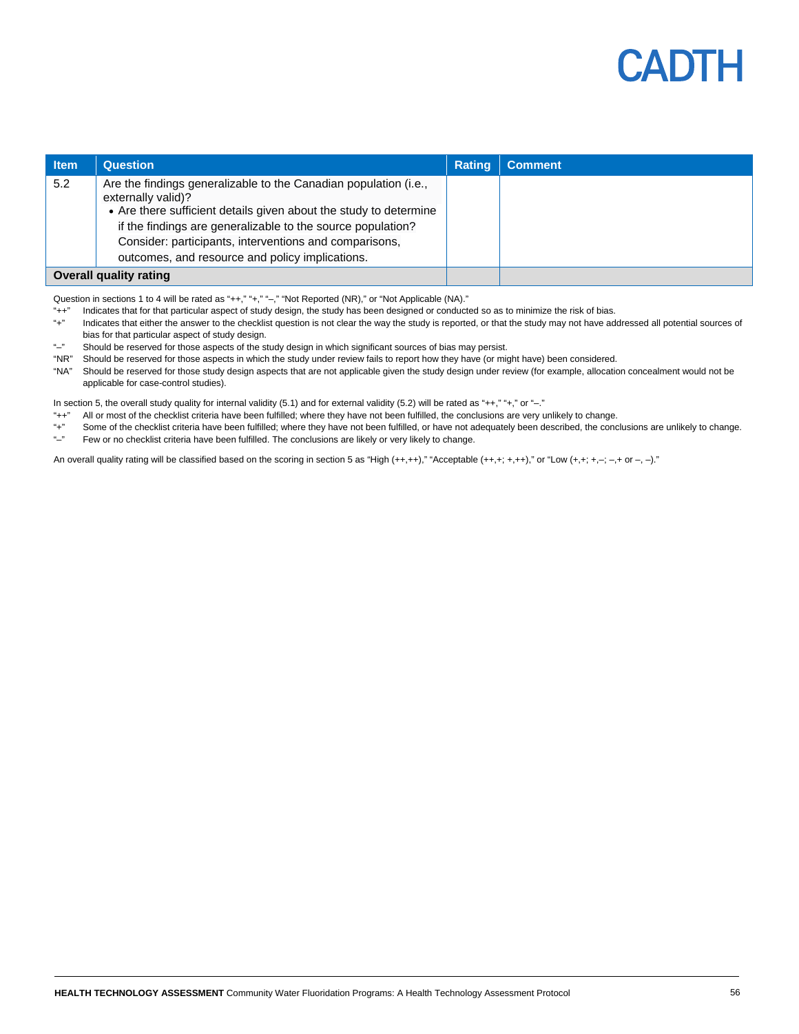| Item | Question | Rating | Comment |
| --- | --- | --- | --- |
| 5.2 | Are the findings generalizable to the Canadian population (i.e., externally valid)?<br>• Are there sufficient details given about the study to determine if the findings are generalizable to the source population? Consider: participants, interventions and comparisons, outcomes, and resource and policy implications. | | |
| **Overall quality rating** | | | |

Question in sections 1 to 4 will be rated as "++," "+," "–," "Not Reported (NR)," or "Not Applicable (NA)."

"++" Indicates that for that particular aspect of study design, the study has been designed or conducted so as to minimize the risk of bias.

"+" Indicates that either the answer to the checklist question is not clear the way the study is reported, or that the study may not have addressed all potential sources of bias for that particular aspect of study design.

"–" Should be reserved for those aspects of the study design in which significant sources of bias may persist.

"NR" Should be reserved for those aspects in which the study under review fails to report how they have (or might have) been considered.

"NA" Should be reserved for those study design aspects that are not applicable given the study design under review (for example, allocation concealment would not be applicable for case-control studies).

In section 5, the overall study quality for internal validity (5.1) and for external validity (5.2) will be rated as "++," "+," or "–."

"++" All or most of the checklist criteria have been fulfilled; where they have not been fulfilled, the conclusions are very unlikely to change.

"+" Some of the checklist criteria have been fulfilled; where they have not been fulfilled, or have not adequately been described, the conclusions are unlikely to change.

"–" Few or no checklist criteria have been fulfilled. The conclusions are likely or very likely to change.

An overall quality rating will be classified based on the scoring in section 5 as "High (++,++)," "Acceptable (++,+; +,++)," or "Low (+,+; +,–; –,+ or –, –)."